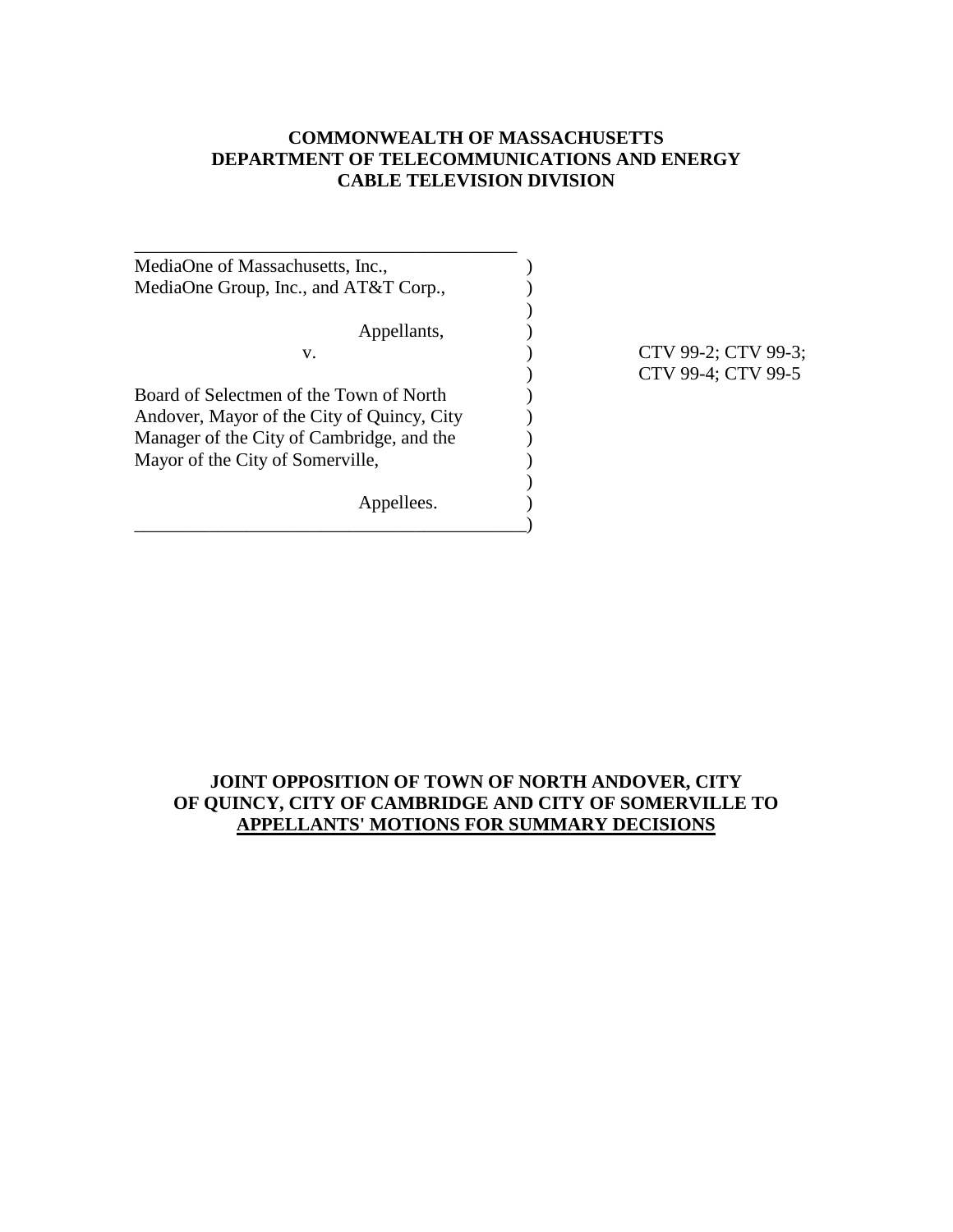**COMMONWEALTH OF MASSACHUSETTS**
**DEPARTMENT OF TELECOMMUNICATIONS AND ENERGY**
**CABLE TELEVISION DIVISION**

MediaOne of Massachusetts, Inc.,
MediaOne Group, Inc., and AT&T Corp.,

Appellants,

v.

Board of Selectmen of the Town of North Andover, Mayor of the City of Quincy, City Manager of the City of Cambridge, and the Mayor of the City of Somerville,

Appellees.

CTV 99-2; CTV 99-3;
CTV 99-4; CTV 99-5

**JOINT OPPOSITION OF TOWN OF NORTH ANDOVER, CITY OF QUINCY, CITY OF CAMBRIDGE AND CITY OF SOMERVILLE TO APPELLANTS' MOTIONS FOR SUMMARY DECISIONS**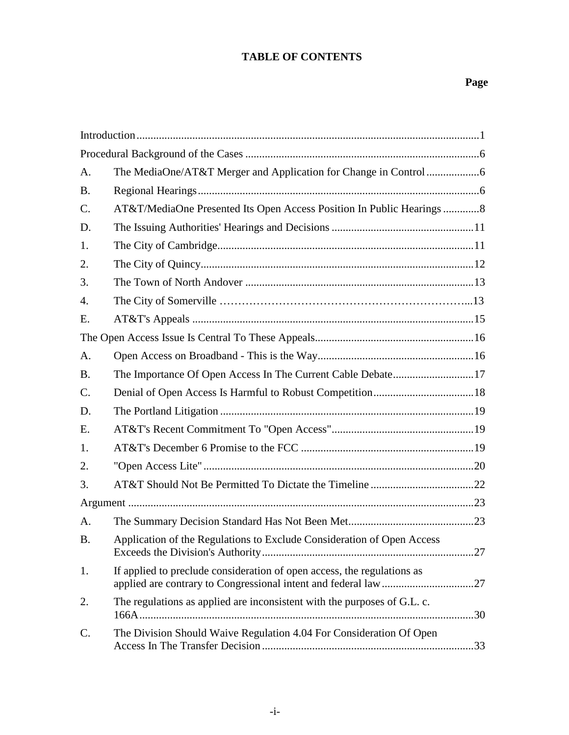# TABLE OF CONTENTS

| | | Page |
|---|---|---|
| Introduction | | 1 |
| Procedural Background of the Cases | | 6 |
| A. | The MediaOne/AT&T Merger and Application for Change in Control | 6 |
| B. | Regional Hearings | 6 |
| C. | AT&T/MediaOne Presented Its Open Access Position In Public Hearings | 8 |
| D. | The Issuing Authorities' Hearings and Decisions | 11 |
| 1. | The City of Cambridge | 11 |
| 2. | The City of Quincy | 12 |
| 3. | The Town of North Andover | 13 |
| 4. | The City of Somerville | 13 |
| E. | AT&T's Appeals | 15 |
| The Open Access Issue Is Central To These Appeals | | 16 |
| A. | Open Access on Broadband - This is the Way | 16 |
| B. | The Importance Of Open Access In The Current Cable Debate | 17 |
| C. | Denial of Open Access Is Harmful to Robust Competition | 18 |
| D. | The Portland Litigation | 19 |
| E. | AT&T's Recent Commitment To "Open Access" | 19 |
| 1. | AT&T's December 6 Promise to the FCC | 19 |
| 2. | "Open Access Lite" | 20 |
| 3. | AT&T Should Not Be Permitted To Dictate the Timeline | 22 |
| Argument | | 23 |
| A. | The Summary Decision Standard Has Not Been Met | 23 |
| B. | Application of the Regulations to Exclude Consideration of Open Access Exceeds the Division's Authority | 27 |
| 1. | If applied to preclude consideration of open access, the regulations as applied are contrary to Congressional intent and federal law | 27 |
| 2. | The regulations as applied are inconsistent with the purposes of G.L. c. 166A | 30 |
| C. | The Division Should Waive Regulation 4.04 For Consideration Of Open Access In The Transfer Decision | 33 |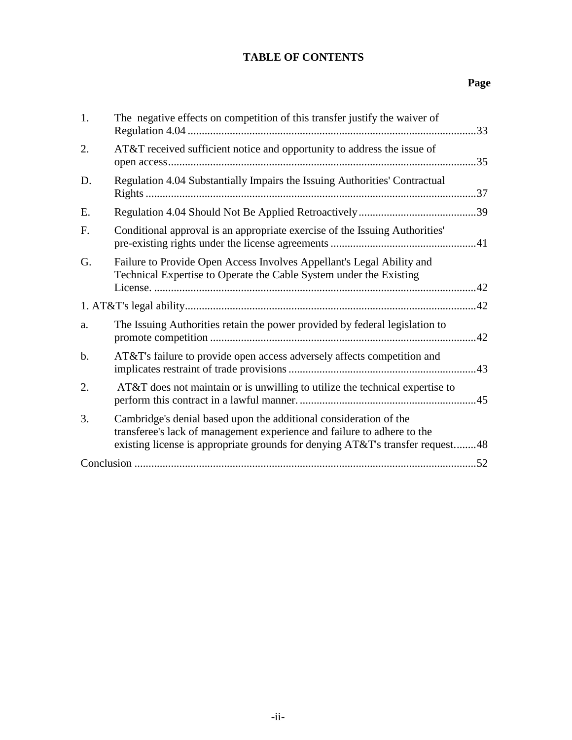**TABLE OF CONTENTS**

**Page**

| | | |
|---|---|---|
| 1. | The negative effects on competition of this transfer justify the waiver of Regulation 4.04 | 33 |
| 2. | AT&T received sufficient notice and opportunity to address the issue of open access | 35 |
| D. | Regulation 4.04 Substantially Impairs the Issuing Authorities' Contractual Rights | 37 |
| E. | Regulation 4.04 Should Not Be Applied Retroactively | 39 |
| F. | Conditional approval is an appropriate exercise of the Issuing Authorities' pre-existing rights under the license agreements | 41 |
| G. | Failure to Provide Open Access Involves Appellant's Legal Ability and Technical Expertise to Operate the Cable System under the Existing License. | 42 |
| 1. AT&T's legal ability | | 42 |
| a. | The Issuing Authorities retain the power provided by federal legislation to promote competition | 42 |
| b. | AT&T's failure to provide open access adversely affects competition and implicates restraint of trade provisions | 43 |
| 2. | AT&T does not maintain or is unwilling to utilize the technical expertise to perform this contract in a lawful manner. | 45 |
| 3. | Cambridge's denial based upon the additional consideration of the transferee's lack of management experience and failure to adhere to the existing license is appropriate grounds for denying AT&T's transfer request | 48 |
| Conclusion | | 52 |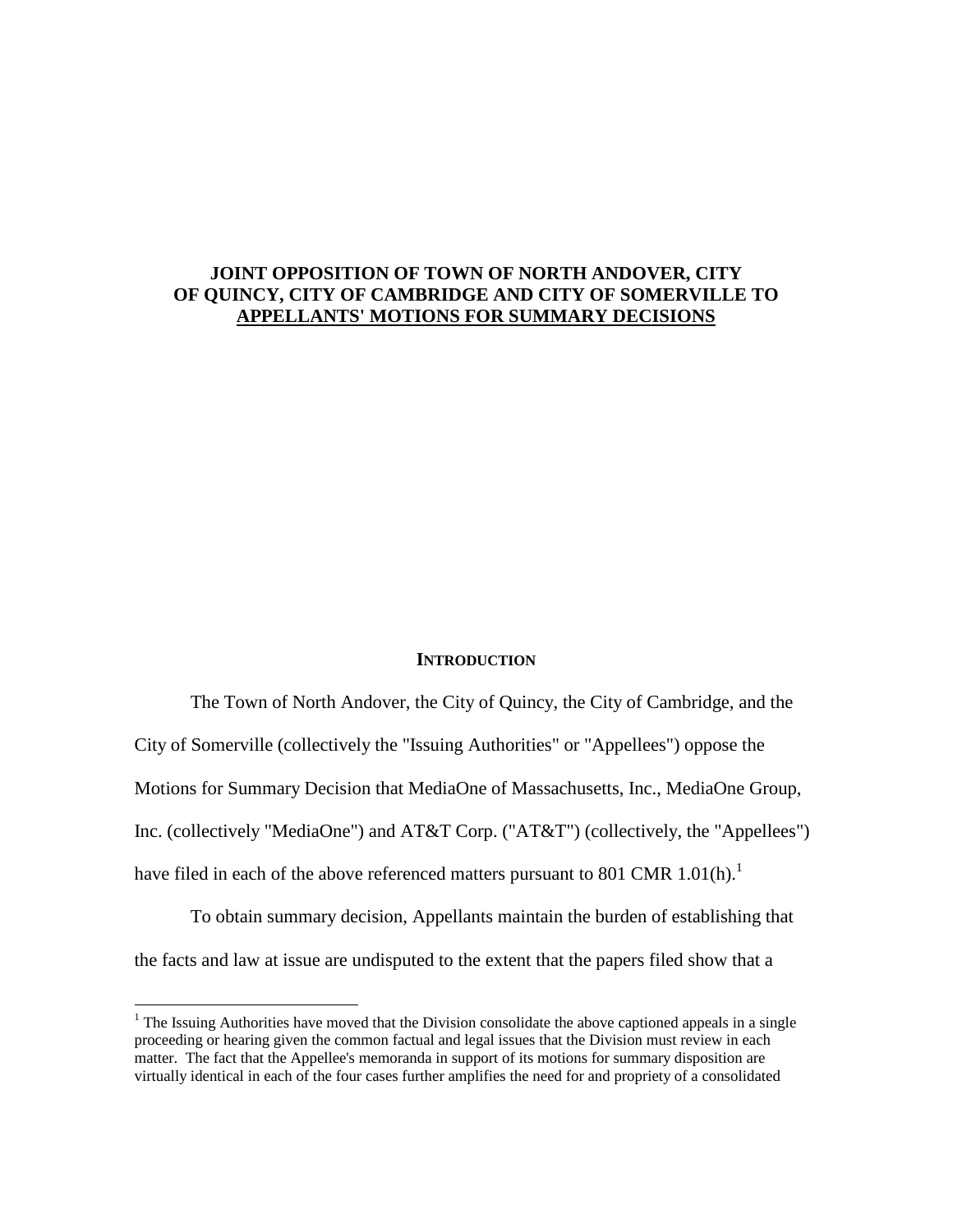**JOINT OPPOSITION OF TOWN OF NORTH ANDOVER, CITY OF QUINCY, CITY OF CAMBRIDGE AND CITY OF SOMERVILLE TO APPELLANTS' MOTIONS FOR SUMMARY DECISIONS**

## INTRODUCTION

The Town of North Andover, the City of Quincy, the City of Cambridge, and the City of Somerville (collectively the "Issuing Authorities" or "Appellees") oppose the Motions for Summary Decision that MediaOne of Massachusetts, Inc., MediaOne Group, Inc. (collectively "MediaOne") and AT&T Corp. ("AT&T") (collectively, the "Appellees") have filed in each of the above referenced matters pursuant to 801 CMR 1.01(h).[1]

To obtain summary decision, Appellants maintain the burden of establishing that the facts and law at issue are undisputed to the extent that the papers filed show that a

[1] The Issuing Authorities have moved that the Division consolidate the above captioned appeals in a single proceeding or hearing given the common factual and legal issues that the Division must review in each matter. The fact that the Appellee's memoranda in support of its motions for summary disposition are virtually identical in each of the four cases further amplifies the need for and propriety of a consolidated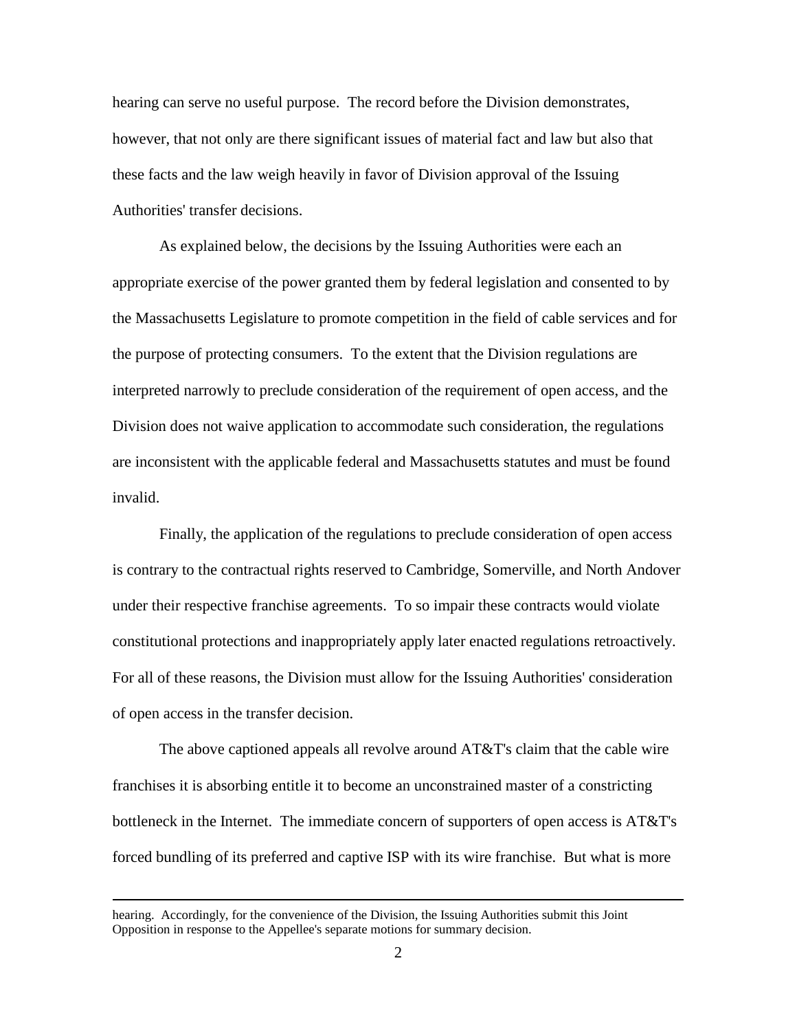hearing can serve no useful purpose. The record before the Division demonstrates, however, that not only are there significant issues of material fact and law but also that these facts and the law weigh heavily in favor of Division approval of the Issuing Authorities' transfer decisions.

As explained below, the decisions by the Issuing Authorities were each an appropriate exercise of the power granted them by federal legislation and consented to by the Massachusetts Legislature to promote competition in the field of cable services and for the purpose of protecting consumers. To the extent that the Division regulations are interpreted narrowly to preclude consideration of the requirement of open access, and the Division does not waive application to accommodate such consideration, the regulations are inconsistent with the applicable federal and Massachusetts statutes and must be found invalid.

Finally, the application of the regulations to preclude consideration of open access is contrary to the contractual rights reserved to Cambridge, Somerville, and North Andover under their respective franchise agreements. To so impair these contracts would violate constitutional protections and inappropriately apply later enacted regulations retroactively. For all of these reasons, the Division must allow for the Issuing Authorities' consideration of open access in the transfer decision.

The above captioned appeals all revolve around AT&T's claim that the cable wire franchises it is absorbing entitle it to become an unconstrained master of a constricting bottleneck in the Internet. The immediate concern of supporters of open access is AT&T's forced bundling of its preferred and captive ISP with its wire franchise. But what is more

---

hearing. Accordingly, for the convenience of the Division, the Issuing Authorities submit this Joint Opposition in response to the Appellee's separate motions for summary decision.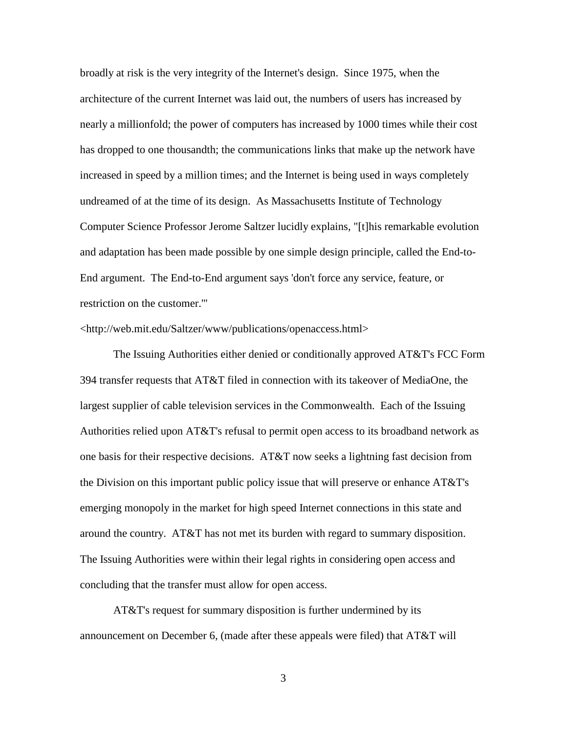broadly at risk is the very integrity of the Internet's design. Since 1975, when the architecture of the current Internet was laid out, the numbers of users has increased by nearly a millionfold; the power of computers has increased by 1000 times while their cost has dropped to one thousandth; the communications links that make up the network have increased in speed by a million times; and the Internet is being used in ways completely undreamed of at the time of its design. As Massachusetts Institute of Technology Computer Science Professor Jerome Saltzer lucidly explains, "[t]his remarkable evolution and adaptation has been made possible by one simple design principle, called the End-to-End argument. The End-to-End argument says 'don't force any service, feature, or restriction on the customer.'" <http://web.mit.edu/Saltzer/www/publications/openaccess.html>

The Issuing Authorities either denied or conditionally approved AT&T's FCC Form 394 transfer requests that AT&T filed in connection with its takeover of MediaOne, the largest supplier of cable television services in the Commonwealth. Each of the Issuing Authorities relied upon AT&T's refusal to permit open access to its broadband network as one basis for their respective decisions. AT&T now seeks a lightning fast decision from the Division on this important public policy issue that will preserve or enhance AT&T's emerging monopoly in the market for high speed Internet connections in this state and around the country. AT&T has not met its burden with regard to summary disposition. The Issuing Authorities were within their legal rights in considering open access and concluding that the transfer must allow for open access.

AT&T's request for summary disposition is further undermined by its announcement on December 6, (made after these appeals were filed) that AT&T will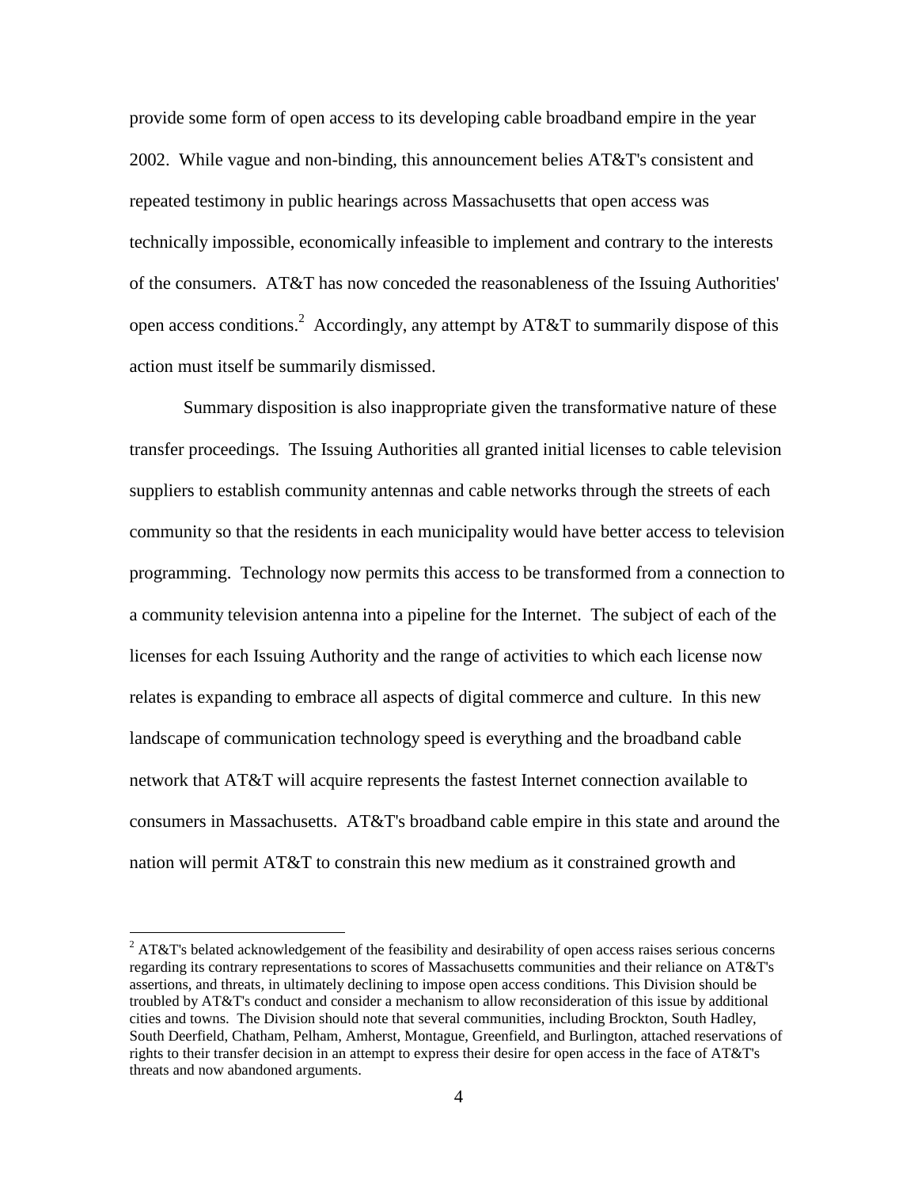provide some form of open access to its developing cable broadband empire in the year 2002. While vague and non-binding, this announcement belies AT&T's consistent and repeated testimony in public hearings across Massachusetts that open access was technically impossible, economically infeasible to implement and contrary to the interests of the consumers. AT&T has now conceded the reasonableness of the Issuing Authorities' open access conditions.[2] Accordingly, any attempt by AT&T to summarily dispose of this action must itself be summarily dismissed.

Summary disposition is also inappropriate given the transformative nature of these transfer proceedings. The Issuing Authorities all granted initial licenses to cable television suppliers to establish community antennas and cable networks through the streets of each community so that the residents in each municipality would have better access to television programming. Technology now permits this access to be transformed from a connection to a community television antenna into a pipeline for the Internet. The subject of each of the licenses for each Issuing Authority and the range of activities to which each license now relates is expanding to embrace all aspects of digital commerce and culture. In this new landscape of communication technology speed is everything and the broadband cable network that AT&T will acquire represents the fastest Internet connection available to consumers in Massachusetts. AT&T's broadband cable empire in this state and around the nation will permit AT&T to constrain this new medium as it constrained growth and

---

[2] AT&T's belated acknowledgement of the feasibility and desirability of open access raises serious concerns regarding its contrary representations to scores of Massachusetts communities and their reliance on AT&T's assertions, and threats, in ultimately declining to impose open access conditions. This Division should be troubled by AT&T's conduct and consider a mechanism to allow reconsideration of this issue by additional cities and towns. The Division should note that several communities, including Brockton, South Hadley, South Deerfield, Chatham, Pelham, Amherst, Montague, Greenfield, and Burlington, attached reservations of rights to their transfer decision in an attempt to express their desire for open access in the face of AT&T's threats and now abandoned arguments.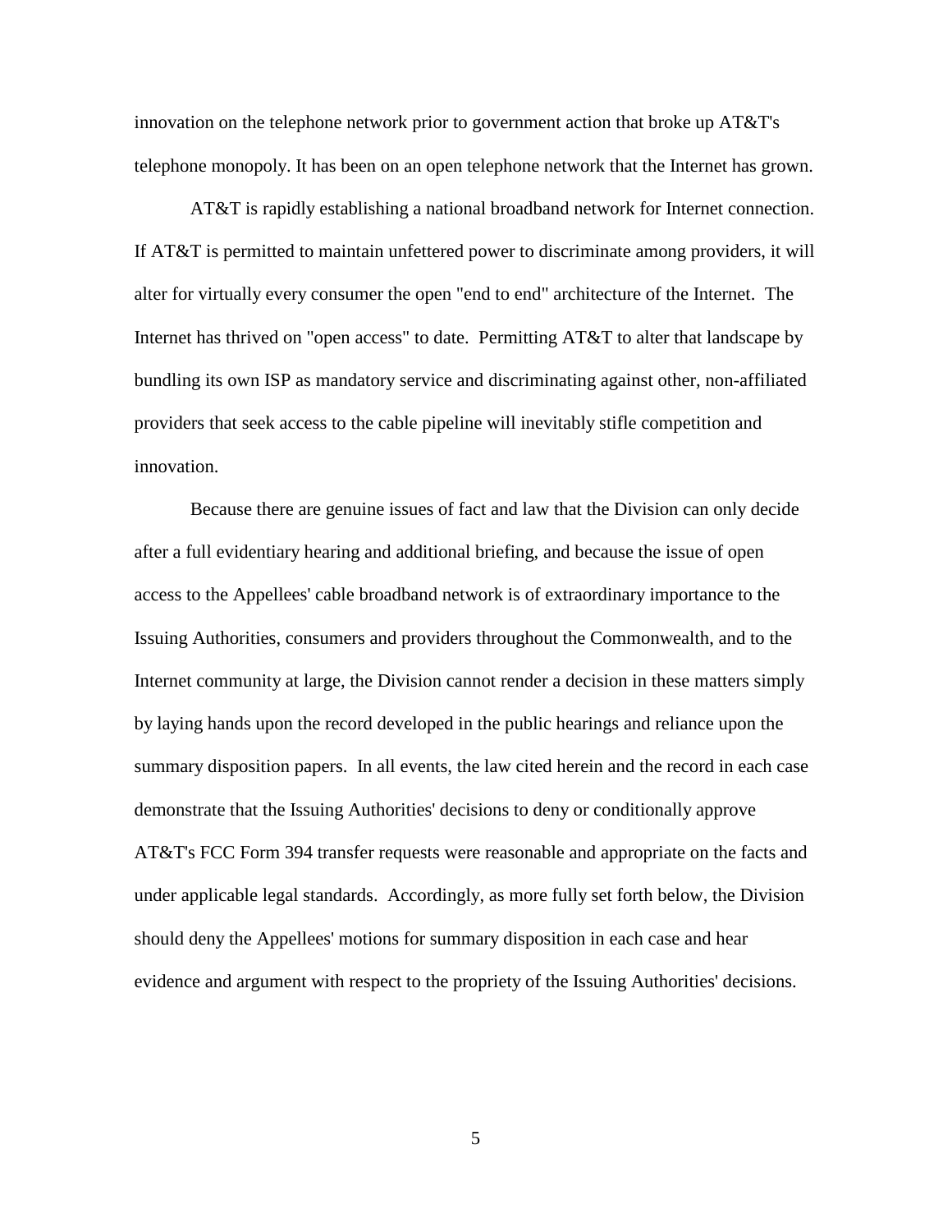innovation on the telephone network prior to government action that broke up AT&T's telephone monopoly. It has been on an open telephone network that the Internet has grown.

AT&T is rapidly establishing a national broadband network for Internet connection. If AT&T is permitted to maintain unfettered power to discriminate among providers, it will alter for virtually every consumer the open "end to end" architecture of the Internet. The Internet has thrived on "open access" to date. Permitting AT&T to alter that landscape by bundling its own ISP as mandatory service and discriminating against other, non-affiliated providers that seek access to the cable pipeline will inevitably stifle competition and innovation.

Because there are genuine issues of fact and law that the Division can only decide after a full evidentiary hearing and additional briefing, and because the issue of open access to the Appellees' cable broadband network is of extraordinary importance to the Issuing Authorities, consumers and providers throughout the Commonwealth, and to the Internet community at large, the Division cannot render a decision in these matters simply by laying hands upon the record developed in the public hearings and reliance upon the summary disposition papers. In all events, the law cited herein and the record in each case demonstrate that the Issuing Authorities' decisions to deny or conditionally approve AT&T's FCC Form 394 transfer requests were reasonable and appropriate on the facts and under applicable legal standards. Accordingly, as more fully set forth below, the Division should deny the Appellees' motions for summary disposition in each case and hear evidence and argument with respect to the propriety of the Issuing Authorities' decisions.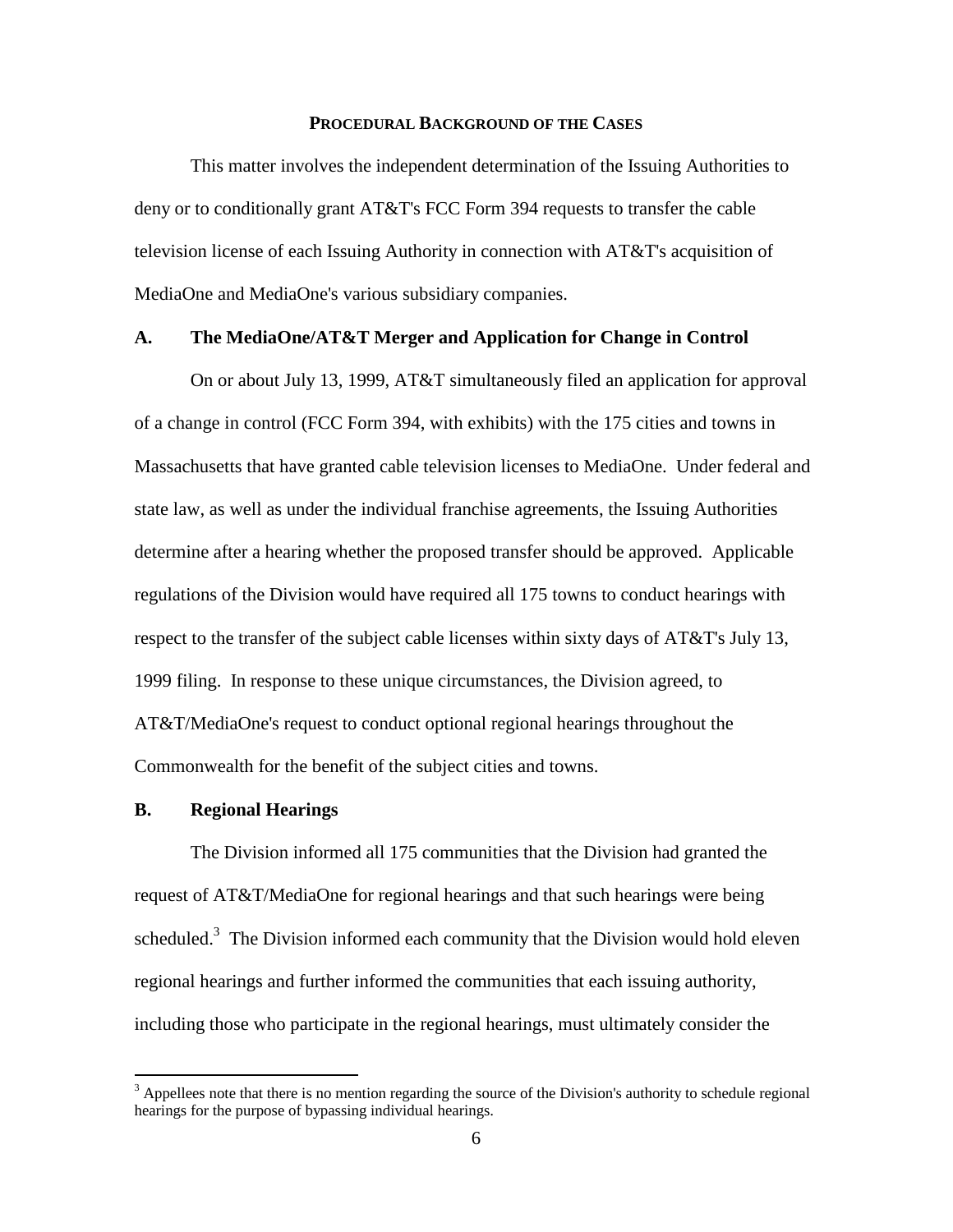**PROCEDURAL BACKGROUND OF THE CASES**

This matter involves the independent determination of the Issuing Authorities to deny or to conditionally grant AT&T's FCC Form 394 requests to transfer the cable television license of each Issuing Authority in connection with AT&T's acquisition of MediaOne and MediaOne's various subsidiary companies.

## A. The MediaOne/AT&T Merger and Application for Change in Control

On or about July 13, 1999, AT&T simultaneously filed an application for approval of a change in control (FCC Form 394, with exhibits) with the 175 cities and towns in Massachusetts that have granted cable television licenses to MediaOne. Under federal and state law, as well as under the individual franchise agreements, the Issuing Authorities determine after a hearing whether the proposed transfer should be approved. Applicable regulations of the Division would have required all 175 towns to conduct hearings with respect to the transfer of the subject cable licenses within sixty days of AT&T's July 13, 1999 filing. In response to these unique circumstances, the Division agreed, to AT&T/MediaOne's request to conduct optional regional hearings throughout the Commonwealth for the benefit of the subject cities and towns.

## B. Regional Hearings

The Division informed all 175 communities that the Division had granted the request of AT&T/MediaOne for regional hearings and that such hearings were being scheduled.[3] The Division informed each community that the Division would hold eleven regional hearings and further informed the communities that each issuing authority, including those who participate in the regional hearings, must ultimately consider the

[3] Appellees note that there is no mention regarding the source of the Division's authority to schedule regional hearings for the purpose of bypassing individual hearings.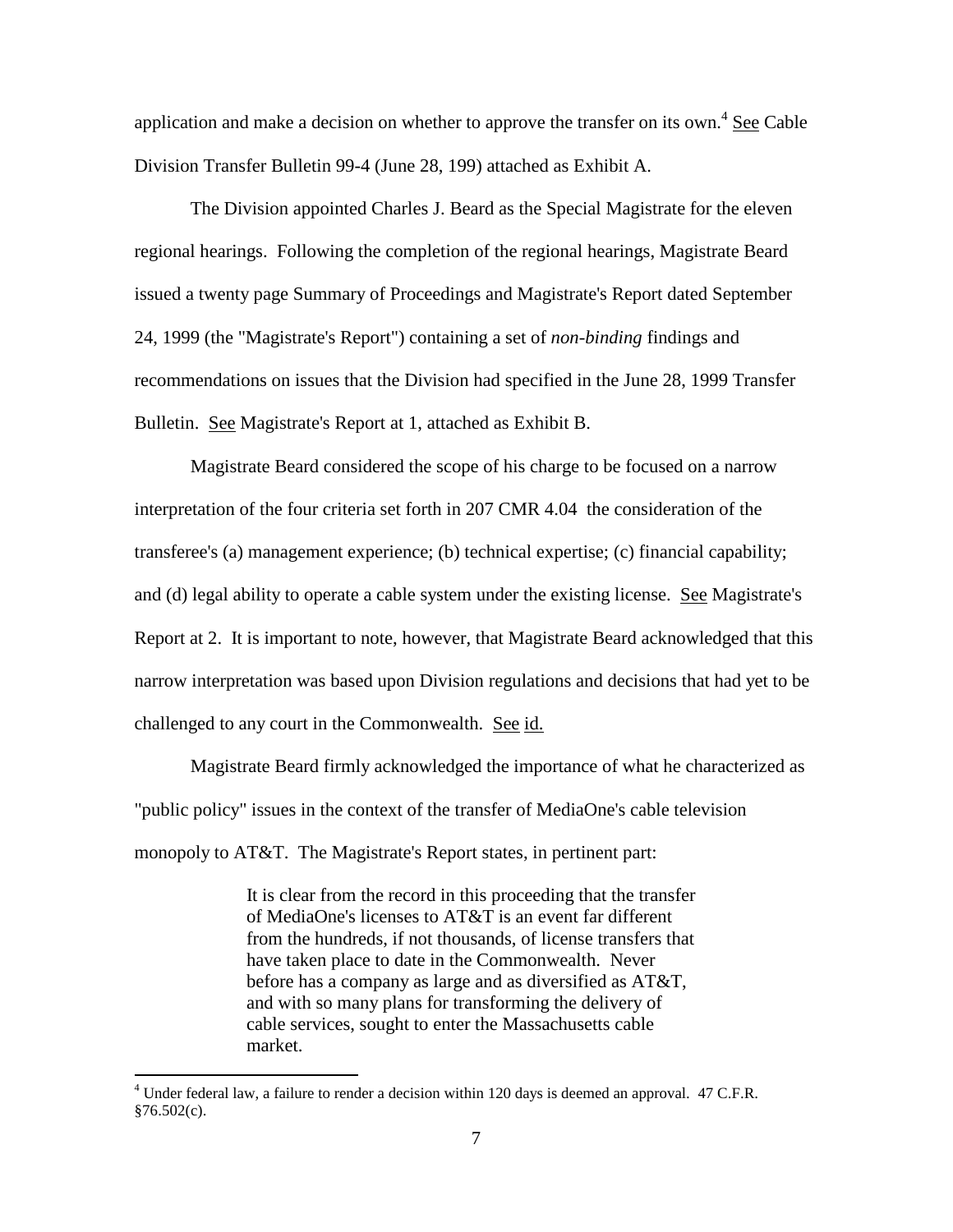application and make a decision on whether to approve the transfer on its own.[4] See Cable Division Transfer Bulletin 99-4 (June 28, 199) attached as Exhibit A.

The Division appointed Charles J. Beard as the Special Magistrate for the eleven regional hearings. Following the completion of the regional hearings, Magistrate Beard issued a twenty page Summary of Proceedings and Magistrate's Report dated September 24, 1999 (the "Magistrate's Report") containing a set of *non-binding* findings and recommendations on issues that the Division had specified in the June 28, 1999 Transfer Bulletin. See Magistrate's Report at 1, attached as Exhibit B.

Magistrate Beard considered the scope of his charge to be focused on a narrow interpretation of the four criteria set forth in 207 CMR 4.04 the consideration of the transferee's (a) management experience; (b) technical expertise; (c) financial capability; and (d) legal ability to operate a cable system under the existing license. See Magistrate's Report at 2. It is important to note, however, that Magistrate Beard acknowledged that this narrow interpretation was based upon Division regulations and decisions that had yet to be challenged to any court in the Commonwealth. See id.

Magistrate Beard firmly acknowledged the importance of what he characterized as "public policy" issues in the context of the transfer of MediaOne's cable television monopoly to AT&T. The Magistrate's Report states, in pertinent part:

> It is clear from the record in this proceeding that the transfer of MediaOne's licenses to AT&T is an event far different from the hundreds, if not thousands, of license transfers that have taken place to date in the Commonwealth. Never before has a company as large and as diversified as AT&T, and with so many plans for transforming the delivery of cable services, sought to enter the Massachusetts cable market.

[4] Under federal law, a failure to render a decision within 120 days is deemed an approval. 47 C.F.R. §76.502(c).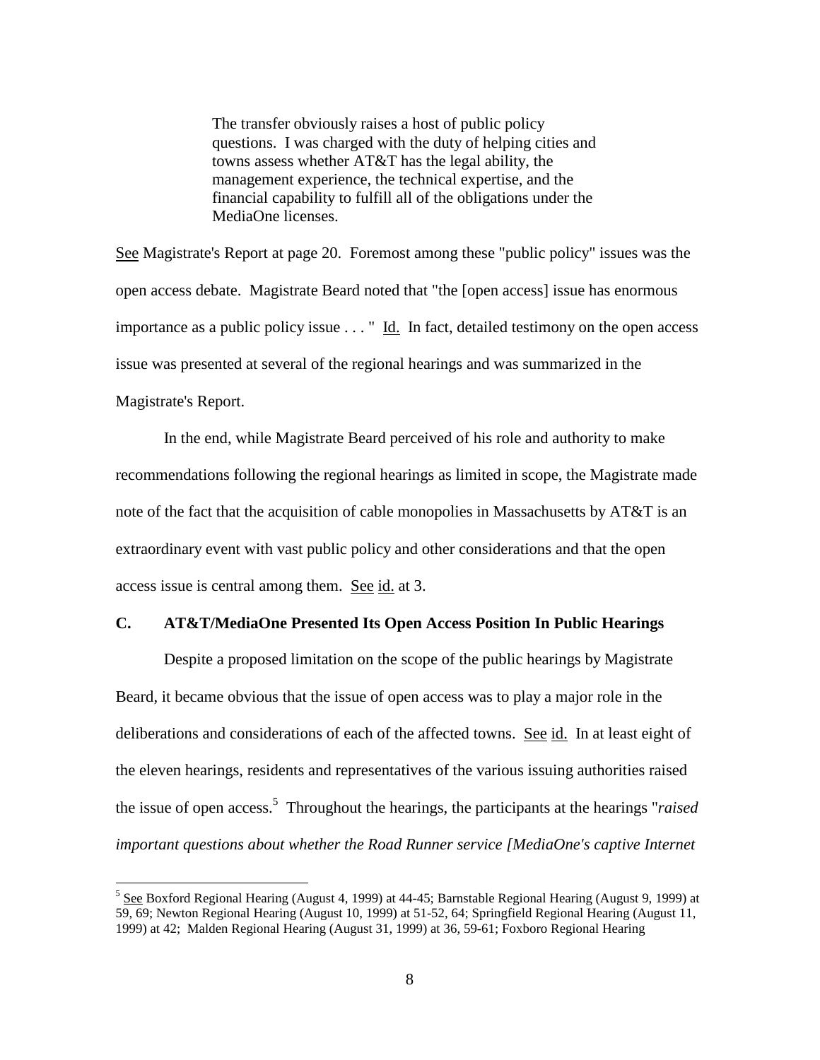> The transfer obviously raises a host of public policy questions. I was charged with the duty of helping cities and towns assess whether AT&T has the legal ability, the management experience, the technical expertise, and the financial capability to fulfill all of the obligations under the MediaOne licenses.

See Magistrate's Report at page 20. Foremost among these "public policy" issues was the open access debate. Magistrate Beard noted that "the [open access] issue has enormous importance as a public policy issue . . . " Id. In fact, detailed testimony on the open access issue was presented at several of the regional hearings and was summarized in the Magistrate's Report.

In the end, while Magistrate Beard perceived of his role and authority to make recommendations following the regional hearings as limited in scope, the Magistrate made note of the fact that the acquisition of cable monopolies in Massachusetts by AT&T is an extraordinary event with vast public policy and other considerations and that the open access issue is central among them. See id. at 3.

### C. AT&T/MediaOne Presented Its Open Access Position In Public Hearings

Despite a proposed limitation on the scope of the public hearings by Magistrate Beard, it became obvious that the issue of open access was to play a major role in the deliberations and considerations of each of the affected towns. See id. In at least eight of the eleven hearings, residents and representatives of the various issuing authorities raised the issue of open access.[5] Throughout the hearings, the participants at the hearings "*raised important questions about whether the Road Runner service [MediaOne's captive Internet*

---

[5] See Boxford Regional Hearing (August 4, 1999) at 44-45; Barnstable Regional Hearing (August 9, 1999) at 59, 69; Newton Regional Hearing (August 10, 1999) at 51-52, 64; Springfield Regional Hearing (August 11, 1999) at 42; Malden Regional Hearing (August 31, 1999) at 36, 59-61; Foxboro Regional Hearing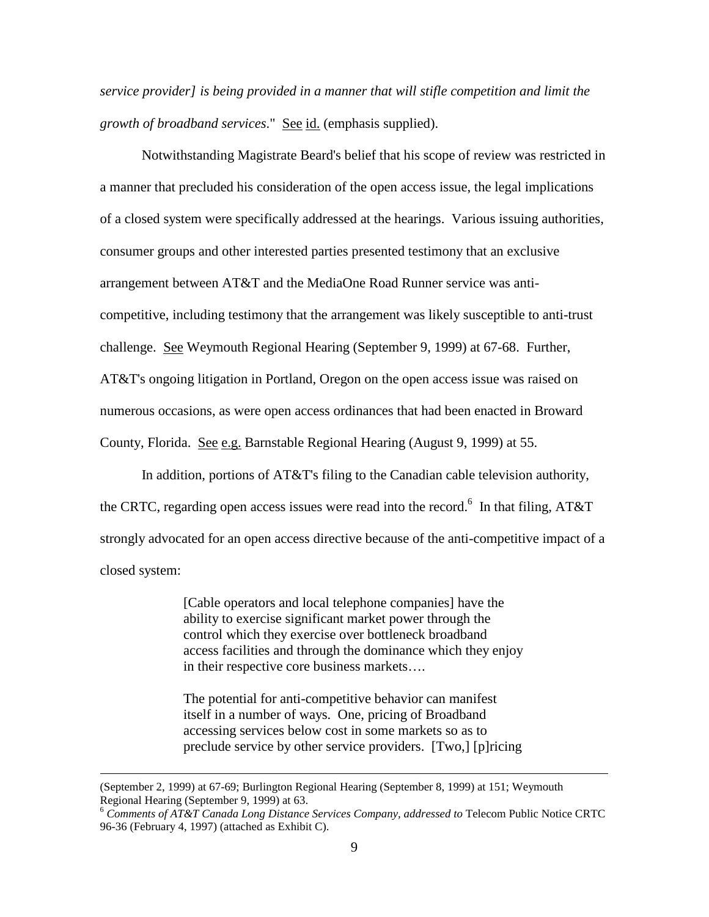*service provider] is being provided in a manner that will stifle competition and limit the growth of broadband services*." See id. (emphasis supplied).

Notwithstanding Magistrate Beard's belief that his scope of review was restricted in a manner that precluded his consideration of the open access issue, the legal implications of a closed system were specifically addressed at the hearings. Various issuing authorities, consumer groups and other interested parties presented testimony that an exclusive arrangement between AT&T and the MediaOne Road Runner service was anti-competitive, including testimony that the arrangement was likely susceptible to anti-trust challenge. See Weymouth Regional Hearing (September 9, 1999) at 67-68. Further, AT&T's ongoing litigation in Portland, Oregon on the open access issue was raised on numerous occasions, as were open access ordinances that had been enacted in Broward County, Florida. See e.g. Barnstable Regional Hearing (August 9, 1999) at 55.

In addition, portions of AT&T's filing to the Canadian cable television authority, the CRTC, regarding open access issues were read into the record.[6] In that filing, AT&T strongly advocated for an open access directive because of the anti-competitive impact of a closed system:

> [Cable operators and local telephone companies] have the ability to exercise significant market power through the control which they exercise over bottleneck broadband access facilities and through the dominance which they enjoy in their respective core business markets….
>
> The potential for anti-competitive behavior can manifest itself in a number of ways. One, pricing of Broadband accessing services below cost in some markets so as to preclude service by other service providers. [Two,] [p]ricing

---

(September 2, 1999) at 67-69; Burlington Regional Hearing (September 8, 1999) at 151; Weymouth Regional Hearing (September 9, 1999) at 63.

[6] *Comments of AT&T Canada Long Distance Services Company, addressed to* Telecom Public Notice CRTC 96-36 (February 4, 1997) (attached as Exhibit C).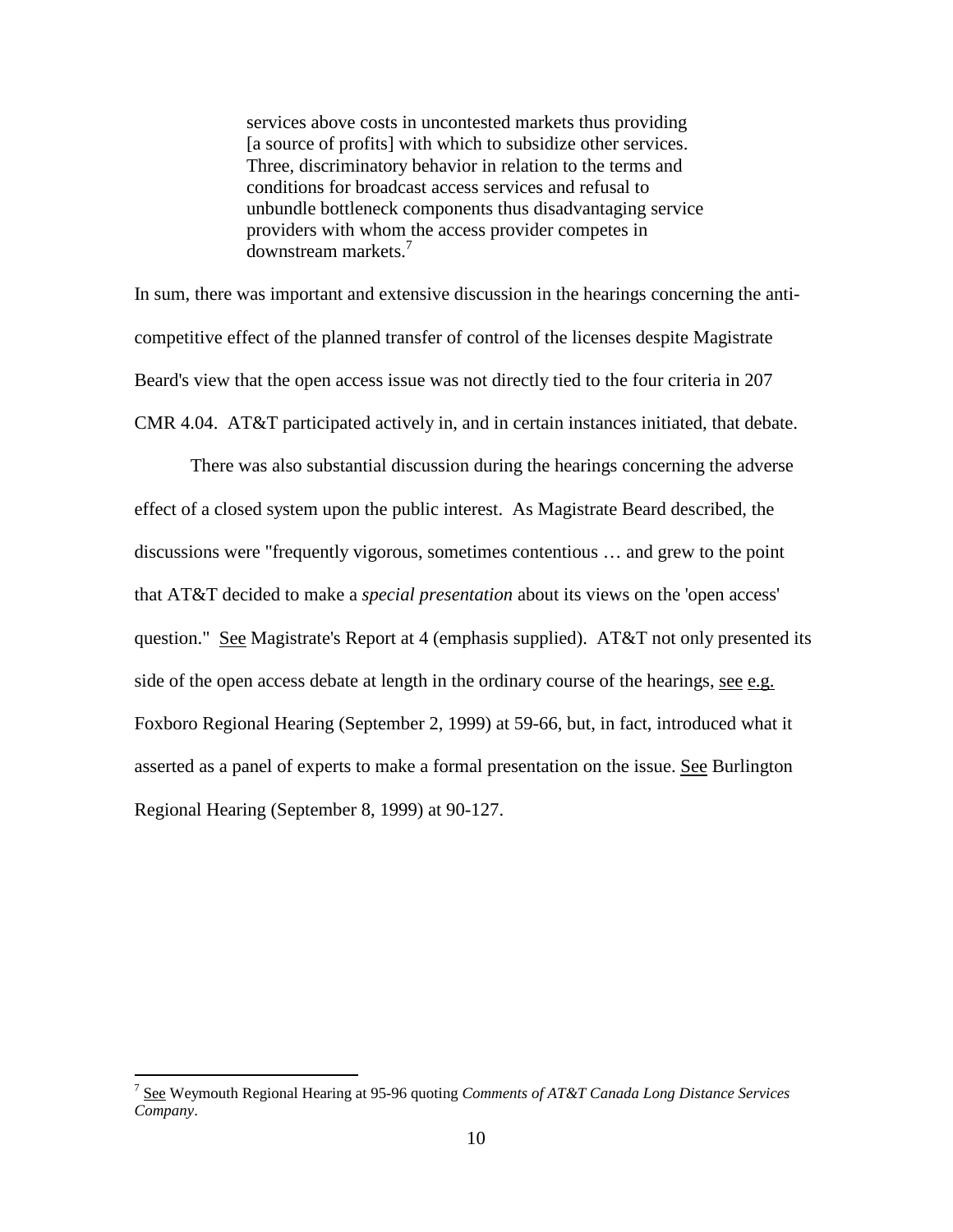> services above costs in uncontested markets thus providing [a source of profits] with which to subsidize other services. Three, discriminatory behavior in relation to the terms and conditions for broadcast access services and refusal to unbundle bottleneck components thus disadvantaging service providers with whom the access provider competes in downstream markets.[7]

In sum, there was important and extensive discussion in the hearings concerning the anti-competitive effect of the planned transfer of control of the licenses despite Magistrate Beard's view that the open access issue was not directly tied to the four criteria in 207 CMR 4.04. AT&T participated actively in, and in certain instances initiated, that debate.

There was also substantial discussion during the hearings concerning the adverse effect of a closed system upon the public interest. As Magistrate Beard described, the discussions were "frequently vigorous, sometimes contentious … and grew to the point that AT&T decided to make a *special presentation* about its views on the 'open access' question." See Magistrate's Report at 4 (emphasis supplied). AT&T not only presented its side of the open access debate at length in the ordinary course of the hearings, see e.g. Foxboro Regional Hearing (September 2, 1999) at 59-66, but, in fact, introduced what it asserted as a panel of experts to make a formal presentation on the issue. See Burlington Regional Hearing (September 8, 1999) at 90-127.

---

[7] See Weymouth Regional Hearing at 95-96 quoting *Comments of AT&T Canada Long Distance Services Company*.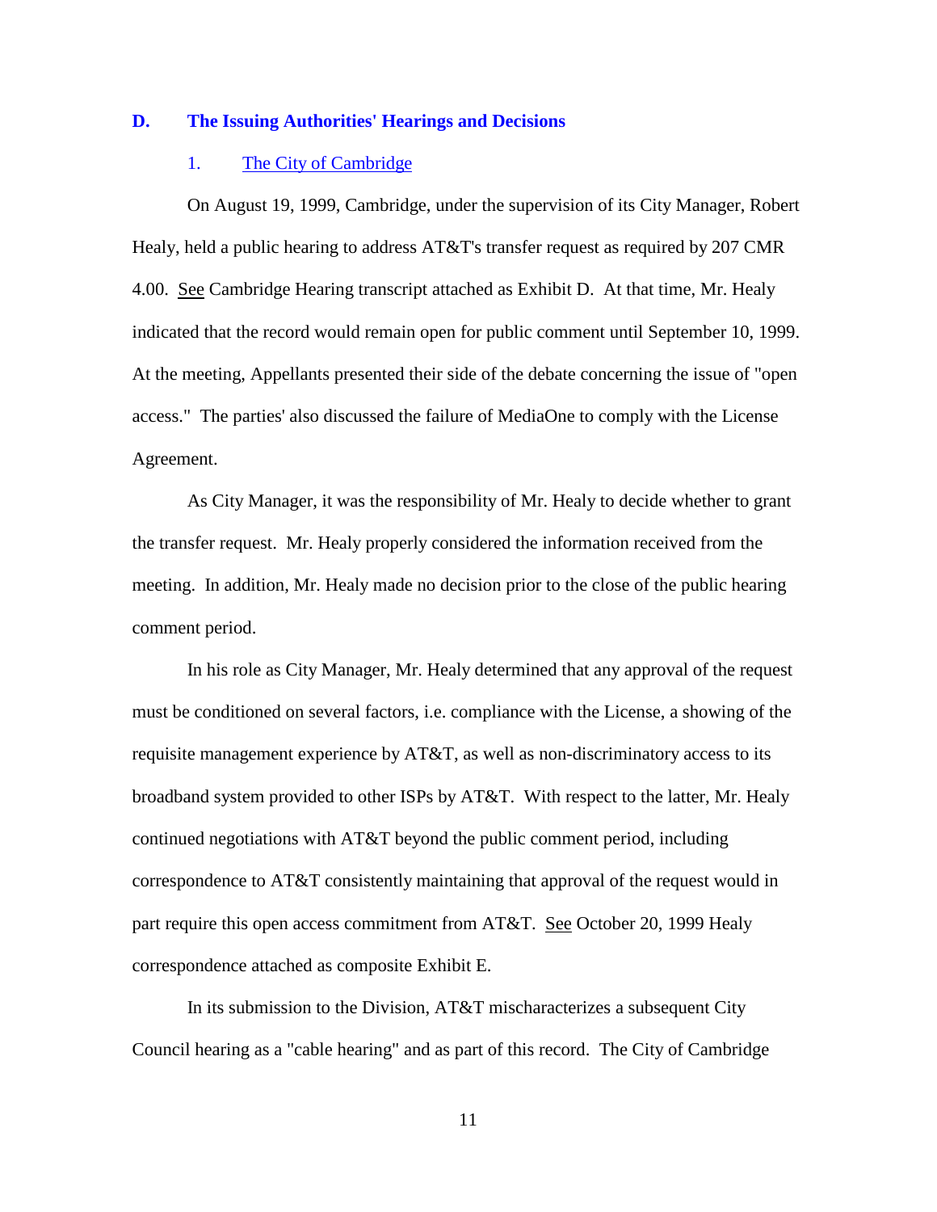## D. The Issuing Authorities' Hearings and Decisions

### 1. The City of Cambridge

On August 19, 1999, Cambridge, under the supervision of its City Manager, Robert Healy, held a public hearing to address AT&T's transfer request as required by 207 CMR 4.00. See Cambridge Hearing transcript attached as Exhibit D. At that time, Mr. Healy indicated that the record would remain open for public comment until September 10, 1999. At the meeting, Appellants presented their side of the debate concerning the issue of "open access." The parties' also discussed the failure of MediaOne to comply with the License Agreement.

As City Manager, it was the responsibility of Mr. Healy to decide whether to grant the transfer request. Mr. Healy properly considered the information received from the meeting. In addition, Mr. Healy made no decision prior to the close of the public hearing comment period.

In his role as City Manager, Mr. Healy determined that any approval of the request must be conditioned on several factors, i.e. compliance with the License, a showing of the requisite management experience by AT&T, as well as non-discriminatory access to its broadband system provided to other ISPs by AT&T. With respect to the latter, Mr. Healy continued negotiations with AT&T beyond the public comment period, including correspondence to AT&T consistently maintaining that approval of the request would in part require this open access commitment from AT&T. See October 20, 1999 Healy correspondence attached as composite Exhibit E.

In its submission to the Division, AT&T mischaracterizes a subsequent City Council hearing as a "cable hearing" and as part of this record. The City of Cambridge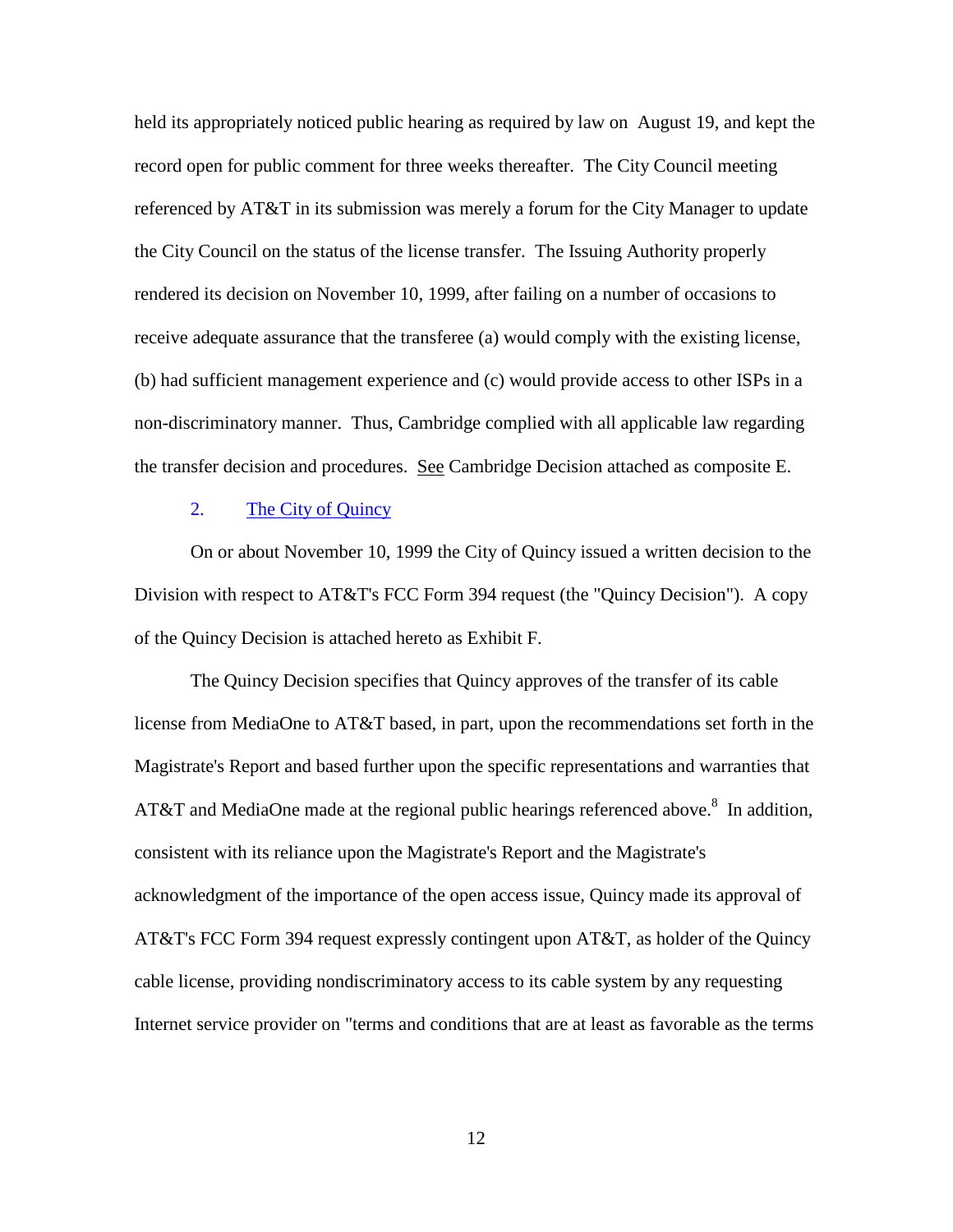held its appropriately noticed public hearing as required by law on August 19, and kept the record open for public comment for three weeks thereafter. The City Council meeting referenced by AT&T in its submission was merely a forum for the City Manager to update the City Council on the status of the license transfer. The Issuing Authority properly rendered its decision on November 10, 1999, after failing on a number of occasions to receive adequate assurance that the transferee (a) would comply with the existing license, (b) had sufficient management experience and (c) would provide access to other ISPs in a non-discriminatory manner. Thus, Cambridge complied with all applicable law regarding the transfer decision and procedures. See Cambridge Decision attached as composite E.

### 2. The City of Quincy

On or about November 10, 1999 the City of Quincy issued a written decision to the Division with respect to AT&T's FCC Form 394 request (the "Quincy Decision"). A copy of the Quincy Decision is attached hereto as Exhibit F.

The Quincy Decision specifies that Quincy approves of the transfer of its cable license from MediaOne to AT&T based, in part, upon the recommendations set forth in the Magistrate's Report and based further upon the specific representations and warranties that AT&T and MediaOne made at the regional public hearings referenced above.[8] In addition, consistent with its reliance upon the Magistrate's Report and the Magistrate's acknowledgment of the importance of the open access issue, Quincy made its approval of AT&T's FCC Form 394 request expressly contingent upon AT&T, as holder of the Quincy cable license, providing nondiscriminatory access to its cable system by any requesting Internet service provider on "terms and conditions that are at least as favorable as the terms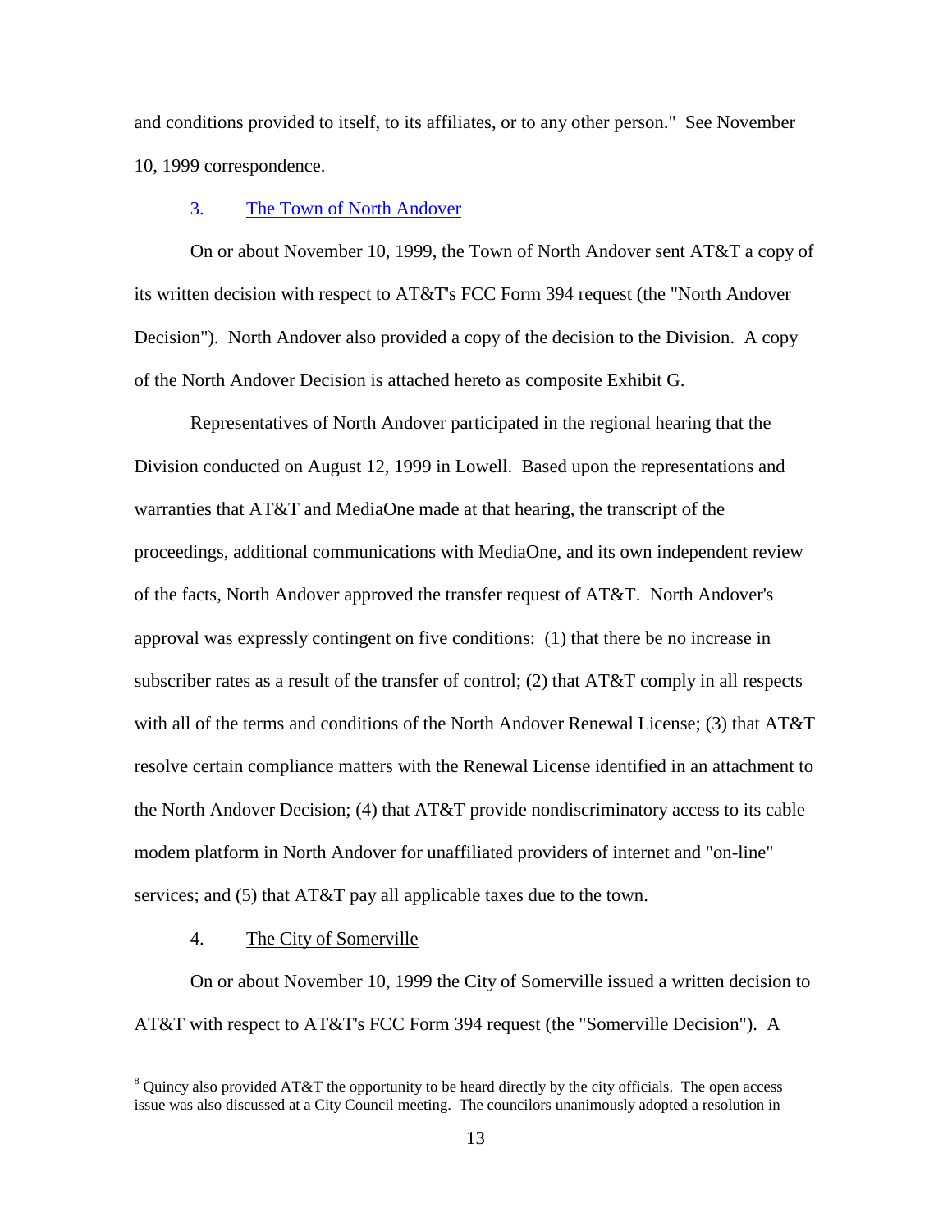and conditions provided to itself, to its affiliates, or to any other person." See November 10, 1999 correspondence.

### 3. The Town of North Andover

On or about November 10, 1999, the Town of North Andover sent AT&T a copy of its written decision with respect to AT&T's FCC Form 394 request (the "North Andover Decision"). North Andover also provided a copy of the decision to the Division. A copy of the North Andover Decision is attached hereto as composite Exhibit G.

Representatives of North Andover participated in the regional hearing that the Division conducted on August 12, 1999 in Lowell. Based upon the representations and warranties that AT&T and MediaOne made at that hearing, the transcript of the proceedings, additional communications with MediaOne, and its own independent review of the facts, North Andover approved the transfer request of AT&T. North Andover's approval was expressly contingent on five conditions: (1) that there be no increase in subscriber rates as a result of the transfer of control; (2) that AT&T comply in all respects with all of the terms and conditions of the North Andover Renewal License; (3) that AT&T resolve certain compliance matters with the Renewal License identified in an attachment to the North Andover Decision; (4) that AT&T provide nondiscriminatory access to its cable modem platform in North Andover for unaffiliated providers of internet and "on-line" services; and (5) that AT&T pay all applicable taxes due to the town.

### 4. The City of Somerville

On or about November 10, 1999 the City of Somerville issued a written decision to AT&T with respect to AT&T's FCC Form 394 request (the "Somerville Decision"). A

---

[8] Quincy also provided AT&T the opportunity to be heard directly by the city officials. The open access issue was also discussed at a City Council meeting. The councilors unanimously adopted a resolution in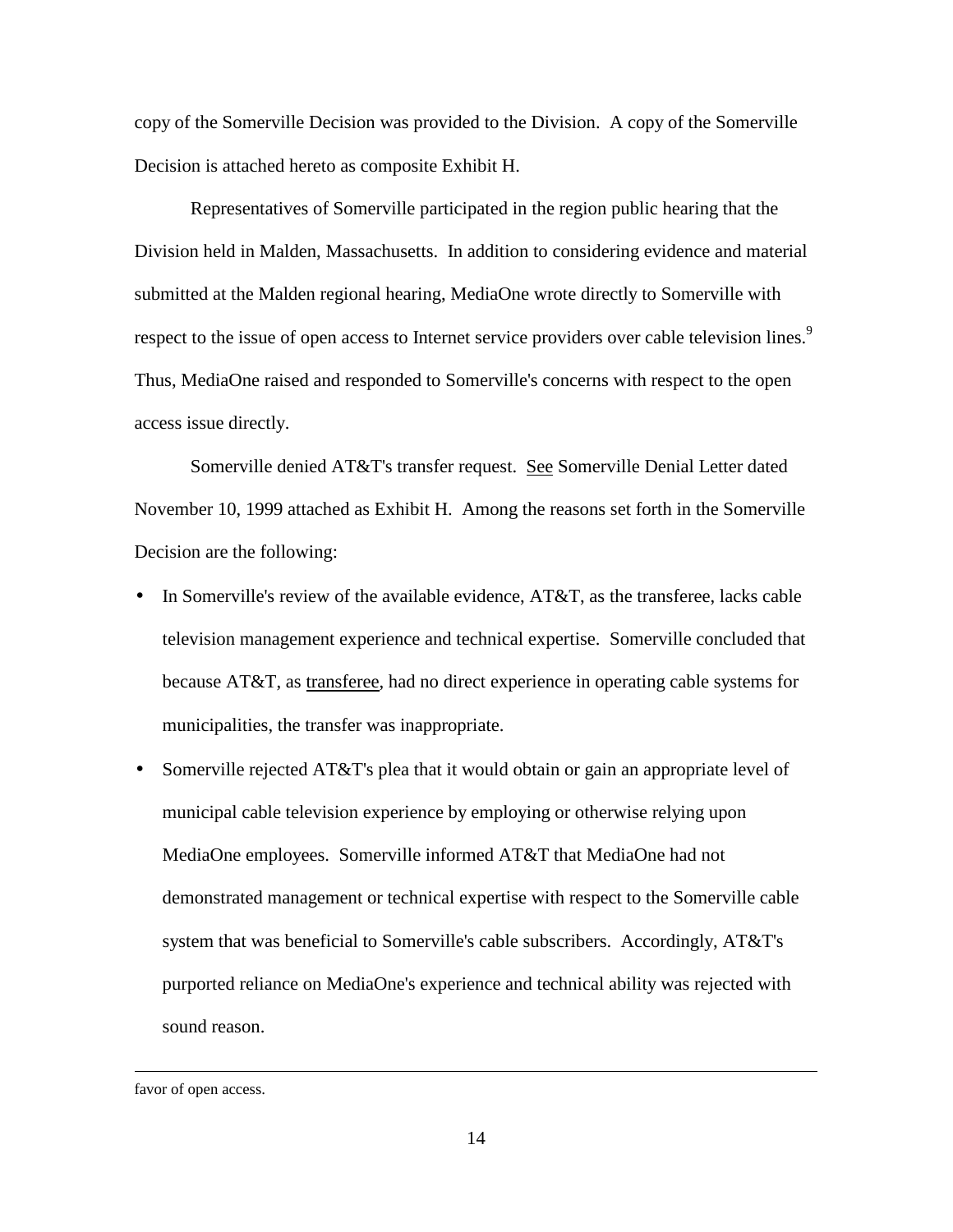copy of the Somerville Decision was provided to the Division. A copy of the Somerville Decision is attached hereto as composite Exhibit H.

Representatives of Somerville participated in the region public hearing that the Division held in Malden, Massachusetts. In addition to considering evidence and material submitted at the Malden regional hearing, MediaOne wrote directly to Somerville with respect to the issue of open access to Internet service providers over cable television lines.[9] Thus, MediaOne raised and responded to Somerville's concerns with respect to the open access issue directly.

Somerville denied AT&T's transfer request. See Somerville Denial Letter dated November 10, 1999 attached as Exhibit H. Among the reasons set forth in the Somerville Decision are the following:

- In Somerville's review of the available evidence, AT&T, as the transferee, lacks cable television management experience and technical expertise. Somerville concluded that because AT&T, as transferee, had no direct experience in operating cable systems for municipalities, the transfer was inappropriate.
- Somerville rejected AT&T's plea that it would obtain or gain an appropriate level of municipal cable television experience by employing or otherwise relying upon MediaOne employees. Somerville informed AT&T that MediaOne had not demonstrated management or technical expertise with respect to the Somerville cable system that was beneficial to Somerville's cable subscribers. Accordingly, AT&T's purported reliance on MediaOne's experience and technical ability was rejected with sound reason.

---

favor of open access.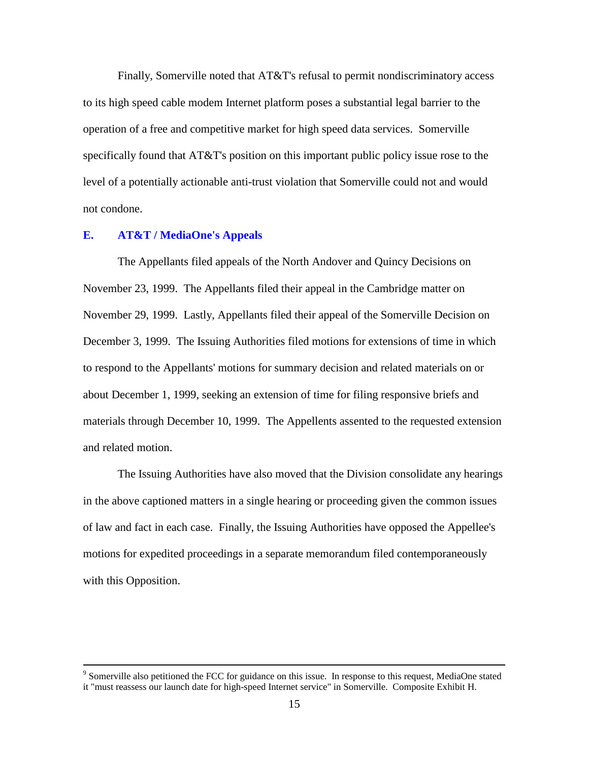Finally, Somerville noted that AT&T's refusal to permit nondiscriminatory access to its high speed cable modem Internet platform poses a substantial legal barrier to the operation of a free and competitive market for high speed data services. Somerville specifically found that AT&T's position on this important public policy issue rose to the level of a potentially actionable anti-trust violation that Somerville could not and would not condone.

## E. AT&T / MediaOne's Appeals

The Appellants filed appeals of the North Andover and Quincy Decisions on November 23, 1999. The Appellants filed their appeal in the Cambridge matter on November 29, 1999. Lastly, Appellants filed their appeal of the Somerville Decision on December 3, 1999. The Issuing Authorities filed motions for extensions of time in which to respond to the Appellants' motions for summary decision and related materials on or about December 1, 1999, seeking an extension of time for filing responsive briefs and materials through December 10, 1999. The Appellents assented to the requested extension and related motion.

The Issuing Authorities have also moved that the Division consolidate any hearings in the above captioned matters in a single hearing or proceeding given the common issues of law and fact in each case. Finally, the Issuing Authorities have opposed the Appellee's motions for expedited proceedings in a separate memorandum filed contemporaneously with this Opposition.

---

[9] Somerville also petitioned the FCC for guidance on this issue. In response to this request, MediaOne stated it "must reassess our launch date for high-speed Internet service" in Somerville. Composite Exhibit H.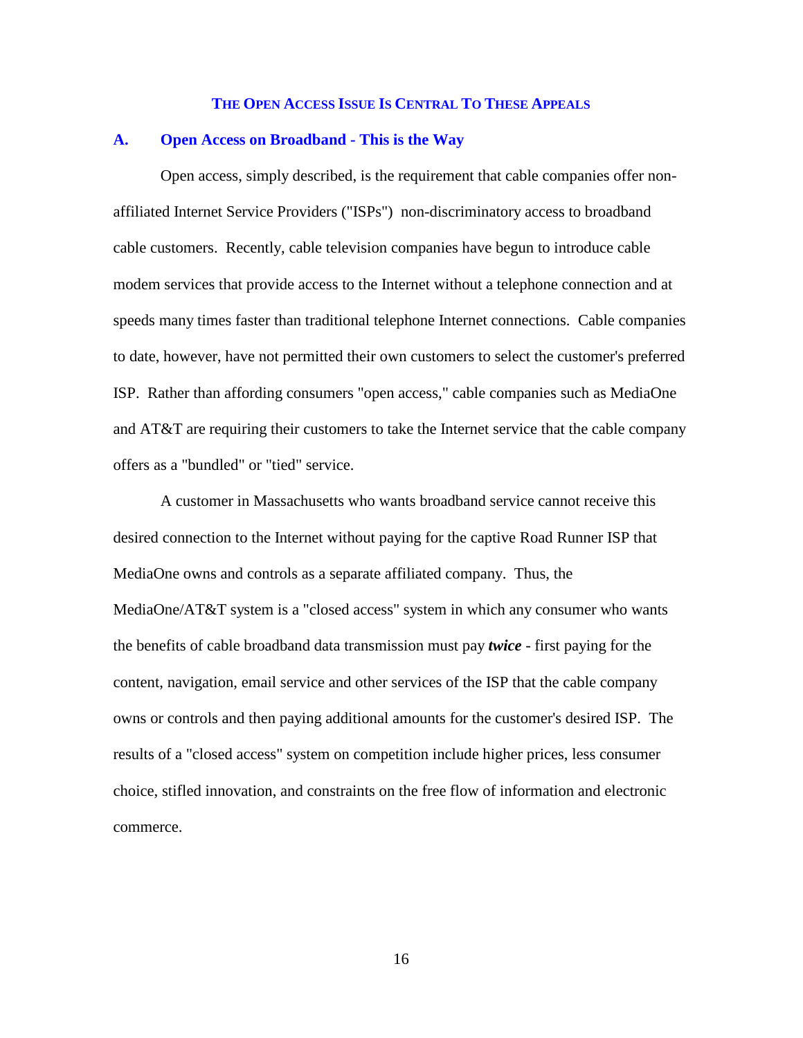## THE OPEN ACCESS ISSUE IS CENTRAL TO THESE APPEALS

### A. Open Access on Broadband - This is the Way

Open access, simply described, is the requirement that cable companies offer non-affiliated Internet Service Providers ("ISPs") non-discriminatory access to broadband cable customers. Recently, cable television companies have begun to introduce cable modem services that provide access to the Internet without a telephone connection and at speeds many times faster than traditional telephone Internet connections. Cable companies to date, however, have not permitted their own customers to select the customer's preferred ISP. Rather than affording consumers "open access," cable companies such as MediaOne and AT&T are requiring their customers to take the Internet service that the cable company offers as a "bundled" or "tied" service.

A customer in Massachusetts who wants broadband service cannot receive this desired connection to the Internet without paying for the captive Road Runner ISP that MediaOne owns and controls as a separate affiliated company. Thus, the MediaOne/AT&T system is a "closed access" system in which any consumer who wants the benefits of cable broadband data transmission must pay ***twice*** - first paying for the content, navigation, email service and other services of the ISP that the cable company owns or controls and then paying additional amounts for the customer's desired ISP. The results of a "closed access" system on competition include higher prices, less consumer choice, stifled innovation, and constraints on the free flow of information and electronic commerce.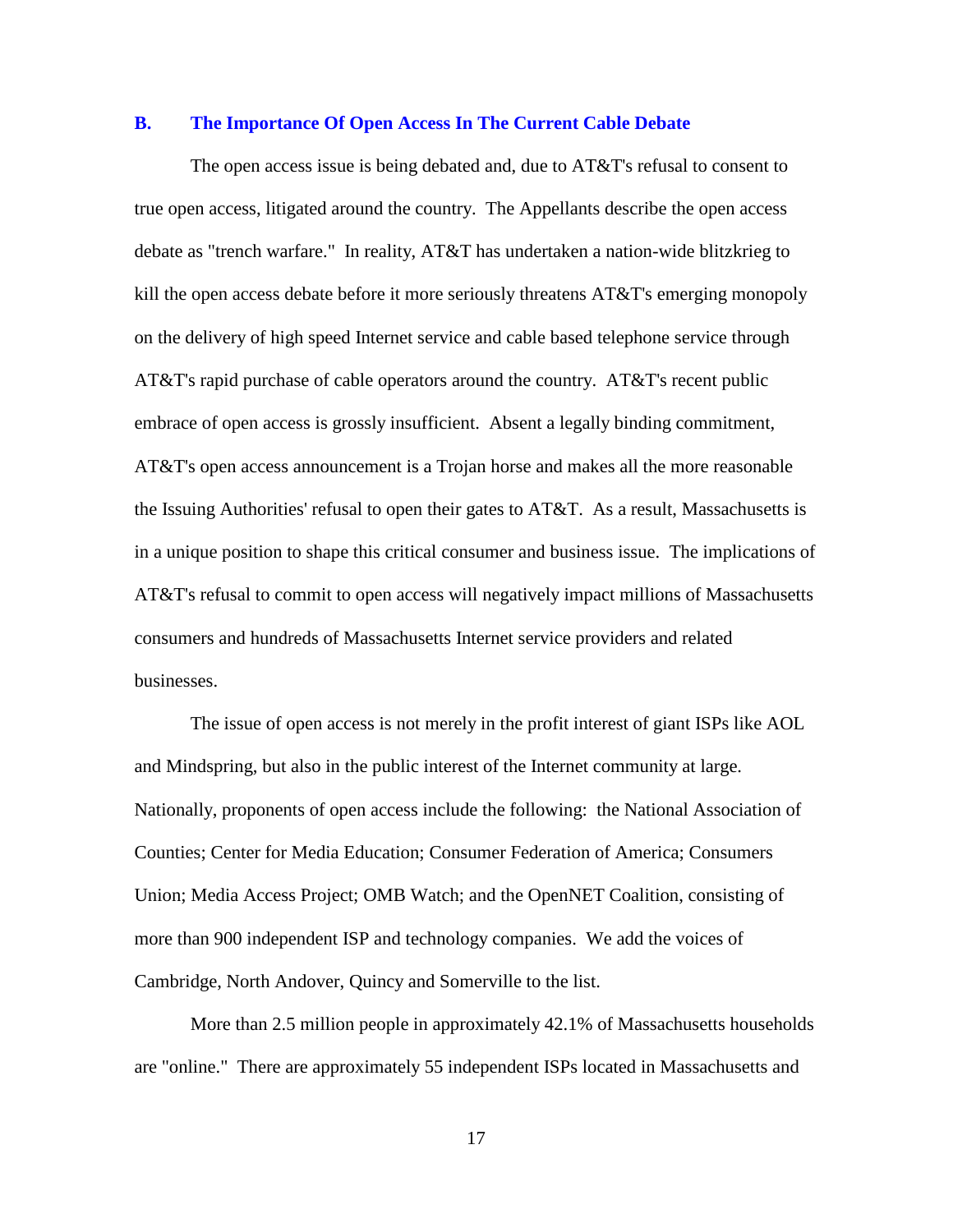## B. The Importance Of Open Access In The Current Cable Debate

The open access issue is being debated and, due to AT&T's refusal to consent to true open access, litigated around the country. The Appellants describe the open access debate as "trench warfare." In reality, AT&T has undertaken a nation-wide blitzkrieg to kill the open access debate before it more seriously threatens AT&T's emerging monopoly on the delivery of high speed Internet service and cable based telephone service through AT&T's rapid purchase of cable operators around the country. AT&T's recent public embrace of open access is grossly insufficient. Absent a legally binding commitment, AT&T's open access announcement is a Trojan horse and makes all the more reasonable the Issuing Authorities' refusal to open their gates to AT&T. As a result, Massachusetts is in a unique position to shape this critical consumer and business issue. The implications of AT&T's refusal to commit to open access will negatively impact millions of Massachusetts consumers and hundreds of Massachusetts Internet service providers and related businesses.

The issue of open access is not merely in the profit interest of giant ISPs like AOL and Mindspring, but also in the public interest of the Internet community at large. Nationally, proponents of open access include the following: the National Association of Counties; Center for Media Education; Consumer Federation of America; Consumers Union; Media Access Project; OMB Watch; and the OpenNET Coalition, consisting of more than 900 independent ISP and technology companies. We add the voices of Cambridge, North Andover, Quincy and Somerville to the list.

More than 2.5 million people in approximately 42.1% of Massachusetts households are "online." There are approximately 55 independent ISPs located in Massachusetts and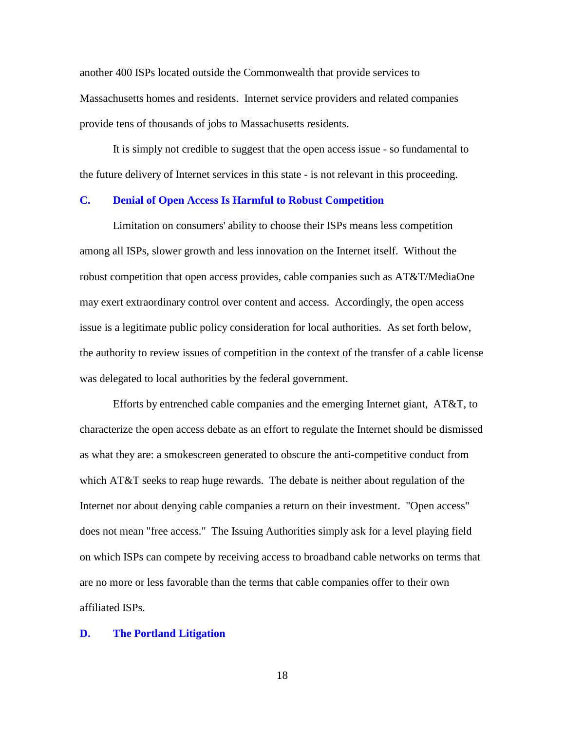another 400 ISPs located outside the Commonwealth that provide services to Massachusetts homes and residents. Internet service providers and related companies provide tens of thousands of jobs to Massachusetts residents.

It is simply not credible to suggest that the open access issue - so fundamental to the future delivery of Internet services in this state - is not relevant in this proceeding.

### C. Denial of Open Access Is Harmful to Robust Competition

Limitation on consumers' ability to choose their ISPs means less competition among all ISPs, slower growth and less innovation on the Internet itself. Without the robust competition that open access provides, cable companies such as AT&T/MediaOne may exert extraordinary control over content and access. Accordingly, the open access issue is a legitimate public policy consideration for local authorities. As set forth below, the authority to review issues of competition in the context of the transfer of a cable license was delegated to local authorities by the federal government.

Efforts by entrenched cable companies and the emerging Internet giant, AT&T, to characterize the open access debate as an effort to regulate the Internet should be dismissed as what they are: a smokescreen generated to obscure the anti-competitive conduct from which AT&T seeks to reap huge rewards. The debate is neither about regulation of the Internet nor about denying cable companies a return on their investment. "Open access" does not mean "free access." The Issuing Authorities simply ask for a level playing field on which ISPs can compete by receiving access to broadband cable networks on terms that are no more or less favorable than the terms that cable companies offer to their own affiliated ISPs.

### D. The Portland Litigation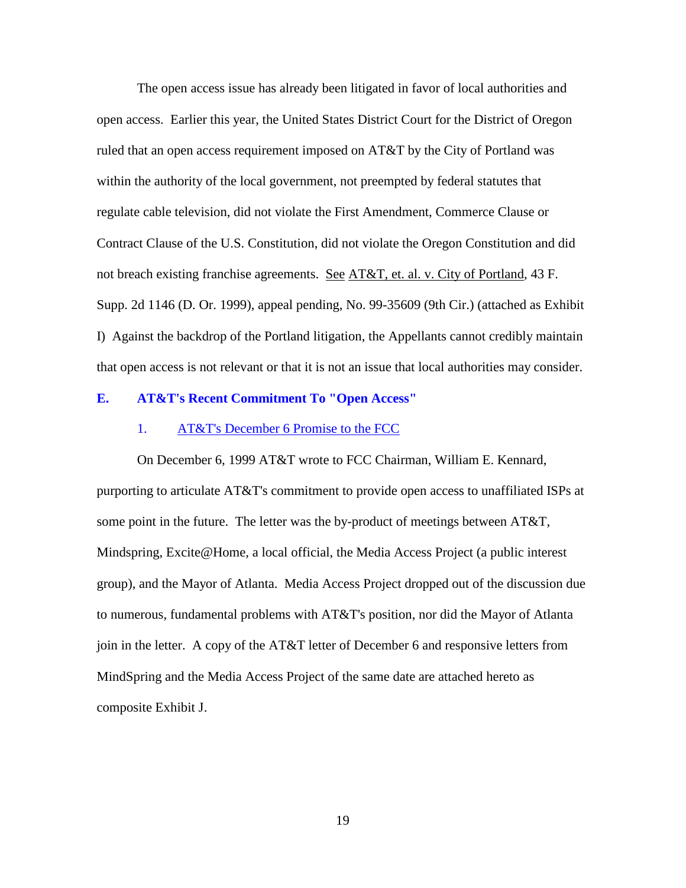The open access issue has already been litigated in favor of local authorities and open access. Earlier this year, the United States District Court for the District of Oregon ruled that an open access requirement imposed on AT&T by the City of Portland was within the authority of the local government, not preempted by federal statutes that regulate cable television, did not violate the First Amendment, Commerce Clause or Contract Clause of the U.S. Constitution, did not violate the Oregon Constitution and did not breach existing franchise agreements. See AT&T, et. al. v. City of Portland, 43 F. Supp. 2d 1146 (D. Or. 1999), appeal pending, No. 99-35609 (9th Cir.) (attached as Exhibit I) Against the backdrop of the Portland litigation, the Appellants cannot credibly maintain that open access is not relevant or that it is not an issue that local authorities may consider.

## E. AT&T's Recent Commitment To "Open Access"

### 1. AT&T's December 6 Promise to the FCC

On December 6, 1999 AT&T wrote to FCC Chairman, William E. Kennard, purporting to articulate AT&T's commitment to provide open access to unaffiliated ISPs at some point in the future. The letter was the by-product of meetings between AT&T, Mindspring, Excite@Home, a local official, the Media Access Project (a public interest group), and the Mayor of Atlanta. Media Access Project dropped out of the discussion due to numerous, fundamental problems with AT&T's position, nor did the Mayor of Atlanta join in the letter. A copy of the AT&T letter of December 6 and responsive letters from MindSpring and the Media Access Project of the same date are attached hereto as composite Exhibit J.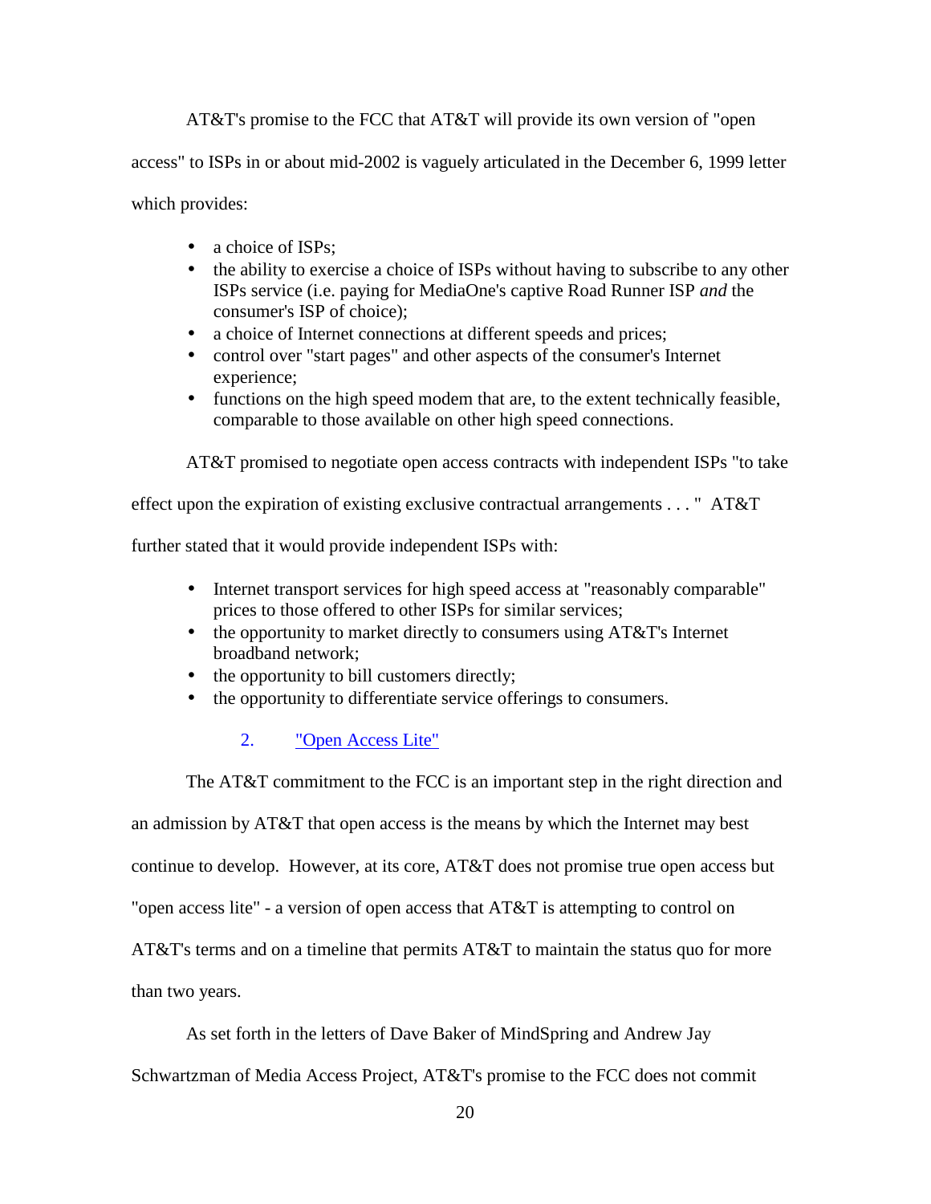AT&T's promise to the FCC that AT&T will provide its own version of "open access" to ISPs in or about mid-2002 is vaguely articulated in the December 6, 1999 letter which provides:

- a choice of ISPs;
- the ability to exercise a choice of ISPs without having to subscribe to any other ISPs service (i.e. paying for MediaOne's captive Road Runner ISP *and* the consumer's ISP of choice);
- a choice of Internet connections at different speeds and prices;
- control over "start pages" and other aspects of the consumer's Internet experience;
- functions on the high speed modem that are, to the extent technically feasible, comparable to those available on other high speed connections.

AT&T promised to negotiate open access contracts with independent ISPs "to take effect upon the expiration of existing exclusive contractual arrangements . . . " AT&T further stated that it would provide independent ISPs with:

- Internet transport services for high speed access at "reasonably comparable" prices to those offered to other ISPs for similar services;
- the opportunity to market directly to consumers using AT&T's Internet broadband network;
- the opportunity to bill customers directly;
- the opportunity to differentiate service offerings to consumers.

### 2. "Open Access Lite"

The AT&T commitment to the FCC is an important step in the right direction and an admission by AT&T that open access is the means by which the Internet may best continue to develop. However, at its core, AT&T does not promise true open access but "open access lite" - a version of open access that AT&T is attempting to control on AT&T's terms and on a timeline that permits AT&T to maintain the status quo for more than two years.

As set forth in the letters of Dave Baker of MindSpring and Andrew Jay Schwartzman of Media Access Project, AT&T's promise to the FCC does not commit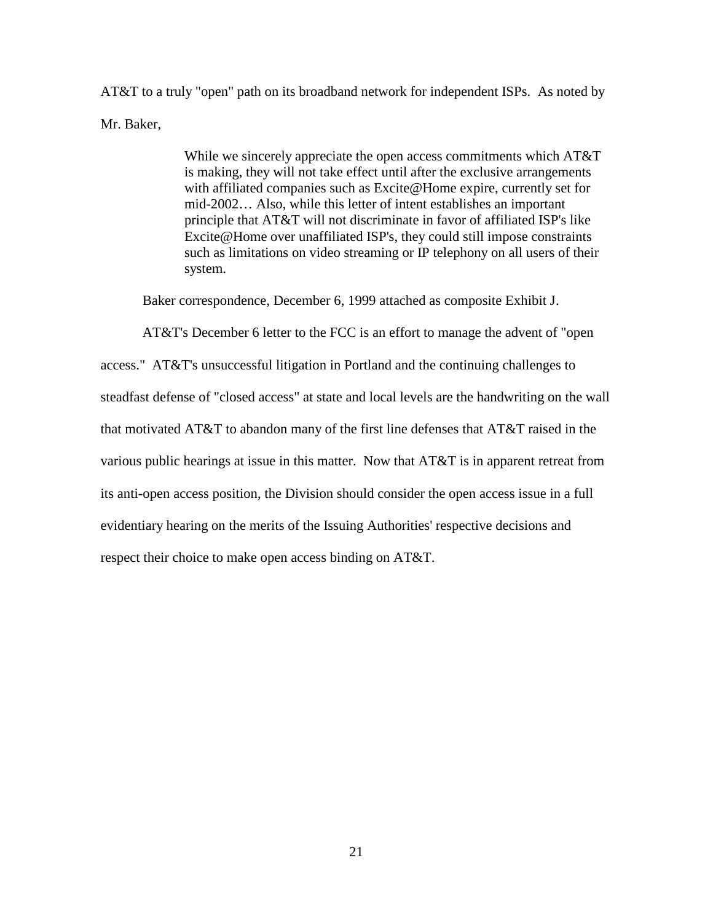AT&T to a truly "open" path on its broadband network for independent ISPs. As noted by Mr. Baker,

> While we sincerely appreciate the open access commitments which AT&T is making, they will not take effect until after the exclusive arrangements with affiliated companies such as Excite@Home expire, currently set for mid-2002… Also, while this letter of intent establishes an important principle that AT&T will not discriminate in favor of affiliated ISP's like Excite@Home over unaffiliated ISP's, they could still impose constraints such as limitations on video streaming or IP telephony on all users of their system.

Baker correspondence, December 6, 1999 attached as composite Exhibit J.

AT&T's December 6 letter to the FCC is an effort to manage the advent of "open access." AT&T's unsuccessful litigation in Portland and the continuing challenges to steadfast defense of "closed access" at state and local levels are the handwriting on the wall that motivated AT&T to abandon many of the first line defenses that AT&T raised in the various public hearings at issue in this matter. Now that AT&T is in apparent retreat from its anti-open access position, the Division should consider the open access issue in a full evidentiary hearing on the merits of the Issuing Authorities' respective decisions and respect their choice to make open access binding on AT&T.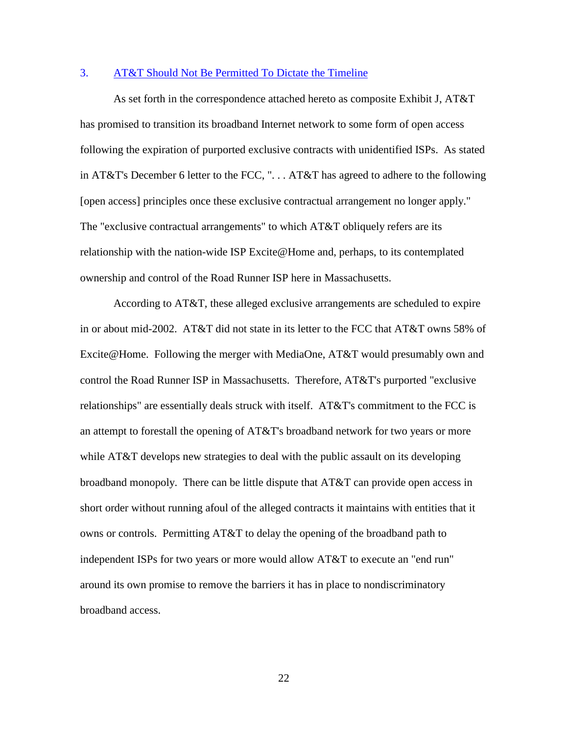### 3. AT&T Should Not Be Permitted To Dictate the Timeline

As set forth in the correspondence attached hereto as composite Exhibit J, AT&T has promised to transition its broadband Internet network to some form of open access following the expiration of purported exclusive contracts with unidentified ISPs. As stated in AT&T's December 6 letter to the FCC, ". . . AT&T has agreed to adhere to the following [open access] principles once these exclusive contractual arrangement no longer apply." The "exclusive contractual arrangements" to which AT&T obliquely refers are its relationship with the nation-wide ISP Excite@Home and, perhaps, to its contemplated ownership and control of the Road Runner ISP here in Massachusetts.

According to AT&T, these alleged exclusive arrangements are scheduled to expire in or about mid-2002. AT&T did not state in its letter to the FCC that AT&T owns 58% of Excite@Home. Following the merger with MediaOne, AT&T would presumably own and control the Road Runner ISP in Massachusetts. Therefore, AT&T's purported "exclusive relationships" are essentially deals struck with itself. AT&T's commitment to the FCC is an attempt to forestall the opening of AT&T's broadband network for two years or more while AT&T develops new strategies to deal with the public assault on its developing broadband monopoly. There can be little dispute that AT&T can provide open access in short order without running afoul of the alleged contracts it maintains with entities that it owns or controls. Permitting AT&T to delay the opening of the broadband path to independent ISPs for two years or more would allow AT&T to execute an "end run" around its own promise to remove the barriers it has in place to nondiscriminatory broadband access.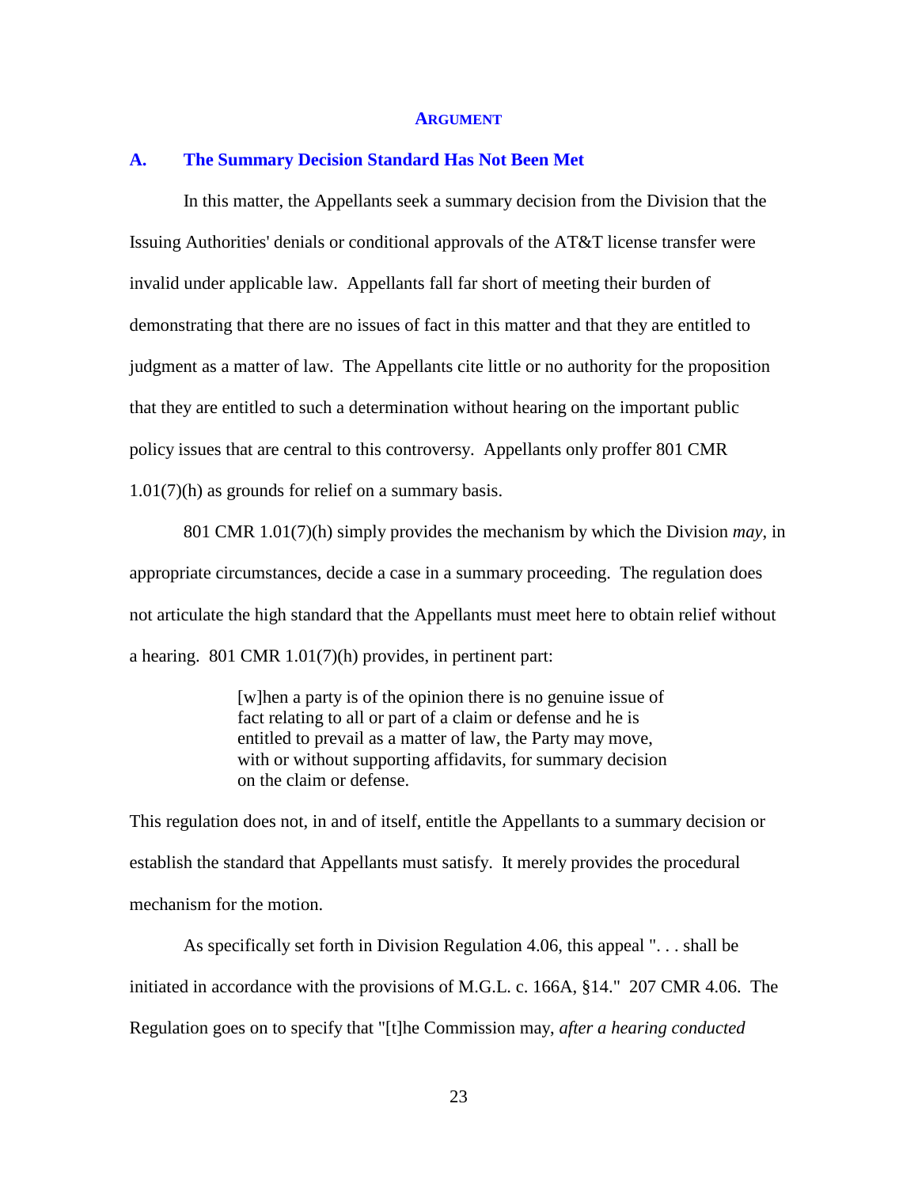## ARGUMENT

### A. The Summary Decision Standard Has Not Been Met

In this matter, the Appellants seek a summary decision from the Division that the Issuing Authorities' denials or conditional approvals of the AT&T license transfer were invalid under applicable law. Appellants fall far short of meeting their burden of demonstrating that there are no issues of fact in this matter and that they are entitled to judgment as a matter of law. The Appellants cite little or no authority for the proposition that they are entitled to such a determination without hearing on the important public policy issues that are central to this controversy. Appellants only proffer 801 CMR 1.01(7)(h) as grounds for relief on a summary basis.

801 CMR 1.01(7)(h) simply provides the mechanism by which the Division *may*, in appropriate circumstances, decide a case in a summary proceeding. The regulation does not articulate the high standard that the Appellants must meet here to obtain relief without a hearing. 801 CMR 1.01(7)(h) provides, in pertinent part:

> [w]hen a party is of the opinion there is no genuine issue of fact relating to all or part of a claim or defense and he is entitled to prevail as a matter of law, the Party may move, with or without supporting affidavits, for summary decision on the claim or defense.

This regulation does not, in and of itself, entitle the Appellants to a summary decision or establish the standard that Appellants must satisfy. It merely provides the procedural mechanism for the motion.

As specifically set forth in Division Regulation 4.06, this appeal ". . . shall be initiated in accordance with the provisions of M.G.L. c. 166A, §14." 207 CMR 4.06. The Regulation goes on to specify that "[t]he Commission may, *after a hearing conducted*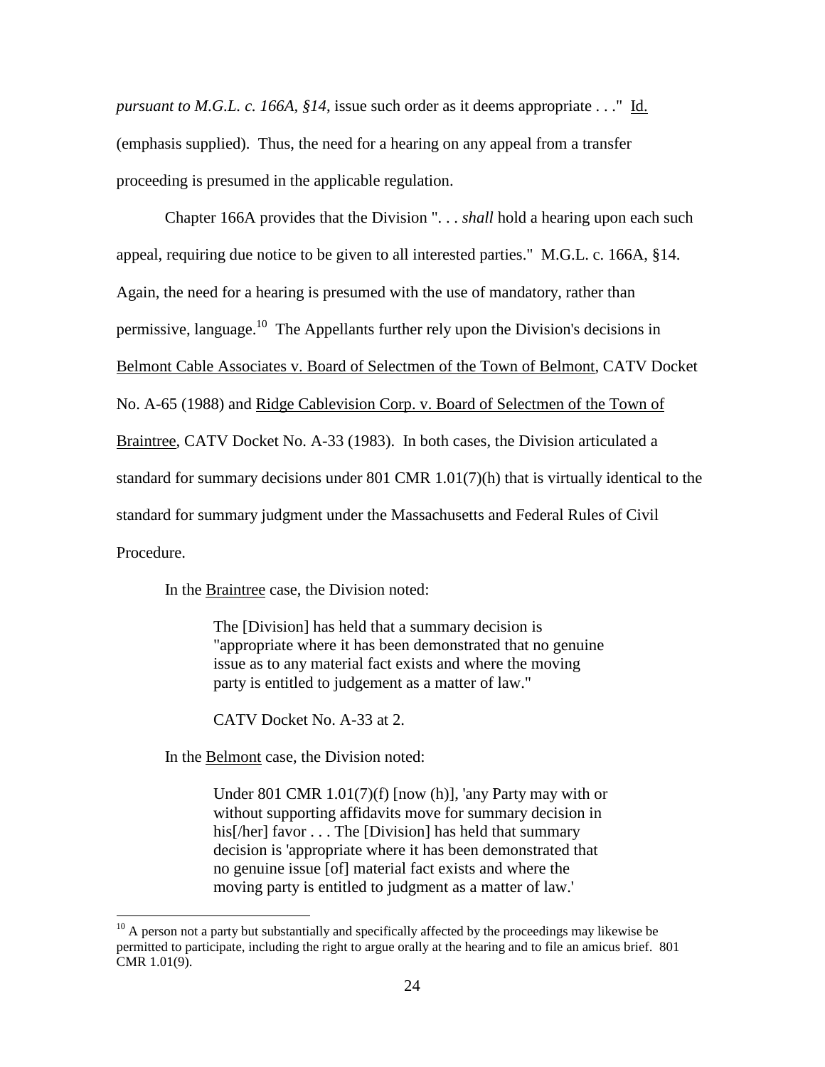*pursuant to M.G.L. c. 166A, §14*, issue such order as it deems appropriate . . ." Id. (emphasis supplied). Thus, the need for a hearing on any appeal from a transfer proceeding is presumed in the applicable regulation.

Chapter 166A provides that the Division ". . . *shall* hold a hearing upon each such appeal, requiring due notice to be given to all interested parties." M.G.L. c. 166A, §14. Again, the need for a hearing is presumed with the use of mandatory, rather than permissive, language.[10] The Appellants further rely upon the Division's decisions in Belmont Cable Associates v. Board of Selectmen of the Town of Belmont, CATV Docket No. A-65 (1988) and Ridge Cablevision Corp. v. Board of Selectmen of the Town of Braintree, CATV Docket No. A-33 (1983). In both cases, the Division articulated a standard for summary decisions under 801 CMR 1.01(7)(h) that is virtually identical to the standard for summary judgment under the Massachusetts and Federal Rules of Civil Procedure.

In the Braintree case, the Division noted:

> The [Division] has held that a summary decision is "appropriate where it has been demonstrated that no genuine issue as to any material fact exists and where the moving party is entitled to judgement as a matter of law."
>
> CATV Docket No. A-33 at 2.

In the Belmont case, the Division noted:

> Under 801 CMR 1.01(7)(f) [now (h)], 'any Party may with or without supporting affidavits move for summary decision in his[/her] favor . . . The [Division] has held that summary decision is 'appropriate where it has been demonstrated that no genuine issue [of] material fact exists and where the moving party is entitled to judgment as a matter of law.'

[10] A person not a party but substantially and specifically affected by the proceedings may likewise be permitted to participate, including the right to argue orally at the hearing and to file an amicus brief. 801 CMR 1.01(9).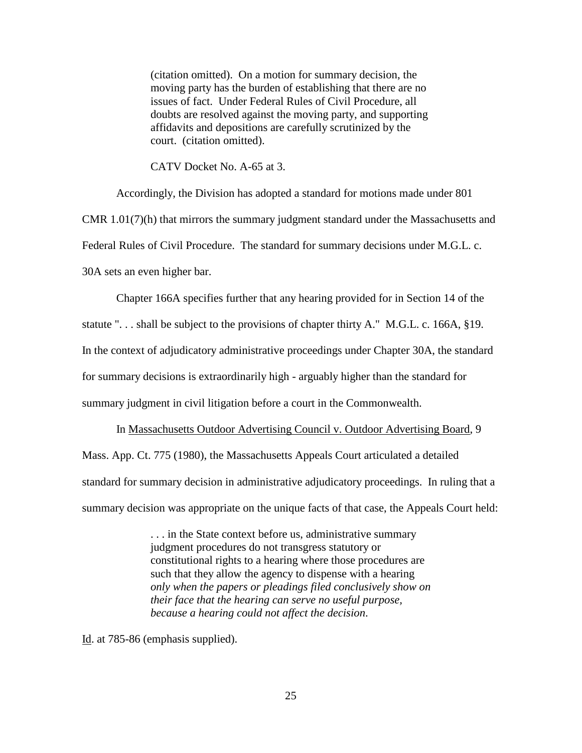> (citation omitted). On a motion for summary decision, the moving party has the burden of establishing that there are no issues of fact. Under Federal Rules of Civil Procedure, all doubts are resolved against the moving party, and supporting affidavits and depositions are carefully scrutinized by the court. (citation omitted).
>
> CATV Docket No. A-65 at 3.

Accordingly, the Division has adopted a standard for motions made under 801 CMR 1.01(7)(h) that mirrors the summary judgment standard under the Massachusetts and Federal Rules of Civil Procedure. The standard for summary decisions under M.G.L. c. 30A sets an even higher bar.

Chapter 166A specifies further that any hearing provided for in Section 14 of the statute ". . . shall be subject to the provisions of chapter thirty A." M.G.L. c. 166A, §19. In the context of adjudicatory administrative proceedings under Chapter 30A, the standard for summary decisions is extraordinarily high - arguably higher than the standard for summary judgment in civil litigation before a court in the Commonwealth.

In Massachusetts Outdoor Advertising Council v. Outdoor Advertising Board, 9 Mass. App. Ct. 775 (1980), the Massachusetts Appeals Court articulated a detailed standard for summary decision in administrative adjudicatory proceedings. In ruling that a summary decision was appropriate on the unique facts of that case, the Appeals Court held:

> . . . in the State context before us, administrative summary judgment procedures do not transgress statutory or constitutional rights to a hearing where those procedures are such that they allow the agency to dispense with a hearing *only when the papers or pleadings filed conclusively show on their face that the hearing can serve no useful purpose, because a hearing could not affect the decision*.

Id. at 785-86 (emphasis supplied).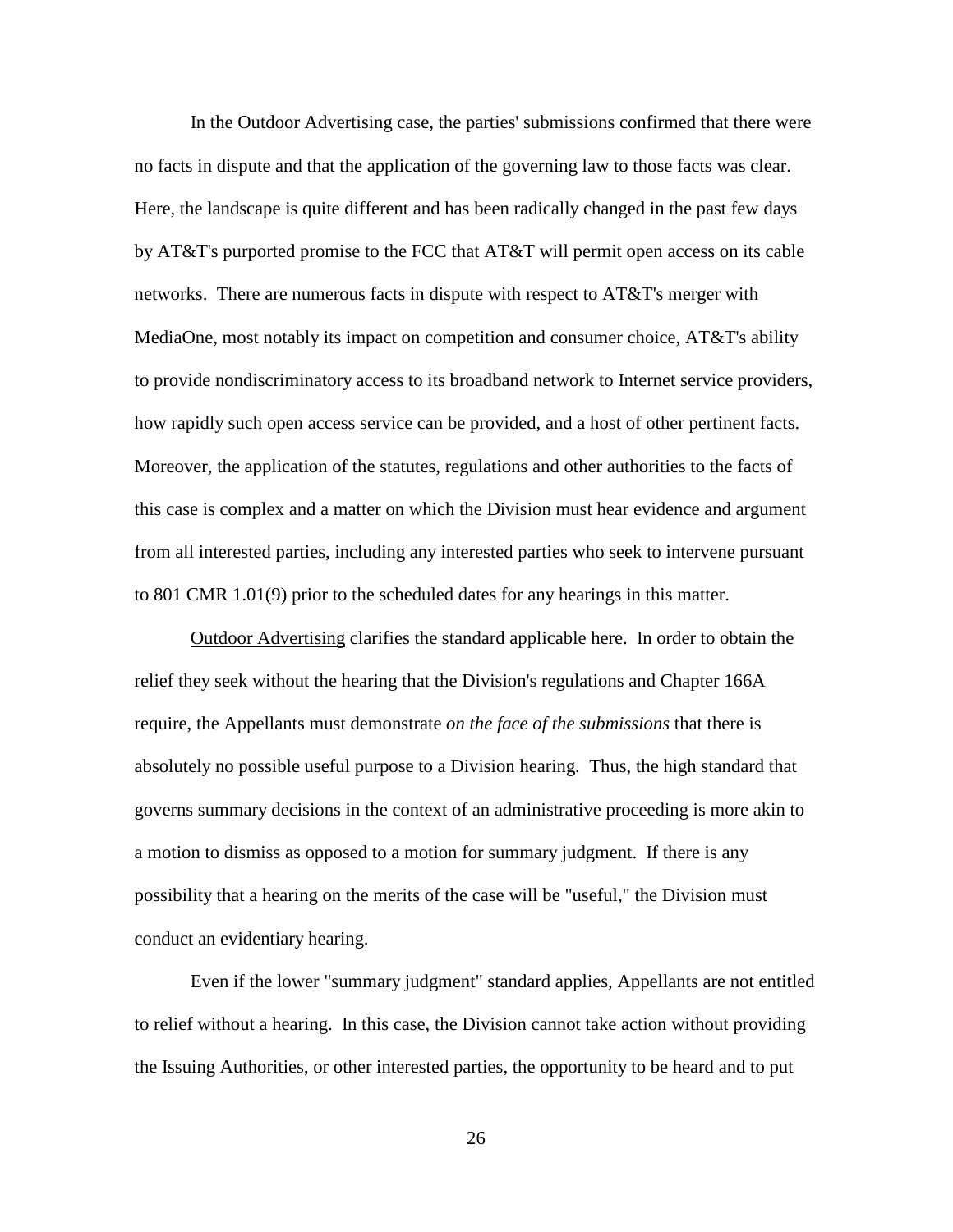In the Outdoor Advertising case, the parties' submissions confirmed that there were no facts in dispute and that the application of the governing law to those facts was clear. Here, the landscape is quite different and has been radically changed in the past few days by AT&T's purported promise to the FCC that AT&T will permit open access on its cable networks. There are numerous facts in dispute with respect to AT&T's merger with MediaOne, most notably its impact on competition and consumer choice, AT&T's ability to provide nondiscriminatory access to its broadband network to Internet service providers, how rapidly such open access service can be provided, and a host of other pertinent facts. Moreover, the application of the statutes, regulations and other authorities to the facts of this case is complex and a matter on which the Division must hear evidence and argument from all interested parties, including any interested parties who seek to intervene pursuant to 801 CMR 1.01(9) prior to the scheduled dates for any hearings in this matter.

Outdoor Advertising clarifies the standard applicable here. In order to obtain the relief they seek without the hearing that the Division's regulations and Chapter 166A require, the Appellants must demonstrate *on the face of the submissions* that there is absolutely no possible useful purpose to a Division hearing. Thus, the high standard that governs summary decisions in the context of an administrative proceeding is more akin to a motion to dismiss as opposed to a motion for summary judgment. If there is any possibility that a hearing on the merits of the case will be "useful," the Division must conduct an evidentiary hearing.

Even if the lower "summary judgment" standard applies, Appellants are not entitled to relief without a hearing. In this case, the Division cannot take action without providing the Issuing Authorities, or other interested parties, the opportunity to be heard and to put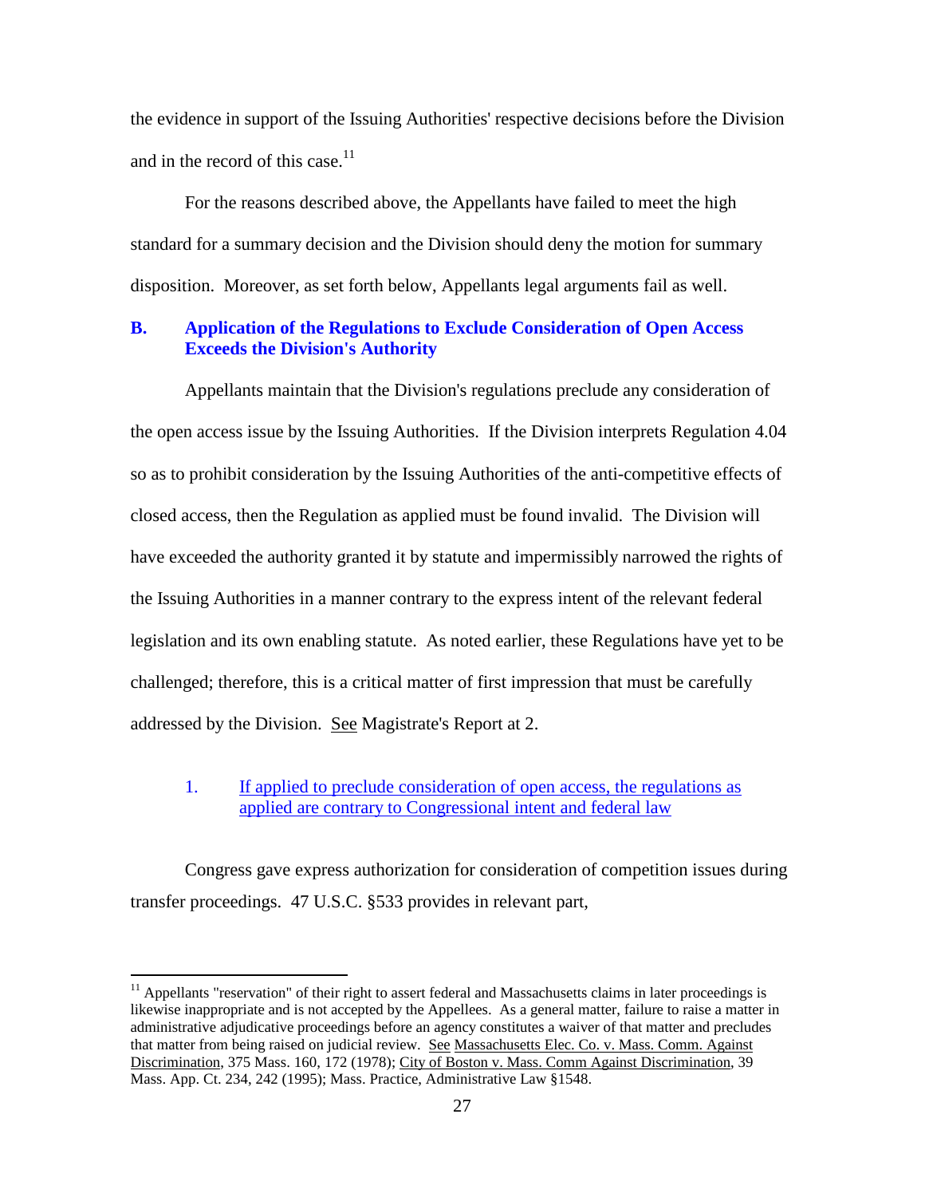the evidence in support of the Issuing Authorities' respective decisions before the Division and in the record of this case.[11]

For the reasons described above, the Appellants have failed to meet the high standard for a summary decision and the Division should deny the motion for summary disposition. Moreover, as set forth below, Appellants legal arguments fail as well.

## B. Application of the Regulations to Exclude Consideration of Open Access Exceeds the Division's Authority

Appellants maintain that the Division's regulations preclude any consideration of the open access issue by the Issuing Authorities. If the Division interprets Regulation 4.04 so as to prohibit consideration by the Issuing Authorities of the anti-competitive effects of closed access, then the Regulation as applied must be found invalid. The Division will have exceeded the authority granted it by statute and impermissibly narrowed the rights of the Issuing Authorities in a manner contrary to the express intent of the relevant federal legislation and its own enabling statute. As noted earlier, these Regulations have yet to be challenged; therefore, this is a critical matter of first impression that must be carefully addressed by the Division. See Magistrate's Report at 2.

### 1. If applied to preclude consideration of open access, the regulations as applied are contrary to Congressional intent and federal law

Congress gave express authorization for consideration of competition issues during transfer proceedings. 47 U.S.C. §533 provides in relevant part,

---

[11] Appellants "reservation" of their right to assert federal and Massachusetts claims in later proceedings is likewise inappropriate and is not accepted by the Appellees. As a general matter, failure to raise a matter in administrative adjudicative proceedings before an agency constitutes a waiver of that matter and precludes that matter from being raised on judicial review. See Massachusetts Elec. Co. v. Mass. Comm. Against Discrimination, 375 Mass. 160, 172 (1978); City of Boston v. Mass. Comm Against Discrimination, 39 Mass. App. Ct. 234, 242 (1995); Mass. Practice, Administrative Law §1548.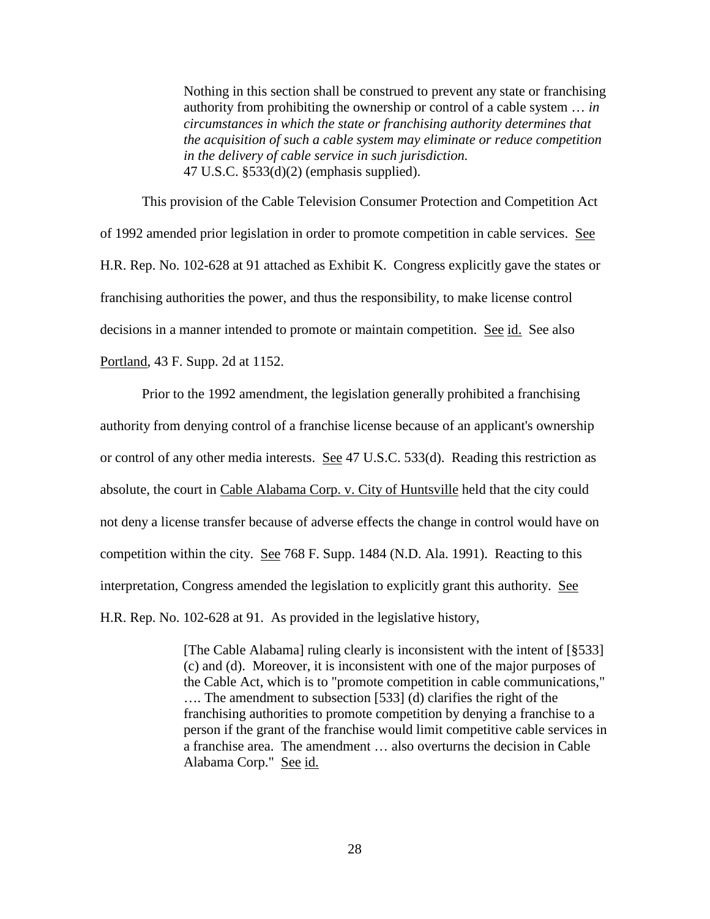> Nothing in this section shall be construed to prevent any state or franchising authority from prohibiting the ownership or control of a cable system … *in circumstances in which the state or franchising authority determines that the acquisition of such a cable system may eliminate or reduce competition in the delivery of cable service in such jurisdiction.*
> 47 U.S.C. §533(d)(2) (emphasis supplied).

This provision of the Cable Television Consumer Protection and Competition Act of 1992 amended prior legislation in order to promote competition in cable services. See H.R. Rep. No. 102-628 at 91 attached as Exhibit K. Congress explicitly gave the states or franchising authorities the power, and thus the responsibility, to make license control decisions in a manner intended to promote or maintain competition. See id. See also Portland, 43 F. Supp. 2d at 1152.

Prior to the 1992 amendment, the legislation generally prohibited a franchising authority from denying control of a franchise license because of an applicant's ownership or control of any other media interests. See 47 U.S.C. 533(d). Reading this restriction as absolute, the court in Cable Alabama Corp. v. City of Huntsville held that the city could not deny a license transfer because of adverse effects the change in control would have on competition within the city. See 768 F. Supp. 1484 (N.D. Ala. 1991). Reacting to this interpretation, Congress amended the legislation to explicitly grant this authority. See H.R. Rep. No. 102-628 at 91. As provided in the legislative history,

> [The Cable Alabama] ruling clearly is inconsistent with the intent of [§533] (c) and (d). Moreover, it is inconsistent with one of the major purposes of the Cable Act, which is to "promote competition in cable communications," …. The amendment to subsection [533] (d) clarifies the right of the franchising authorities to promote competition by denying a franchise to a person if the grant of the franchise would limit competitive cable services in a franchise area. The amendment … also overturns the decision in Cable Alabama Corp." See id.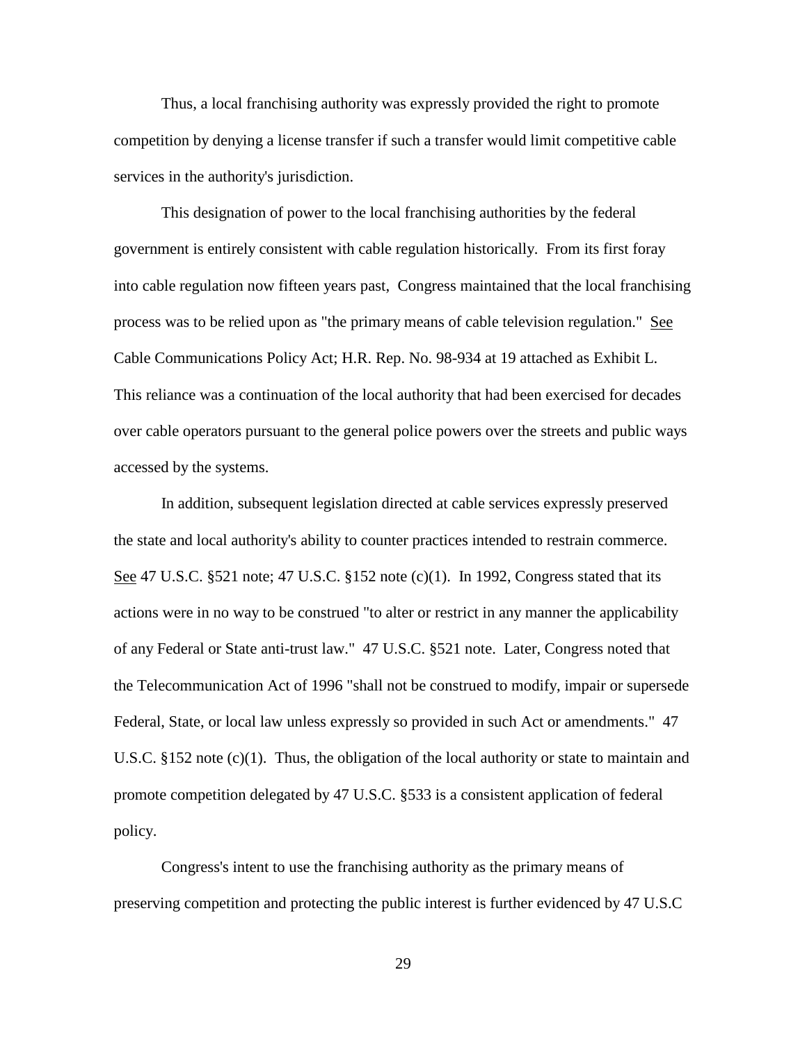Thus, a local franchising authority was expressly provided the right to promote competition by denying a license transfer if such a transfer would limit competitive cable services in the authority's jurisdiction.

This designation of power to the local franchising authorities by the federal government is entirely consistent with cable regulation historically. From its first foray into cable regulation now fifteen years past, Congress maintained that the local franchising process was to be relied upon as "the primary means of cable television regulation." See Cable Communications Policy Act; H.R. Rep. No. 98-934 at 19 attached as Exhibit L. This reliance was a continuation of the local authority that had been exercised for decades over cable operators pursuant to the general police powers over the streets and public ways accessed by the systems.

In addition, subsequent legislation directed at cable services expressly preserved the state and local authority's ability to counter practices intended to restrain commerce. See 47 U.S.C. §521 note; 47 U.S.C. §152 note (c)(1). In 1992, Congress stated that its actions were in no way to be construed "to alter or restrict in any manner the applicability of any Federal or State anti-trust law." 47 U.S.C. §521 note. Later, Congress noted that the Telecommunication Act of 1996 "shall not be construed to modify, impair or supersede Federal, State, or local law unless expressly so provided in such Act or amendments." 47 U.S.C. §152 note (c)(1). Thus, the obligation of the local authority or state to maintain and promote competition delegated by 47 U.S.C. §533 is a consistent application of federal policy.

Congress's intent to use the franchising authority as the primary means of preserving competition and protecting the public interest is further evidenced by 47 U.S.C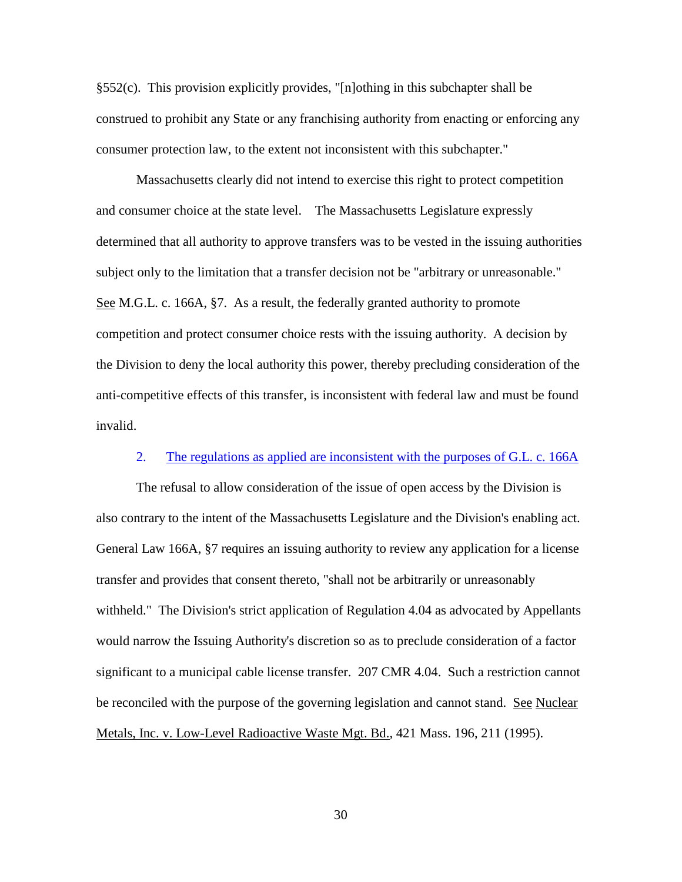§552(c). This provision explicitly provides, "[n]othing in this subchapter shall be construed to prohibit any State or any franchising authority from enacting or enforcing any consumer protection law, to the extent not inconsistent with this subchapter."

Massachusetts clearly did not intend to exercise this right to protect competition and consumer choice at the state level. The Massachusetts Legislature expressly determined that all authority to approve transfers was to be vested in the issuing authorities subject only to the limitation that a transfer decision not be "arbitrary or unreasonable." See M.G.L. c. 166A, §7. As a result, the federally granted authority to promote competition and protect consumer choice rests with the issuing authority. A decision by the Division to deny the local authority this power, thereby precluding consideration of the anti-competitive effects of this transfer, is inconsistent with federal law and must be found invalid.

### 2. The regulations as applied are inconsistent with the purposes of G.L. c. 166A

The refusal to allow consideration of the issue of open access by the Division is also contrary to the intent of the Massachusetts Legislature and the Division's enabling act. General Law 166A, §7 requires an issuing authority to review any application for a license transfer and provides that consent thereto, "shall not be arbitrarily or unreasonably withheld." The Division's strict application of Regulation 4.04 as advocated by Appellants would narrow the Issuing Authority's discretion so as to preclude consideration of a factor significant to a municipal cable license transfer. 207 CMR 4.04. Such a restriction cannot be reconciled with the purpose of the governing legislation and cannot stand. See Nuclear Metals, Inc. v. Low-Level Radioactive Waste Mgt. Bd., 421 Mass. 196, 211 (1995).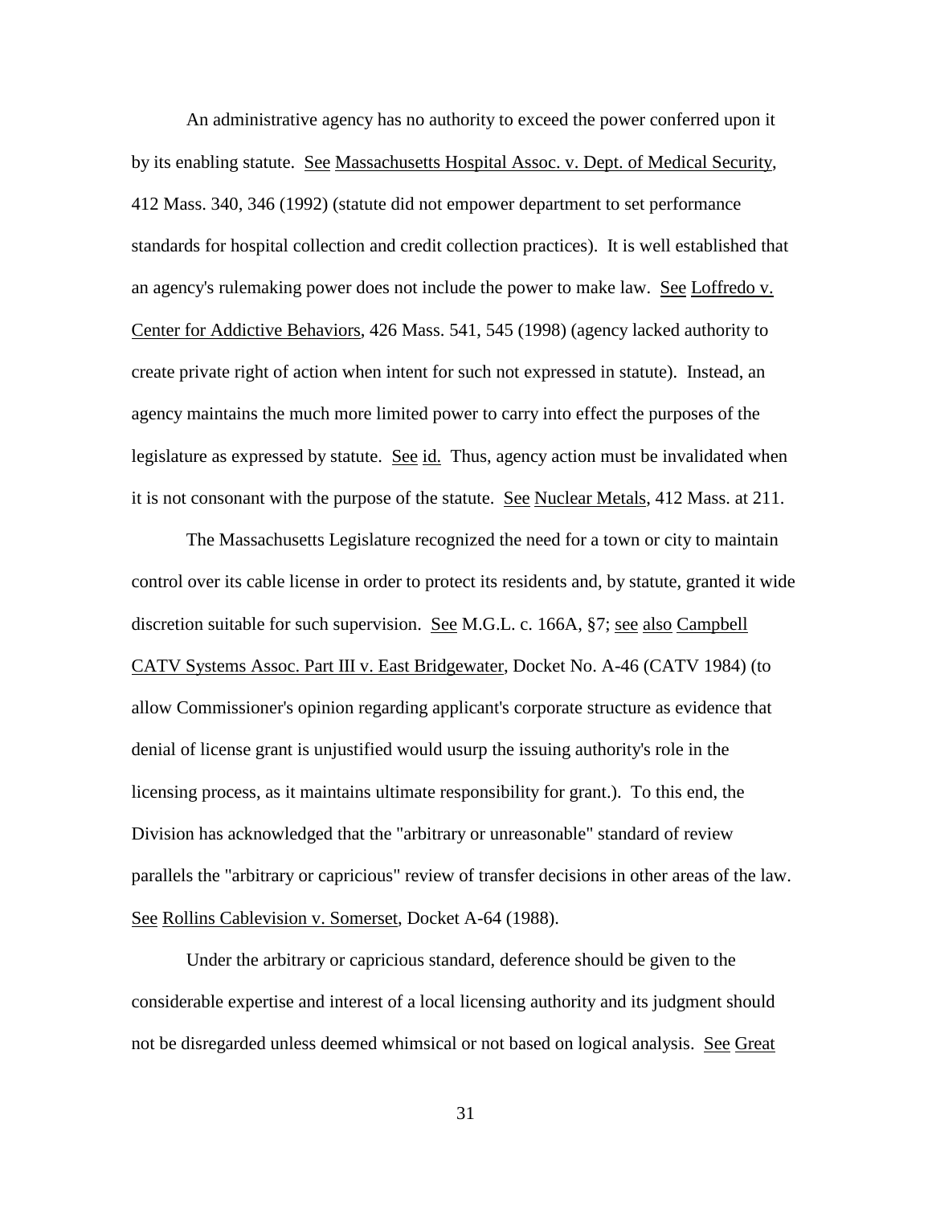An administrative agency has no authority to exceed the power conferred upon it by its enabling statute. See Massachusetts Hospital Assoc. v. Dept. of Medical Security, 412 Mass. 340, 346 (1992) (statute did not empower department to set performance standards for hospital collection and credit collection practices). It is well established that an agency's rulemaking power does not include the power to make law. See Loffredo v. Center for Addictive Behaviors, 426 Mass. 541, 545 (1998) (agency lacked authority to create private right of action when intent for such not expressed in statute). Instead, an agency maintains the much more limited power to carry into effect the purposes of the legislature as expressed by statute. See id. Thus, agency action must be invalidated when it is not consonant with the purpose of the statute. See Nuclear Metals, 412 Mass. at 211.

The Massachusetts Legislature recognized the need for a town or city to maintain control over its cable license in order to protect its residents and, by statute, granted it wide discretion suitable for such supervision. See M.G.L. c. 166A, §7; see also Campbell CATV Systems Assoc. Part III v. East Bridgewater, Docket No. A-46 (CATV 1984) (to allow Commissioner's opinion regarding applicant's corporate structure as evidence that denial of license grant is unjustified would usurp the issuing authority's role in the licensing process, as it maintains ultimate responsibility for grant.). To this end, the Division has acknowledged that the "arbitrary or unreasonable" standard of review parallels the "arbitrary or capricious" review of transfer decisions in other areas of the law. See Rollins Cablevision v. Somerset, Docket A-64 (1988).

Under the arbitrary or capricious standard, deference should be given to the considerable expertise and interest of a local licensing authority and its judgment should not be disregarded unless deemed whimsical or not based on logical analysis. See Great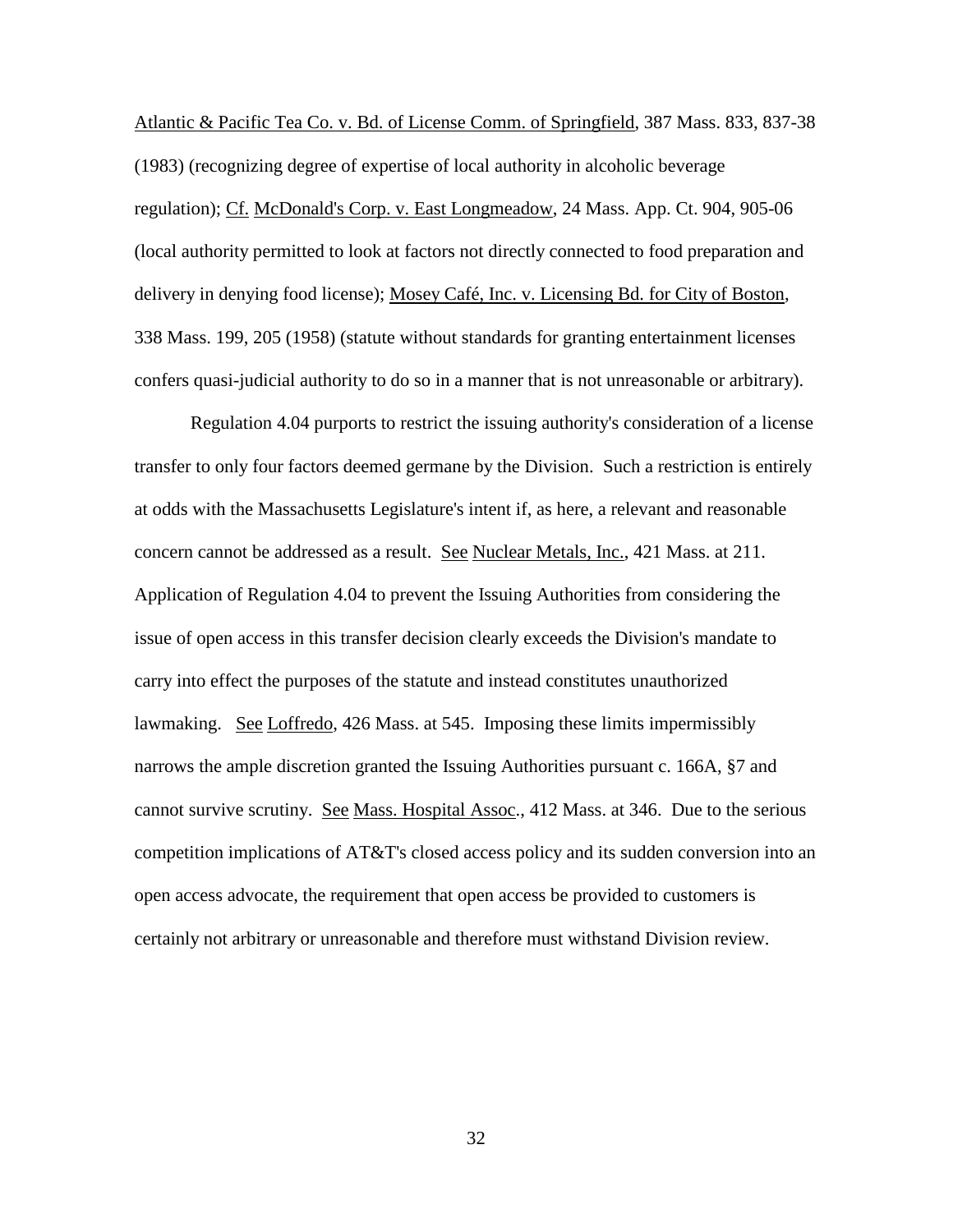Atlantic & Pacific Tea Co. v. Bd. of License Comm. of Springfield, 387 Mass. 833, 837-38 (1983) (recognizing degree of expertise of local authority in alcoholic beverage regulation); Cf. McDonald's Corp. v. East Longmeadow, 24 Mass. App. Ct. 904, 905-06 (local authority permitted to look at factors not directly connected to food preparation and delivery in denying food license); Mosey Café, Inc. v. Licensing Bd. for City of Boston, 338 Mass. 199, 205 (1958) (statute without standards for granting entertainment licenses confers quasi-judicial authority to do so in a manner that is not unreasonable or arbitrary).

Regulation 4.04 purports to restrict the issuing authority's consideration of a license transfer to only four factors deemed germane by the Division. Such a restriction is entirely at odds with the Massachusetts Legislature's intent if, as here, a relevant and reasonable concern cannot be addressed as a result. See Nuclear Metals, Inc., 421 Mass. at 211. Application of Regulation 4.04 to prevent the Issuing Authorities from considering the issue of open access in this transfer decision clearly exceeds the Division's mandate to carry into effect the purposes of the statute and instead constitutes unauthorized lawmaking. See Loffredo, 426 Mass. at 545. Imposing these limits impermissibly narrows the ample discretion granted the Issuing Authorities pursuant c. 166A, §7 and cannot survive scrutiny. See Mass. Hospital Assoc., 412 Mass. at 346. Due to the serious competition implications of AT&T's closed access policy and its sudden conversion into an open access advocate, the requirement that open access be provided to customers is certainly not arbitrary or unreasonable and therefore must withstand Division review.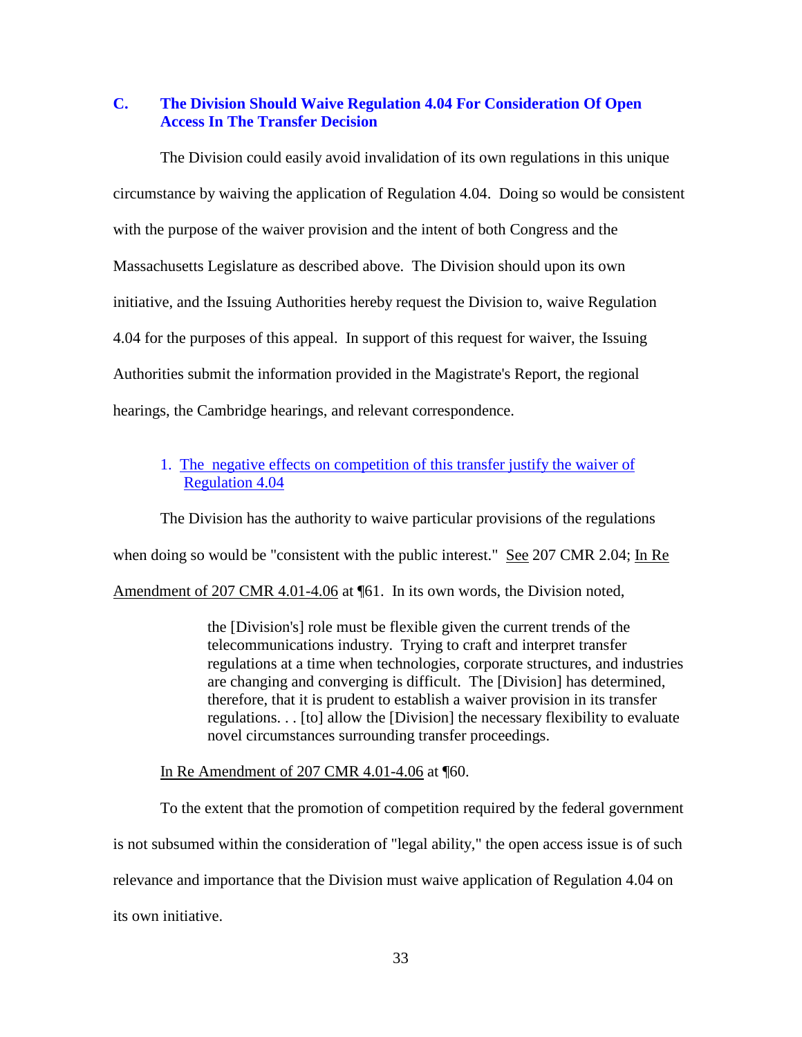## C. The Division Should Waive Regulation 4.04 For Consideration Of Open Access In The Transfer Decision

The Division could easily avoid invalidation of its own regulations in this unique circumstance by waiving the application of Regulation 4.04. Doing so would be consistent with the purpose of the waiver provision and the intent of both Congress and the Massachusetts Legislature as described above. The Division should upon its own initiative, and the Issuing Authorities hereby request the Division to, waive Regulation 4.04 for the purposes of this appeal. In support of this request for waiver, the Issuing Authorities submit the information provided in the Magistrate's Report, the regional hearings, the Cambridge hearings, and relevant correspondence.

### 1. The negative effects on competition of this transfer justify the waiver of Regulation 4.04

The Division has the authority to waive particular provisions of the regulations when doing so would be "consistent with the public interest." See 207 CMR 2.04; In Re Amendment of 207 CMR 4.01-4.06 at ¶61. In its own words, the Division noted,

> the [Division's] role must be flexible given the current trends of the telecommunications industry. Trying to craft and interpret transfer regulations at a time when technologies, corporate structures, and industries are changing and converging is difficult. The [Division] has determined, therefore, that it is prudent to establish a waiver provision in its transfer regulations. . . [to] allow the [Division] the necessary flexibility to evaluate novel circumstances surrounding transfer proceedings.

In Re Amendment of 207 CMR 4.01-4.06 at ¶60.

To the extent that the promotion of competition required by the federal government is not subsumed within the consideration of "legal ability," the open access issue is of such relevance and importance that the Division must waive application of Regulation 4.04 on its own initiative.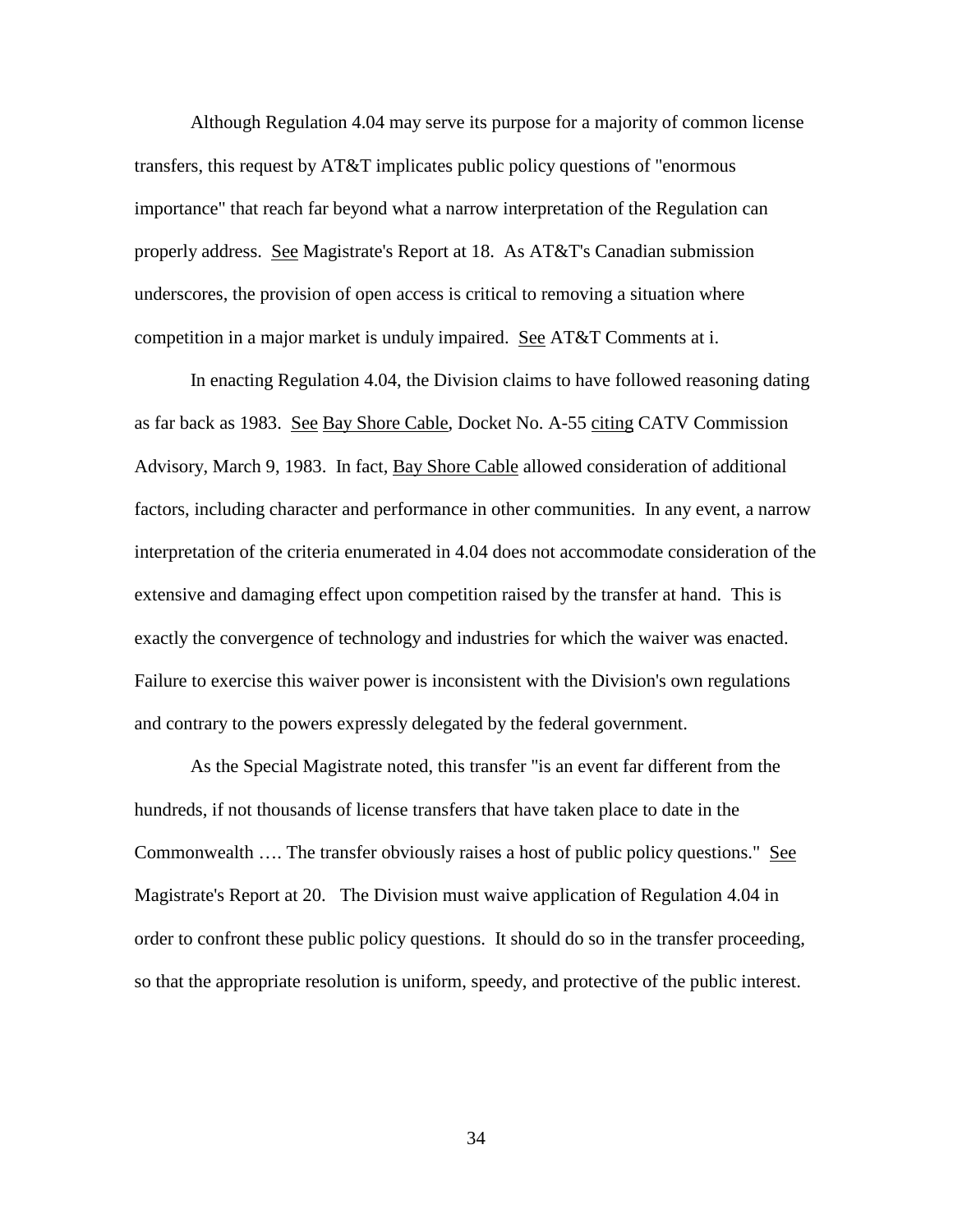Although Regulation 4.04 may serve its purpose for a majority of common license transfers, this request by AT&T implicates public policy questions of "enormous importance" that reach far beyond what a narrow interpretation of the Regulation can properly address. See Magistrate's Report at 18. As AT&T's Canadian submission underscores, the provision of open access is critical to removing a situation where competition in a major market is unduly impaired. See AT&T Comments at i.

In enacting Regulation 4.04, the Division claims to have followed reasoning dating as far back as 1983. See Bay Shore Cable, Docket No. A-55 citing CATV Commission Advisory, March 9, 1983. In fact, Bay Shore Cable allowed consideration of additional factors, including character and performance in other communities. In any event, a narrow interpretation of the criteria enumerated in 4.04 does not accommodate consideration of the extensive and damaging effect upon competition raised by the transfer at hand. This is exactly the convergence of technology and industries for which the waiver was enacted. Failure to exercise this waiver power is inconsistent with the Division's own regulations and contrary to the powers expressly delegated by the federal government.

As the Special Magistrate noted, this transfer "is an event far different from the hundreds, if not thousands of license transfers that have taken place to date in the Commonwealth …. The transfer obviously raises a host of public policy questions." See Magistrate's Report at 20. The Division must waive application of Regulation 4.04 in order to confront these public policy questions. It should do so in the transfer proceeding, so that the appropriate resolution is uniform, speedy, and protective of the public interest.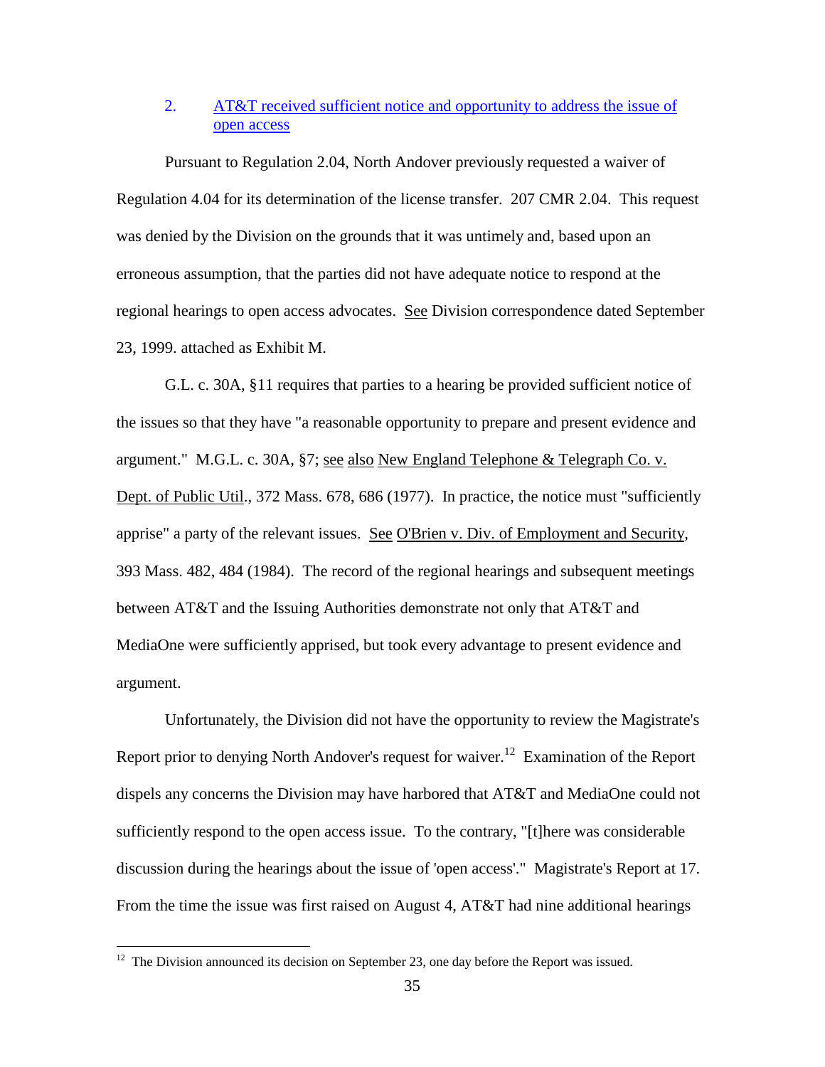2. AT&T received sufficient notice and opportunity to address the issue of open access

Pursuant to Regulation 2.04, North Andover previously requested a waiver of Regulation 4.04 for its determination of the license transfer. 207 CMR 2.04. This request was denied by the Division on the grounds that it was untimely and, based upon an erroneous assumption, that the parties did not have adequate notice to respond at the regional hearings to open access advocates. See Division correspondence dated September 23, 1999. attached as Exhibit M.

G.L. c. 30A, §11 requires that parties to a hearing be provided sufficient notice of the issues so that they have "a reasonable opportunity to prepare and present evidence and argument." M.G.L. c. 30A, §7; see also New England Telephone & Telegraph Co. v. Dept. of Public Util., 372 Mass. 678, 686 (1977). In practice, the notice must "sufficiently apprise" a party of the relevant issues. See O'Brien v. Div. of Employment and Security, 393 Mass. 482, 484 (1984). The record of the regional hearings and subsequent meetings between AT&T and the Issuing Authorities demonstrate not only that AT&T and MediaOne were sufficiently apprised, but took every advantage to present evidence and argument.

Unfortunately, the Division did not have the opportunity to review the Magistrate's Report prior to denying North Andover's request for waiver.[12] Examination of the Report dispels any concerns the Division may have harbored that AT&T and MediaOne could not sufficiently respond to the open access issue. To the contrary, "[t]here was considerable discussion during the hearings about the issue of 'open access'." Magistrate's Report at 17. From the time the issue was first raised on August 4, AT&T had nine additional hearings

[12] The Division announced its decision on September 23, one day before the Report was issued.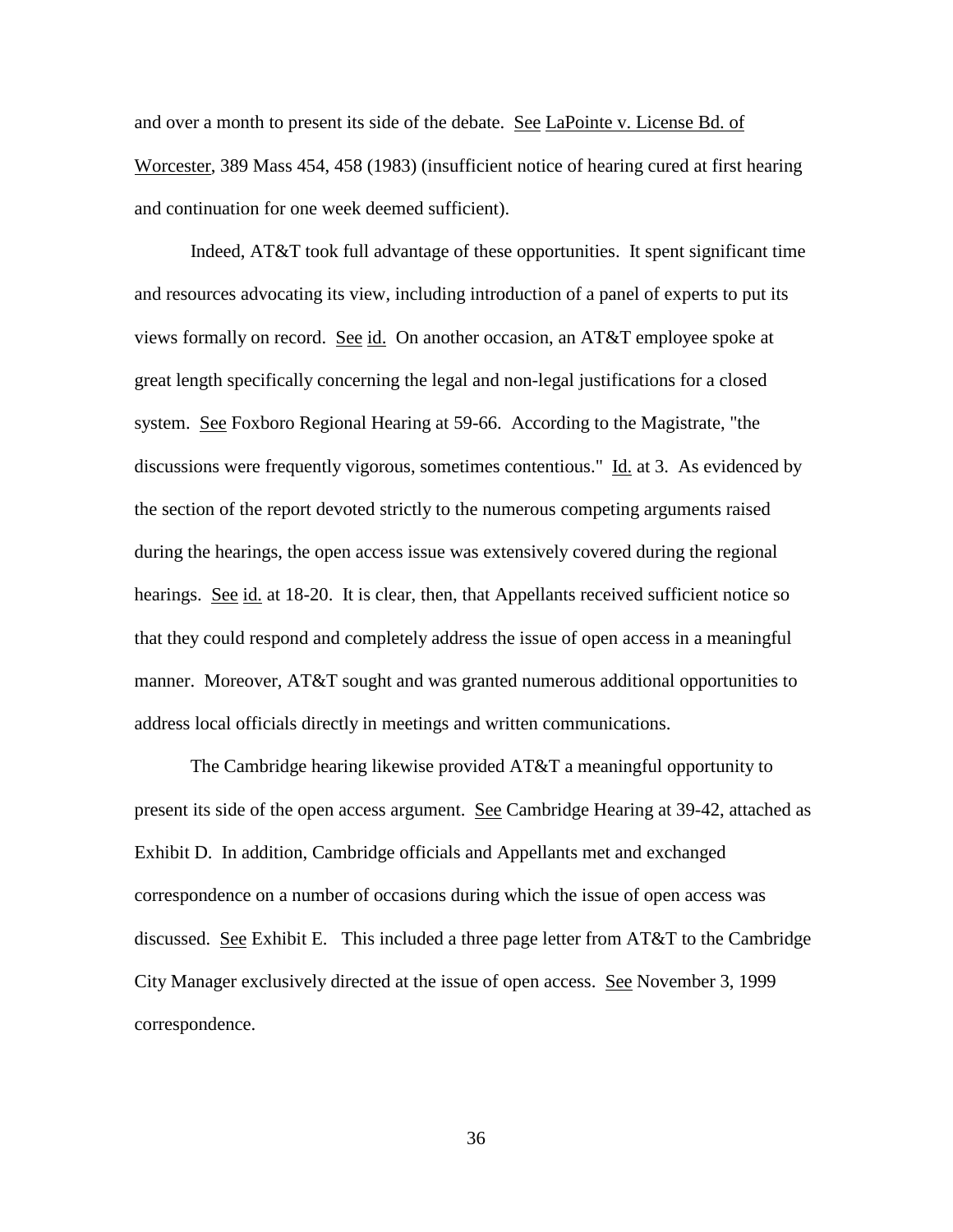and over a month to present its side of the debate. See LaPointe v. License Bd. of Worcester, 389 Mass 454, 458 (1983) (insufficient notice of hearing cured at first hearing and continuation for one week deemed sufficient).

Indeed, AT&T took full advantage of these opportunities. It spent significant time and resources advocating its view, including introduction of a panel of experts to put its views formally on record. See id. On another occasion, an AT&T employee spoke at great length specifically concerning the legal and non-legal justifications for a closed system. See Foxboro Regional Hearing at 59-66. According to the Magistrate, "the discussions were frequently vigorous, sometimes contentious." Id. at 3. As evidenced by the section of the report devoted strictly to the numerous competing arguments raised during the hearings, the open access issue was extensively covered during the regional hearings. See id. at 18-20. It is clear, then, that Appellants received sufficient notice so that they could respond and completely address the issue of open access in a meaningful manner. Moreover, AT&T sought and was granted numerous additional opportunities to address local officials directly in meetings and written communications.

The Cambridge hearing likewise provided AT&T a meaningful opportunity to present its side of the open access argument. See Cambridge Hearing at 39-42, attached as Exhibit D. In addition, Cambridge officials and Appellants met and exchanged correspondence on a number of occasions during which the issue of open access was discussed. See Exhibit E. This included a three page letter from AT&T to the Cambridge City Manager exclusively directed at the issue of open access. See November 3, 1999 correspondence.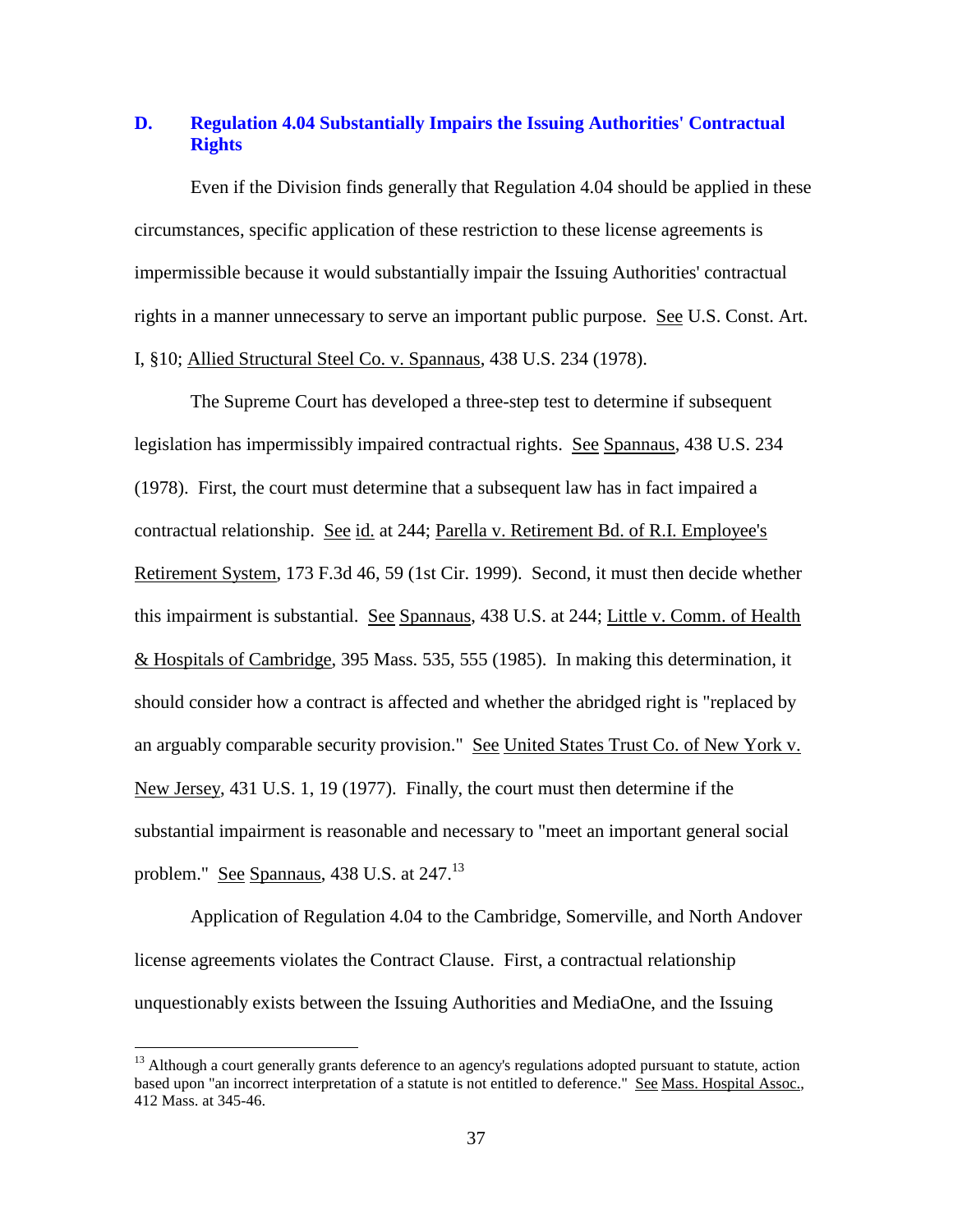### D. Regulation 4.04 Substantially Impairs the Issuing Authorities' Contractual Rights

Even if the Division finds generally that Regulation 4.04 should be applied in these circumstances, specific application of these restriction to these license agreements is impermissible because it would substantially impair the Issuing Authorities' contractual rights in a manner unnecessary to serve an important public purpose. See U.S. Const. Art. I, §10; Allied Structural Steel Co. v. Spannaus, 438 U.S. 234 (1978).

The Supreme Court has developed a three-step test to determine if subsequent legislation has impermissibly impaired contractual rights. See Spannaus, 438 U.S. 234 (1978). First, the court must determine that a subsequent law has in fact impaired a contractual relationship. See id. at 244; Parella v. Retirement Bd. of R.I. Employee's Retirement System, 173 F.3d 46, 59 (1st Cir. 1999). Second, it must then decide whether this impairment is substantial. See Spannaus, 438 U.S. at 244; Little v. Comm. of Health & Hospitals of Cambridge, 395 Mass. 535, 555 (1985). In making this determination, it should consider how a contract is affected and whether the abridged right is "replaced by an arguably comparable security provision." See United States Trust Co. of New York v. New Jersey, 431 U.S. 1, 19 (1977). Finally, the court must then determine if the substantial impairment is reasonable and necessary to "meet an important general social problem." See Spannaus, 438 U.S. at 247.[13]

Application of Regulation 4.04 to the Cambridge, Somerville, and North Andover license agreements violates the Contract Clause. First, a contractual relationship unquestionably exists between the Issuing Authorities and MediaOne, and the Issuing

[13] Although a court generally grants deference to an agency's regulations adopted pursuant to statute, action based upon "an incorrect interpretation of a statute is not entitled to deference." See Mass. Hospital Assoc., 412 Mass. at 345-46.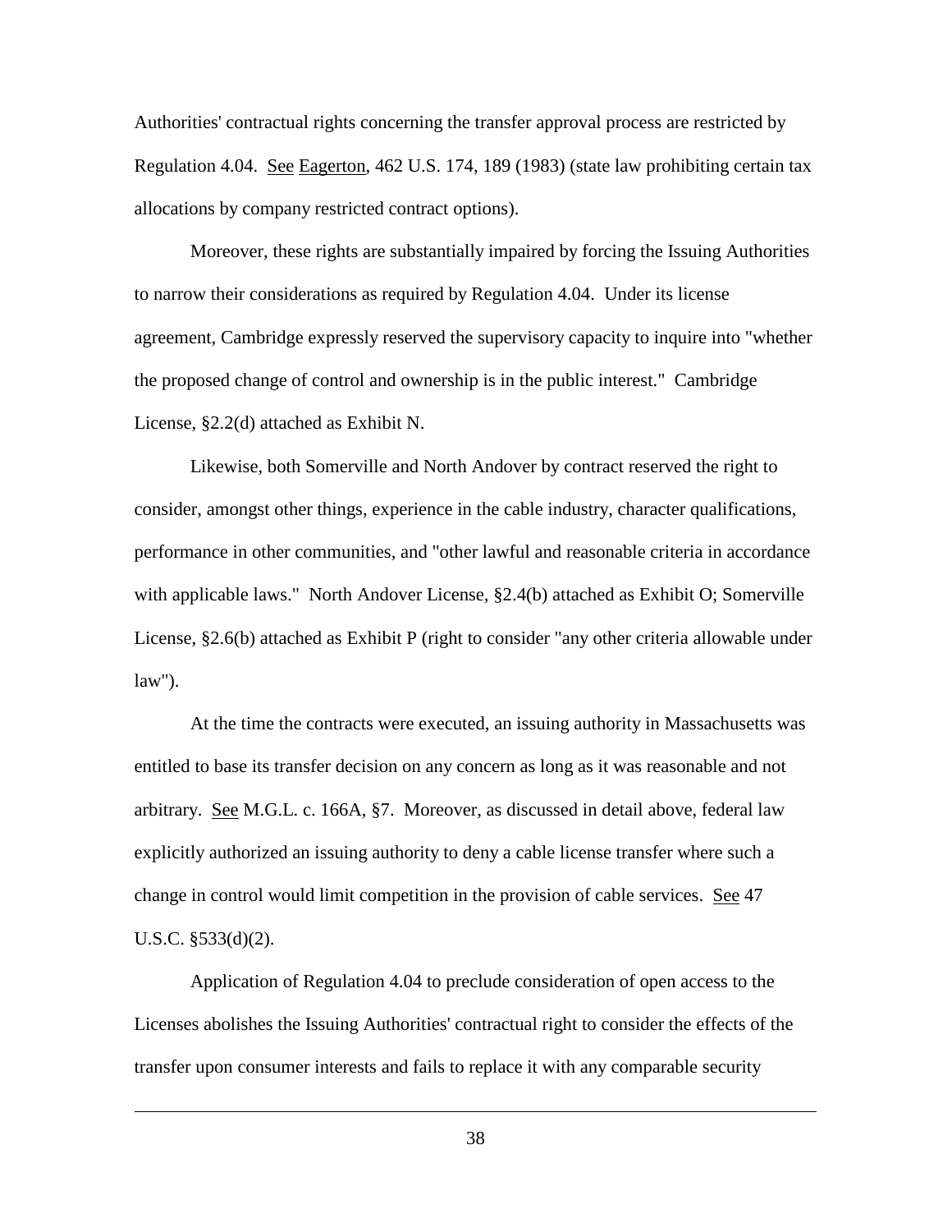Authorities' contractual rights concerning the transfer approval process are restricted by Regulation 4.04. See Eagerton, 462 U.S. 174, 189 (1983) (state law prohibiting certain tax allocations by company restricted contract options).

Moreover, these rights are substantially impaired by forcing the Issuing Authorities to narrow their considerations as required by Regulation 4.04. Under its license agreement, Cambridge expressly reserved the supervisory capacity to inquire into "whether the proposed change of control and ownership is in the public interest." Cambridge License, §2.2(d) attached as Exhibit N.

Likewise, both Somerville and North Andover by contract reserved the right to consider, amongst other things, experience in the cable industry, character qualifications, performance in other communities, and "other lawful and reasonable criteria in accordance with applicable laws." North Andover License, §2.4(b) attached as Exhibit O; Somerville License, §2.6(b) attached as Exhibit P (right to consider "any other criteria allowable under law").

At the time the contracts were executed, an issuing authority in Massachusetts was entitled to base its transfer decision on any concern as long as it was reasonable and not arbitrary. See M.G.L. c. 166A, §7. Moreover, as discussed in detail above, federal law explicitly authorized an issuing authority to deny a cable license transfer where such a change in control would limit competition in the provision of cable services. See 47 U.S.C. §533(d)(2).

Application of Regulation 4.04 to preclude consideration of open access to the Licenses abolishes the Issuing Authorities' contractual right to consider the effects of the transfer upon consumer interests and fails to replace it with any comparable security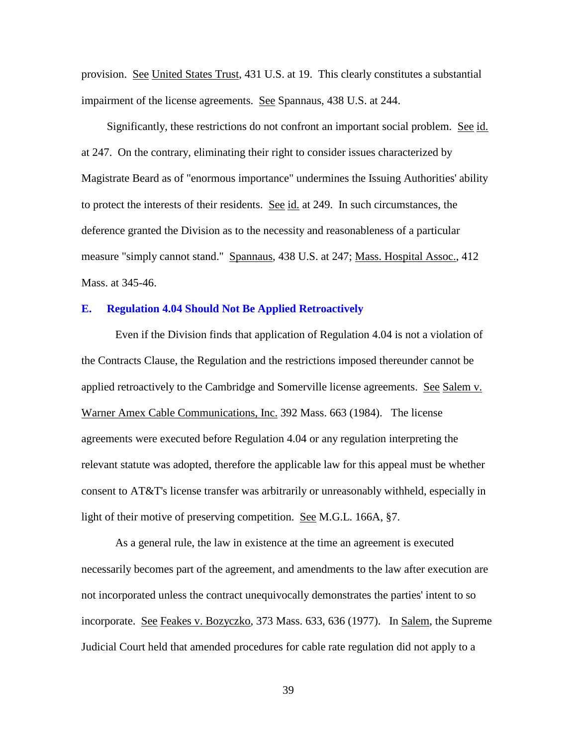provision. See United States Trust, 431 U.S. at 19. This clearly constitutes a substantial impairment of the license agreements. See Spannaus, 438 U.S. at 244.

Significantly, these restrictions do not confront an important social problem. See id. at 247. On the contrary, eliminating their right to consider issues characterized by Magistrate Beard as of "enormous importance" undermines the Issuing Authorities' ability to protect the interests of their residents. See id. at 249. In such circumstances, the deference granted the Division as to the necessity and reasonableness of a particular measure "simply cannot stand." Spannaus, 438 U.S. at 247; Mass. Hospital Assoc., 412 Mass. at 345-46.

### E. Regulation 4.04 Should Not Be Applied Retroactively

Even if the Division finds that application of Regulation 4.04 is not a violation of the Contracts Clause, the Regulation and the restrictions imposed thereunder cannot be applied retroactively to the Cambridge and Somerville license agreements. See Salem v. Warner Amex Cable Communications, Inc. 392 Mass. 663 (1984). The license agreements were executed before Regulation 4.04 or any regulation interpreting the relevant statute was adopted, therefore the applicable law for this appeal must be whether consent to AT&T's license transfer was arbitrarily or unreasonably withheld, especially in light of their motive of preserving competition. See M.G.L. 166A, §7.

As a general rule, the law in existence at the time an agreement is executed necessarily becomes part of the agreement, and amendments to the law after execution are not incorporated unless the contract unequivocally demonstrates the parties' intent to so incorporate. See Feakes v. Bozyczko, 373 Mass. 633, 636 (1977). In Salem, the Supreme Judicial Court held that amended procedures for cable rate regulation did not apply to a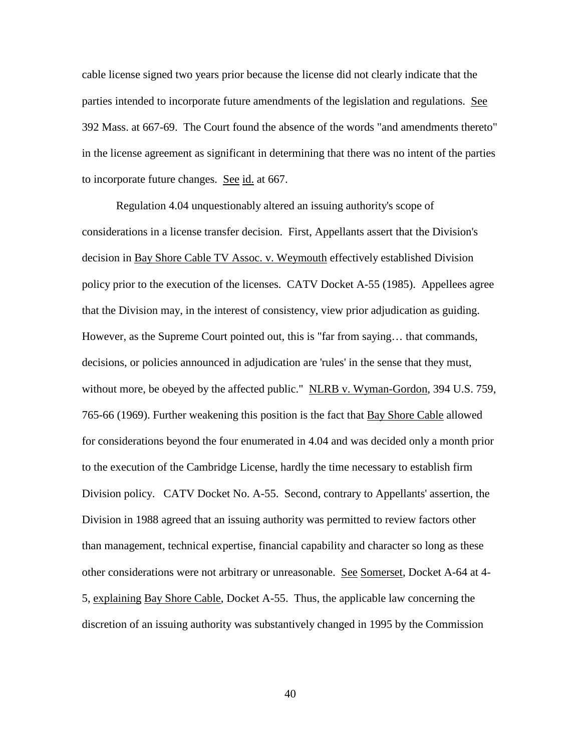cable license signed two years prior because the license did not clearly indicate that the parties intended to incorporate future amendments of the legislation and regulations. See 392 Mass. at 667-69. The Court found the absence of the words "and amendments thereto" in the license agreement as significant in determining that there was no intent of the parties to incorporate future changes. See id. at 667.

Regulation 4.04 unquestionably altered an issuing authority's scope of considerations in a license transfer decision. First, Appellants assert that the Division's decision in Bay Shore Cable TV Assoc. v. Weymouth effectively established Division policy prior to the execution of the licenses. CATV Docket A-55 (1985). Appellees agree that the Division may, in the interest of consistency, view prior adjudication as guiding. However, as the Supreme Court pointed out, this is "far from saying… that commands, decisions, or policies announced in adjudication are 'rules' in the sense that they must, without more, be obeyed by the affected public." NLRB v. Wyman-Gordon, 394 U.S. 759, 765-66 (1969). Further weakening this position is the fact that Bay Shore Cable allowed for considerations beyond the four enumerated in 4.04 and was decided only a month prior to the execution of the Cambridge License, hardly the time necessary to establish firm Division policy. CATV Docket No. A-55. Second, contrary to Appellants' assertion, the Division in 1988 agreed that an issuing authority was permitted to review factors other than management, technical expertise, financial capability and character so long as these other considerations were not arbitrary or unreasonable. See Somerset, Docket A-64 at 4-5, explaining Bay Shore Cable, Docket A-55. Thus, the applicable law concerning the discretion of an issuing authority was substantively changed in 1995 by the Commission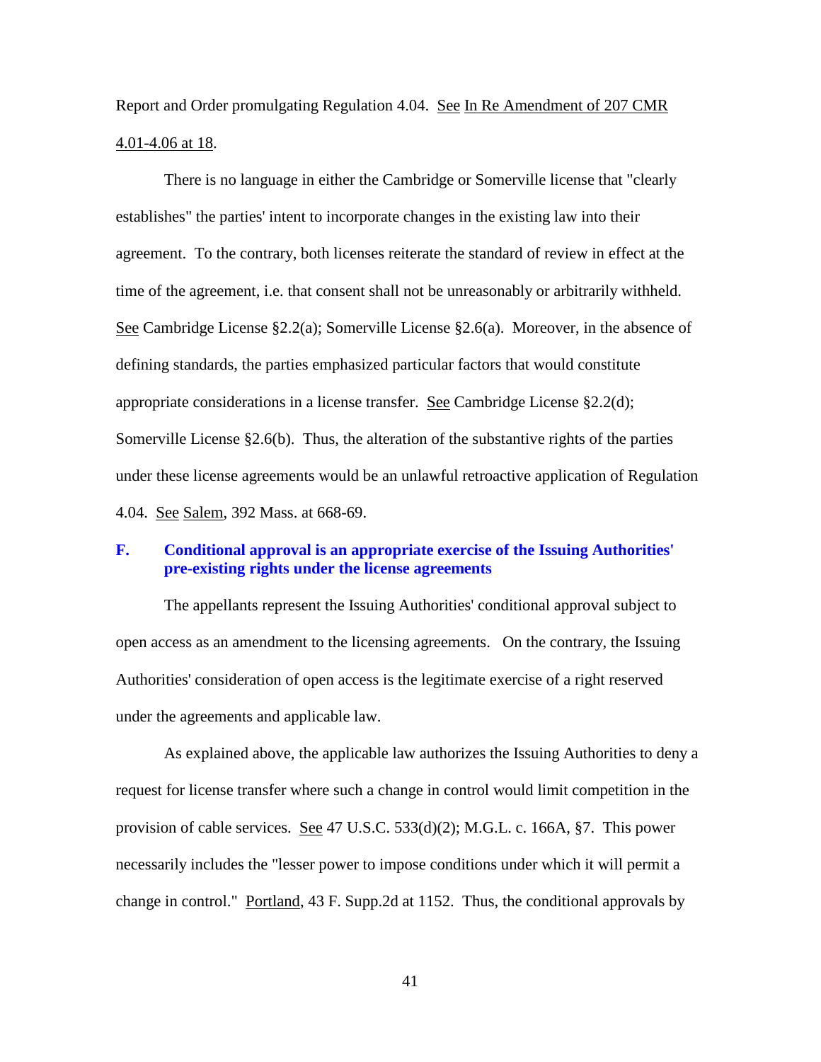Report and Order promulgating Regulation 4.04. See In Re Amendment of 207 CMR 4.01-4.06 at 18.

There is no language in either the Cambridge or Somerville license that "clearly establishes" the parties' intent to incorporate changes in the existing law into their agreement. To the contrary, both licenses reiterate the standard of review in effect at the time of the agreement, i.e. that consent shall not be unreasonably or arbitrarily withheld. See Cambridge License §2.2(a); Somerville License §2.6(a). Moreover, in the absence of defining standards, the parties emphasized particular factors that would constitute appropriate considerations in a license transfer. See Cambridge License §2.2(d); Somerville License §2.6(b). Thus, the alteration of the substantive rights of the parties under these license agreements would be an unlawful retroactive application of Regulation 4.04. See Salem, 392 Mass. at 668-69.

### F. Conditional approval is an appropriate exercise of the Issuing Authorities' pre-existing rights under the license agreements

The appellants represent the Issuing Authorities' conditional approval subject to open access as an amendment to the licensing agreements. On the contrary, the Issuing Authorities' consideration of open access is the legitimate exercise of a right reserved under the agreements and applicable law.

As explained above, the applicable law authorizes the Issuing Authorities to deny a request for license transfer where such a change in control would limit competition in the provision of cable services. See 47 U.S.C. 533(d)(2); M.G.L. c. 166A, §7. This power necessarily includes the "lesser power to impose conditions under which it will permit a change in control." Portland, 43 F. Supp.2d at 1152. Thus, the conditional approvals by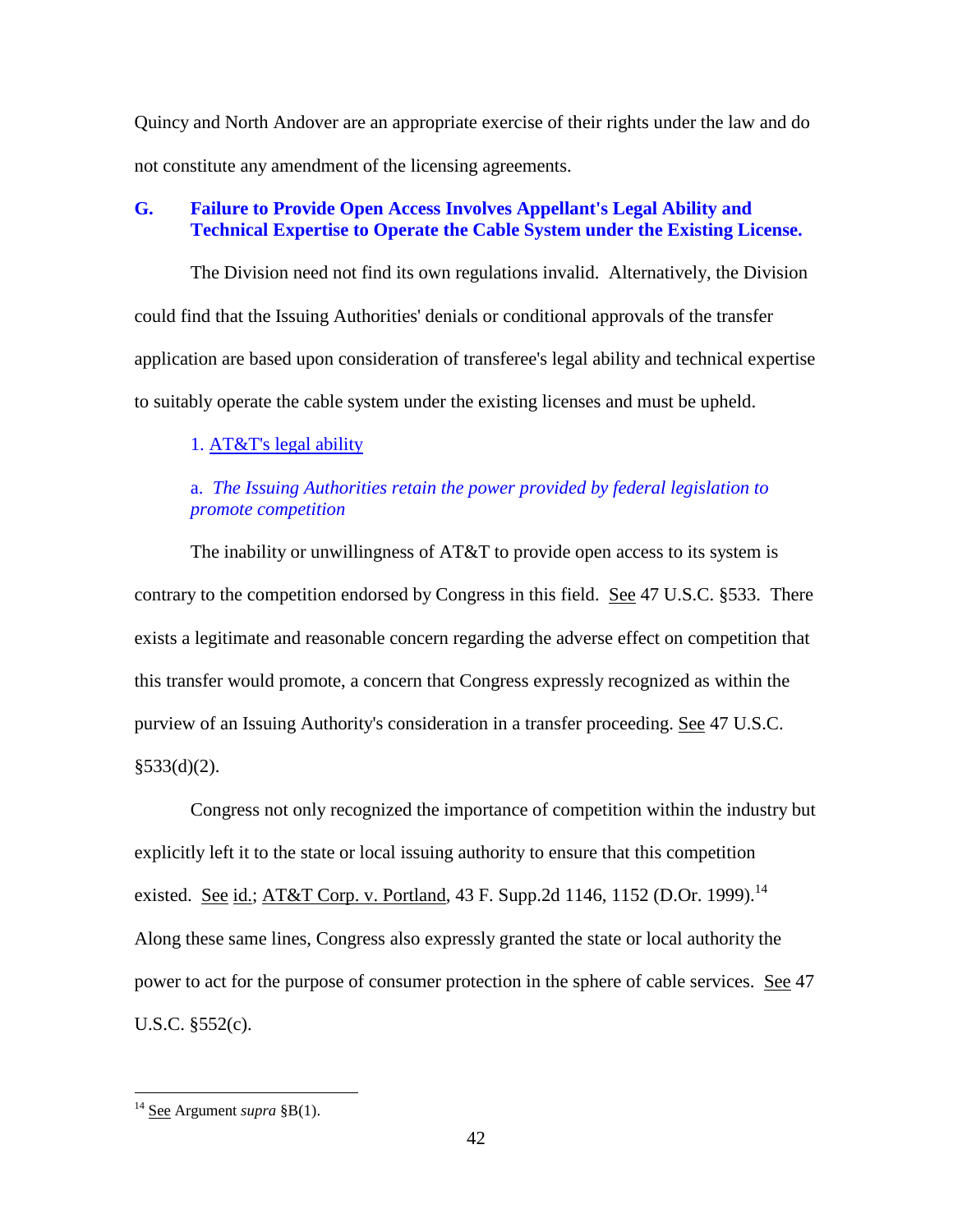Quincy and North Andover are an appropriate exercise of their rights under the law and do not constitute any amendment of the licensing agreements.

## G. Failure to Provide Open Access Involves Appellant's Legal Ability and Technical Expertise to Operate the Cable System under the Existing License.

The Division need not find its own regulations invalid. Alternatively, the Division could find that the Issuing Authorities' denials or conditional approvals of the transfer application are based upon consideration of transferee's legal ability and technical expertise to suitably operate the cable system under the existing licenses and must be upheld.

### 1. AT&T's legal ability

#### a. *The Issuing Authorities retain the power provided by federal legislation to promote competition*

The inability or unwillingness of AT&T to provide open access to its system is contrary to the competition endorsed by Congress in this field. See 47 U.S.C. §533. There exists a legitimate and reasonable concern regarding the adverse effect on competition that this transfer would promote, a concern that Congress expressly recognized as within the purview of an Issuing Authority's consideration in a transfer proceeding. See 47 U.S.C. §533(d)(2).

Congress not only recognized the importance of competition within the industry but explicitly left it to the state or local issuing authority to ensure that this competition existed. See id.; AT&T Corp. v. Portland, 43 F. Supp.2d 1146, 1152 (D.Or. 1999).[14] Along these same lines, Congress also expressly granted the state or local authority the power to act for the purpose of consumer protection in the sphere of cable services. See 47 U.S.C. §552(c).

---

[14] See Argument *supra* §B(1).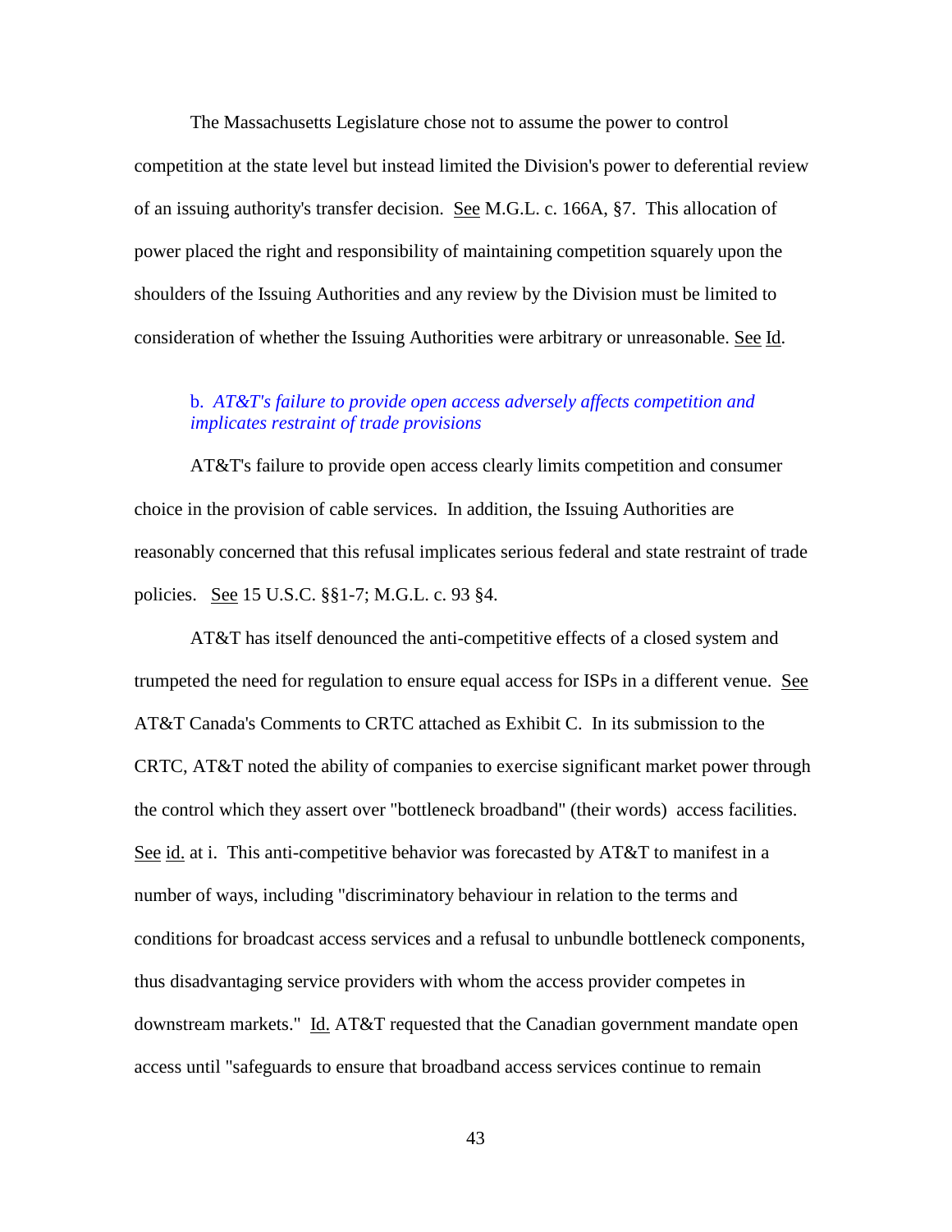The Massachusetts Legislature chose not to assume the power to control competition at the state level but instead limited the Division's power to deferential review of an issuing authority's transfer decision. See M.G.L. c. 166A, §7. This allocation of power placed the right and responsibility of maintaining competition squarely upon the shoulders of the Issuing Authorities and any review by the Division must be limited to consideration of whether the Issuing Authorities were arbitrary or unreasonable. See Id.

### b. *AT&T's failure to provide open access adversely affects competition and implicates restraint of trade provisions*

AT&T's failure to provide open access clearly limits competition and consumer choice in the provision of cable services. In addition, the Issuing Authorities are reasonably concerned that this refusal implicates serious federal and state restraint of trade policies. See 15 U.S.C. §§1-7; M.G.L. c. 93 §4.

AT&T has itself denounced the anti-competitive effects of a closed system and trumpeted the need for regulation to ensure equal access for ISPs in a different venue. See AT&T Canada's Comments to CRTC attached as Exhibit C. In its submission to the CRTC, AT&T noted the ability of companies to exercise significant market power through the control which they assert over "bottleneck broadband" (their words) access facilities. See id. at i. This anti-competitive behavior was forecasted by AT&T to manifest in a number of ways, including "discriminatory behaviour in relation to the terms and conditions for broadcast access services and a refusal to unbundle bottleneck components, thus disadvantaging service providers with whom the access provider competes in downstream markets." Id. AT&T requested that the Canadian government mandate open access until "safeguards to ensure that broadband access services continue to remain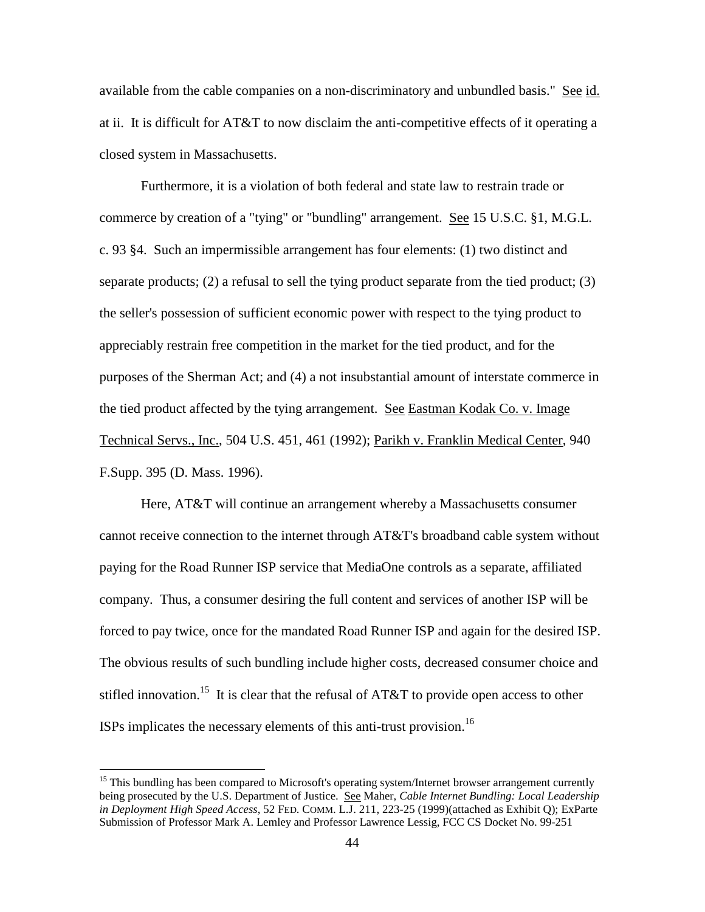available from the cable companies on a non-discriminatory and unbundled basis." See id. at ii. It is difficult for AT&T to now disclaim the anti-competitive effects of it operating a closed system in Massachusetts.

Furthermore, it is a violation of both federal and state law to restrain trade or commerce by creation of a "tying" or "bundling" arrangement. See 15 U.S.C. §1, M.G.L. c. 93 §4. Such an impermissible arrangement has four elements: (1) two distinct and separate products; (2) a refusal to sell the tying product separate from the tied product; (3) the seller's possession of sufficient economic power with respect to the tying product to appreciably restrain free competition in the market for the tied product, and for the purposes of the Sherman Act; and (4) a not insubstantial amount of interstate commerce in the tied product affected by the tying arrangement. See Eastman Kodak Co. v. Image Technical Servs., Inc., 504 U.S. 451, 461 (1992); Parikh v. Franklin Medical Center, 940 F.Supp. 395 (D. Mass. 1996).

Here, AT&T will continue an arrangement whereby a Massachusetts consumer cannot receive connection to the internet through AT&T's broadband cable system without paying for the Road Runner ISP service that MediaOne controls as a separate, affiliated company. Thus, a consumer desiring the full content and services of another ISP will be forced to pay twice, once for the mandated Road Runner ISP and again for the desired ISP. The obvious results of such bundling include higher costs, decreased consumer choice and stifled innovation.[15] It is clear that the refusal of AT&T to provide open access to other ISPs implicates the necessary elements of this anti-trust provision.[16]

---

[15] This bundling has been compared to Microsoft's operating system/Internet browser arrangement currently being prosecuted by the U.S. Department of Justice. See Maher, *Cable Internet Bundling: Local Leadership in Deployment High Speed Access*, 52 FED. COMM. L.J. 211, 223-25 (1999)(attached as Exhibit Q); ExParte Submission of Professor Mark A. Lemley and Professor Lawrence Lessig, FCC CS Docket No. 99-251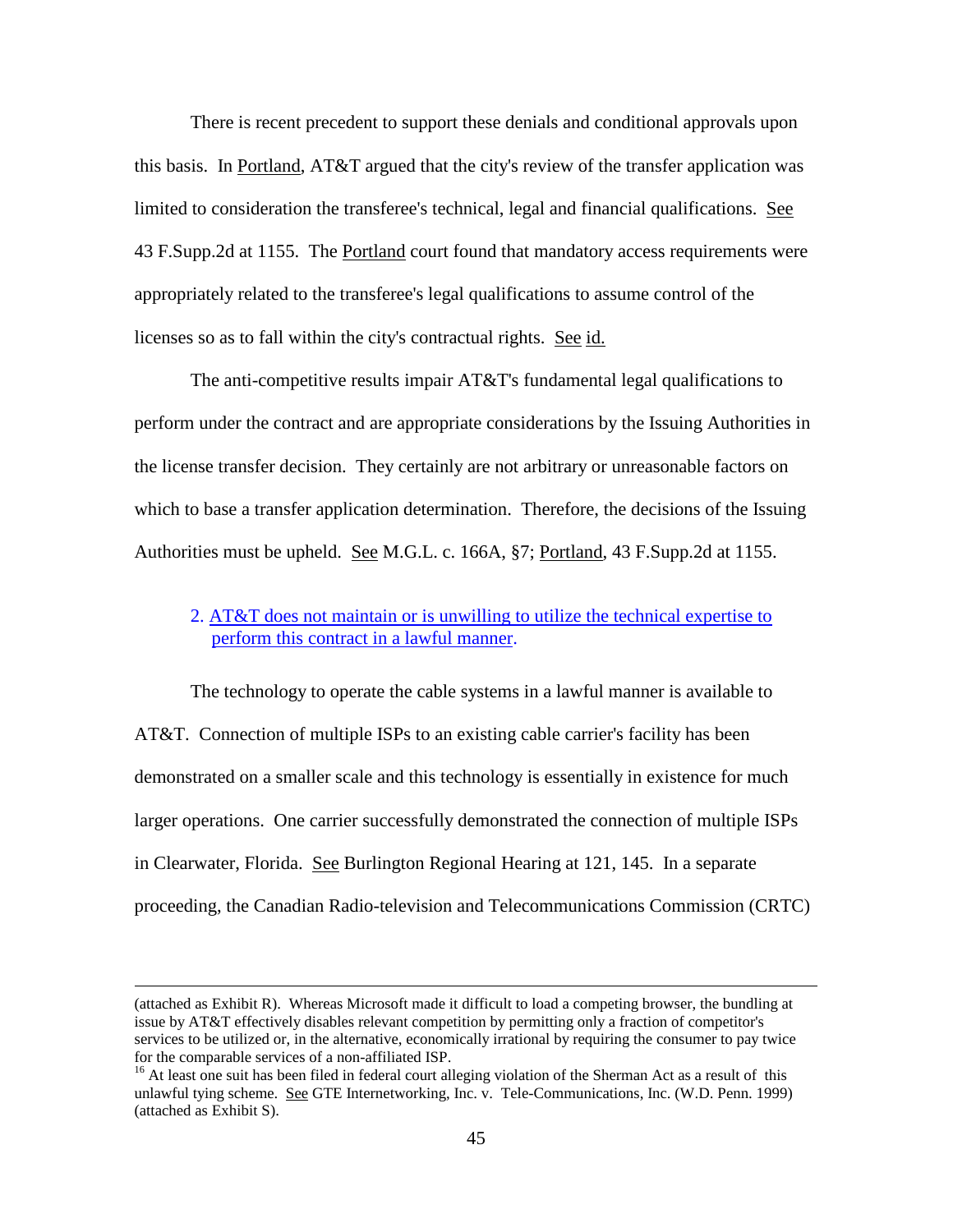There is recent precedent to support these denials and conditional approvals upon this basis. In Portland, AT&T argued that the city's review of the transfer application was limited to consideration the transferee's technical, legal and financial qualifications. See 43 F.Supp.2d at 1155. The Portland court found that mandatory access requirements were appropriately related to the transferee's legal qualifications to assume control of the licenses so as to fall within the city's contractual rights. See id.

The anti-competitive results impair AT&T's fundamental legal qualifications to perform under the contract and are appropriate considerations by the Issuing Authorities in the license transfer decision. They certainly are not arbitrary or unreasonable factors on which to base a transfer application determination. Therefore, the decisions of the Issuing Authorities must be upheld. See M.G.L. c. 166A, §7; Portland, 43 F.Supp.2d at 1155.

2. AT&T does not maintain or is unwilling to utilize the technical expertise to perform this contract in a lawful manner.

The technology to operate the cable systems in a lawful manner is available to AT&T. Connection of multiple ISPs to an existing cable carrier's facility has been demonstrated on a smaller scale and this technology is essentially in existence for much larger operations. One carrier successfully demonstrated the connection of multiple ISPs in Clearwater, Florida. See Burlington Regional Hearing at 121, 145. In a separate proceeding, the Canadian Radio-television and Telecommunications Commission (CRTC)

---

(attached as Exhibit R). Whereas Microsoft made it difficult to load a competing browser, the bundling at issue by AT&T effectively disables relevant competition by permitting only a fraction of competitor's services to be utilized or, in the alternative, economically irrational by requiring the consumer to pay twice for the comparable services of a non-affiliated ISP.

[16] At least one suit has been filed in federal court alleging violation of the Sherman Act as a result of this unlawful tying scheme. See GTE Internetworking, Inc. v. Tele-Communications, Inc. (W.D. Penn. 1999) (attached as Exhibit S).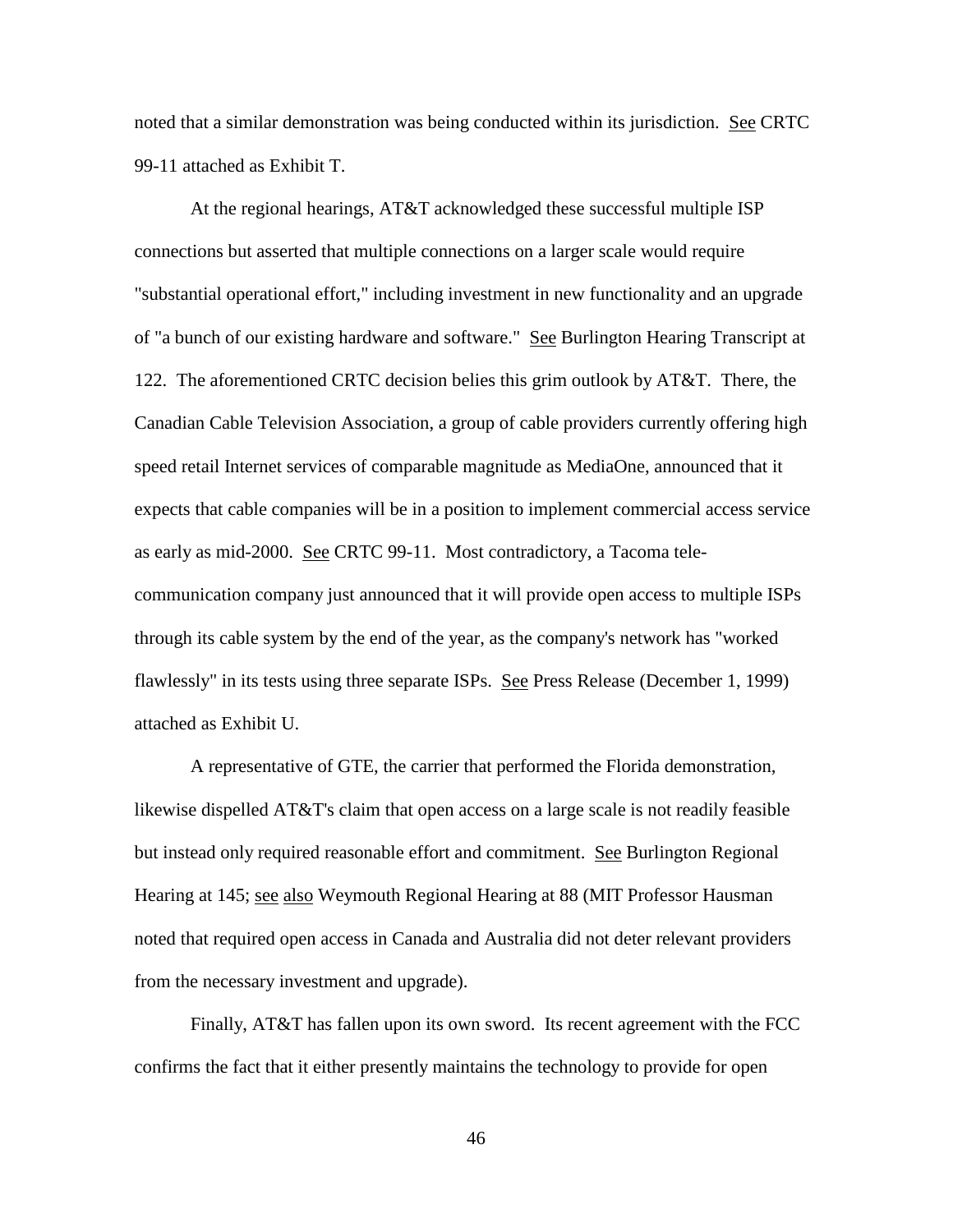noted that a similar demonstration was being conducted within its jurisdiction. See CRTC 99-11 attached as Exhibit T.

At the regional hearings, AT&T acknowledged these successful multiple ISP connections but asserted that multiple connections on a larger scale would require "substantial operational effort," including investment in new functionality and an upgrade of "a bunch of our existing hardware and software." See Burlington Hearing Transcript at 122. The aforementioned CRTC decision belies this grim outlook by AT&T. There, the Canadian Cable Television Association, a group of cable providers currently offering high speed retail Internet services of comparable magnitude as MediaOne, announced that it expects that cable companies will be in a position to implement commercial access service as early as mid-2000. See CRTC 99-11. Most contradictory, a Tacoma tele-communication company just announced that it will provide open access to multiple ISPs through its cable system by the end of the year, as the company's network has "worked flawlessly" in its tests using three separate ISPs. See Press Release (December 1, 1999) attached as Exhibit U.

A representative of GTE, the carrier that performed the Florida demonstration, likewise dispelled AT&T's claim that open access on a large scale is not readily feasible but instead only required reasonable effort and commitment. See Burlington Regional Hearing at 145; see also Weymouth Regional Hearing at 88 (MIT Professor Hausman noted that required open access in Canada and Australia did not deter relevant providers from the necessary investment and upgrade).

Finally, AT&T has fallen upon its own sword. Its recent agreement with the FCC confirms the fact that it either presently maintains the technology to provide for open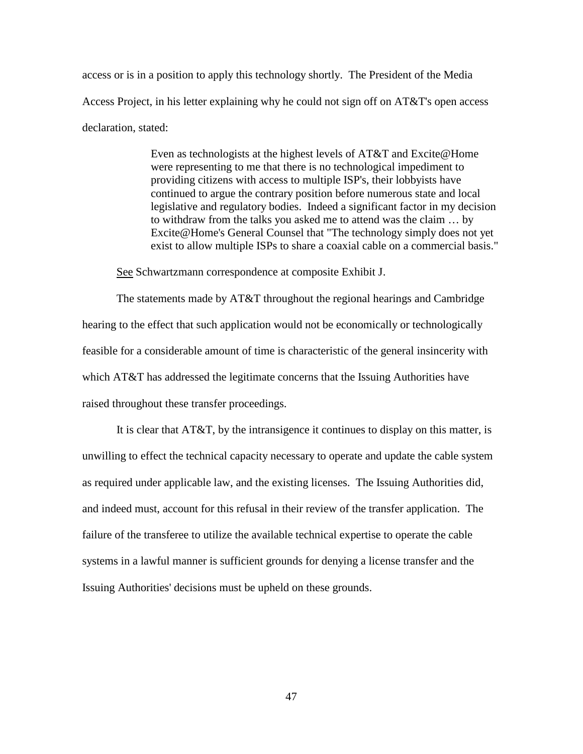access or is in a position to apply this technology shortly. The President of the Media Access Project, in his letter explaining why he could not sign off on AT&T's open access declaration, stated:

> Even as technologists at the highest levels of AT&T and Excite@Home were representing to me that there is no technological impediment to providing citizens with access to multiple ISP's, their lobbyists have continued to argue the contrary position before numerous state and local legislative and regulatory bodies. Indeed a significant factor in my decision to withdraw from the talks you asked me to attend was the claim … by Excite@Home's General Counsel that "The technology simply does not yet exist to allow multiple ISPs to share a coaxial cable on a commercial basis."

<u>See</u> Schwartzmann correspondence at composite Exhibit J.

The statements made by AT&T throughout the regional hearings and Cambridge hearing to the effect that such application would not be economically or technologically feasible for a considerable amount of time is characteristic of the general insincerity with which AT&T has addressed the legitimate concerns that the Issuing Authorities have raised throughout these transfer proceedings.

It is clear that AT&T, by the intransigence it continues to display on this matter, is unwilling to effect the technical capacity necessary to operate and update the cable system as required under applicable law, and the existing licenses. The Issuing Authorities did, and indeed must, account for this refusal in their review of the transfer application. The failure of the transferee to utilize the available technical expertise to operate the cable systems in a lawful manner is sufficient grounds for denying a license transfer and the Issuing Authorities' decisions must be upheld on these grounds.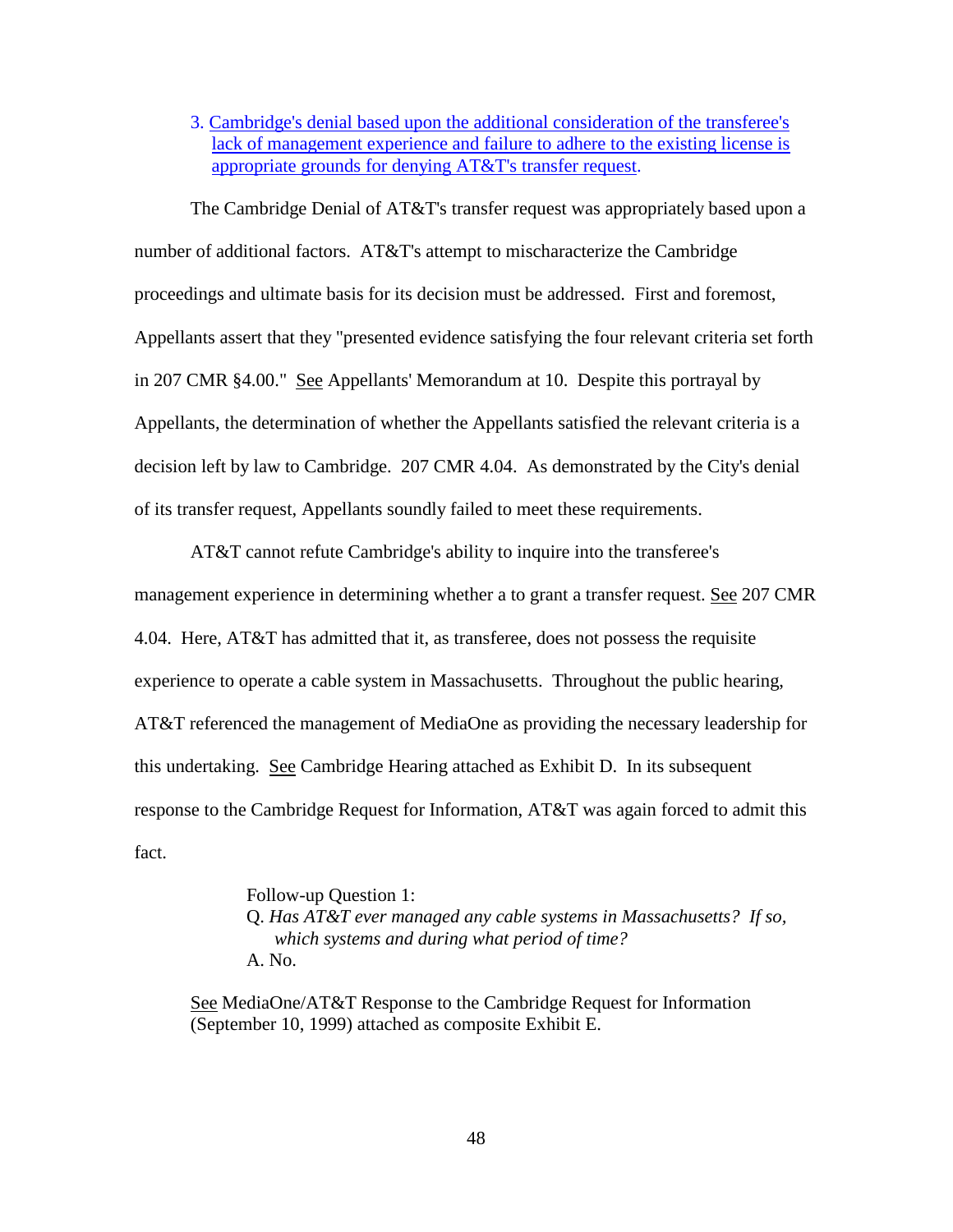3. Cambridge's denial based upon the additional consideration of the transferee's lack of management experience and failure to adhere to the existing license is appropriate grounds for denying AT&T's transfer request.

The Cambridge Denial of AT&T's transfer request was appropriately based upon a number of additional factors. AT&T's attempt to mischaracterize the Cambridge proceedings and ultimate basis for its decision must be addressed. First and foremost, Appellants assert that they "presented evidence satisfying the four relevant criteria set forth in 207 CMR §4.00." See Appellants' Memorandum at 10. Despite this portrayal by Appellants, the determination of whether the Appellants satisfied the relevant criteria is a decision left by law to Cambridge. 207 CMR 4.04. As demonstrated by the City's denial of its transfer request, Appellants soundly failed to meet these requirements.

AT&T cannot refute Cambridge's ability to inquire into the transferee's management experience in determining whether a to grant a transfer request. See 207 CMR 4.04. Here, AT&T has admitted that it, as transferee, does not possess the requisite experience to operate a cable system in Massachusetts. Throughout the public hearing, AT&T referenced the management of MediaOne as providing the necessary leadership for this undertaking. See Cambridge Hearing attached as Exhibit D. In its subsequent response to the Cambridge Request for Information, AT&T was again forced to admit this fact.

> Follow-up Question 1:
> Q. *Has AT&T ever managed any cable systems in Massachusetts? If so, which systems and during what period of time?*
> A. No.

See MediaOne/AT&T Response to the Cambridge Request for Information (September 10, 1999) attached as composite Exhibit E.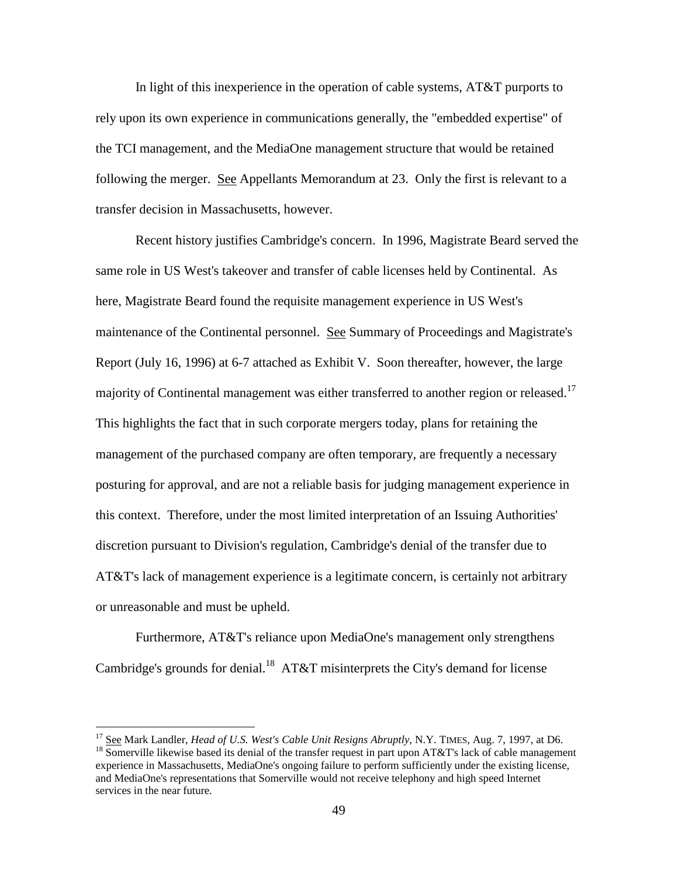In light of this inexperience in the operation of cable systems, AT&T purports to rely upon its own experience in communications generally, the "embedded expertise" of the TCI management, and the MediaOne management structure that would be retained following the merger. See Appellants Memorandum at 23. Only the first is relevant to a transfer decision in Massachusetts, however.

Recent history justifies Cambridge's concern. In 1996, Magistrate Beard served the same role in US West's takeover and transfer of cable licenses held by Continental. As here, Magistrate Beard found the requisite management experience in US West's maintenance of the Continental personnel. See Summary of Proceedings and Magistrate's Report (July 16, 1996) at 6-7 attached as Exhibit V. Soon thereafter, however, the large majority of Continental management was either transferred to another region or released.[17] This highlights the fact that in such corporate mergers today, plans for retaining the management of the purchased company are often temporary, are frequently a necessary posturing for approval, and are not a reliable basis for judging management experience in this context. Therefore, under the most limited interpretation of an Issuing Authorities' discretion pursuant to Division's regulation, Cambridge's denial of the transfer due to AT&T's lack of management experience is a legitimate concern, is certainly not arbitrary or unreasonable and must be upheld.

Furthermore, AT&T's reliance upon MediaOne's management only strengthens Cambridge's grounds for denial.[18] AT&T misinterprets the City's demand for license

---

[17] See Mark Landler, *Head of U.S. West's Cable Unit Resigns Abruptly*, N.Y. TIMES, Aug. 7, 1997, at D6.

[18] Somerville likewise based its denial of the transfer request in part upon AT&T's lack of cable management experience in Massachusetts, MediaOne's ongoing failure to perform sufficiently under the existing license, and MediaOne's representations that Somerville would not receive telephony and high speed Internet services in the near future.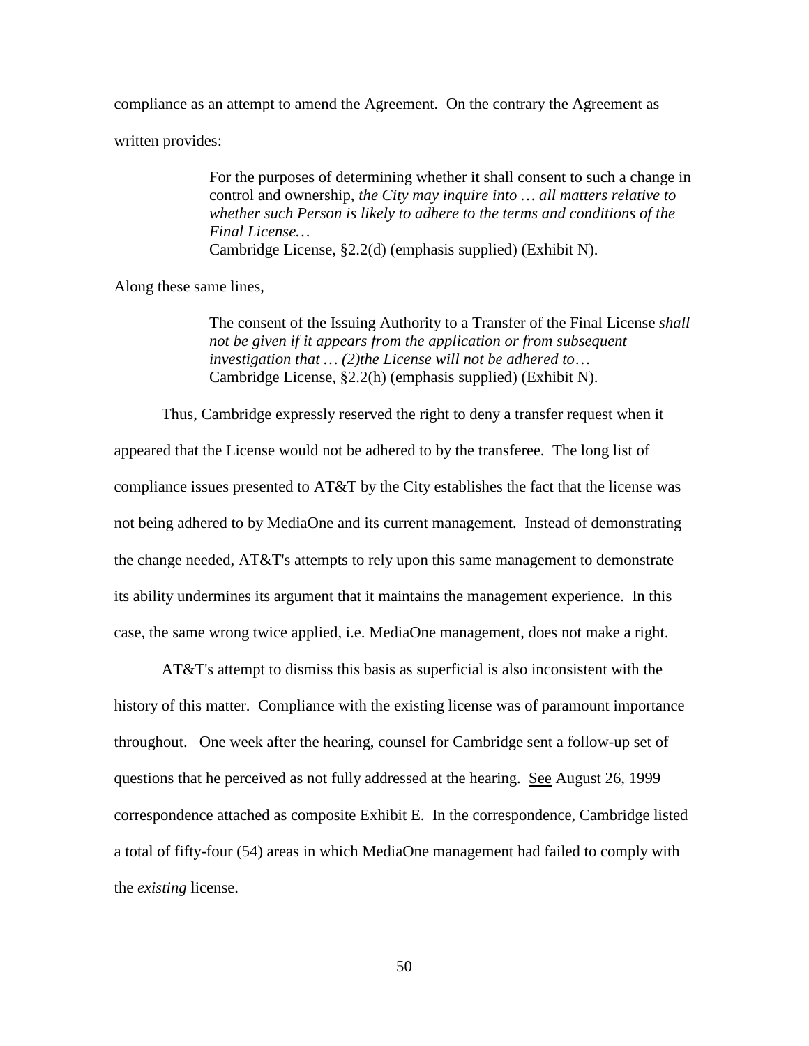compliance as an attempt to amend the Agreement. On the contrary the Agreement as written provides:

> For the purposes of determining whether it shall consent to such a change in control and ownership, *the City may inquire into … all matters relative to whether such Person is likely to adhere to the terms and conditions of the Final License…*
> Cambridge License, §2.2(d) (emphasis supplied) (Exhibit N).

Along these same lines,

> The consent of the Issuing Authority to a Transfer of the Final License *shall not be given if it appears from the application or from subsequent investigation that … (2)the License will not be adhered to…*
> Cambridge License, §2.2(h) (emphasis supplied) (Exhibit N).

Thus, Cambridge expressly reserved the right to deny a transfer request when it appeared that the License would not be adhered to by the transferee. The long list of compliance issues presented to AT&T by the City establishes the fact that the license was not being adhered to by MediaOne and its current management. Instead of demonstrating the change needed, AT&T's attempts to rely upon this same management to demonstrate its ability undermines its argument that it maintains the management experience. In this case, the same wrong twice applied, i.e. MediaOne management, does not make a right.

AT&T's attempt to dismiss this basis as superficial is also inconsistent with the history of this matter. Compliance with the existing license was of paramount importance throughout. One week after the hearing, counsel for Cambridge sent a follow-up set of questions that he perceived as not fully addressed at the hearing. See August 26, 1999 correspondence attached as composite Exhibit E. In the correspondence, Cambridge listed a total of fifty-four (54) areas in which MediaOne management had failed to comply with the *existing* license.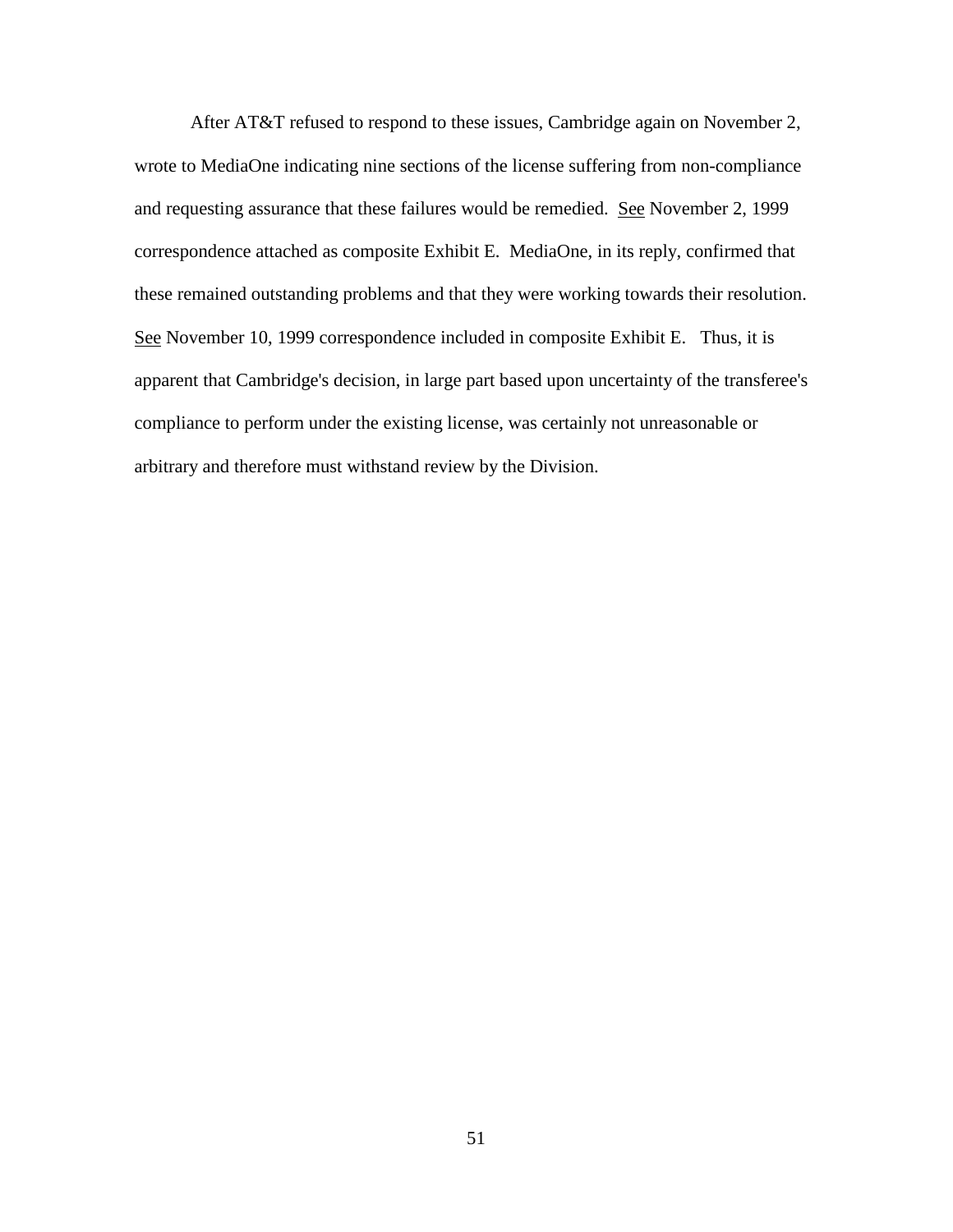After AT&T refused to respond to these issues, Cambridge again on November 2, wrote to MediaOne indicating nine sections of the license suffering from non-compliance and requesting assurance that these failures would be remedied. See November 2, 1999 correspondence attached as composite Exhibit E. MediaOne, in its reply, confirmed that these remained outstanding problems and that they were working towards their resolution. See November 10, 1999 correspondence included in composite Exhibit E. Thus, it is apparent that Cambridge's decision, in large part based upon uncertainty of the transferee's compliance to perform under the existing license, was certainly not unreasonable or arbitrary and therefore must withstand review by the Division.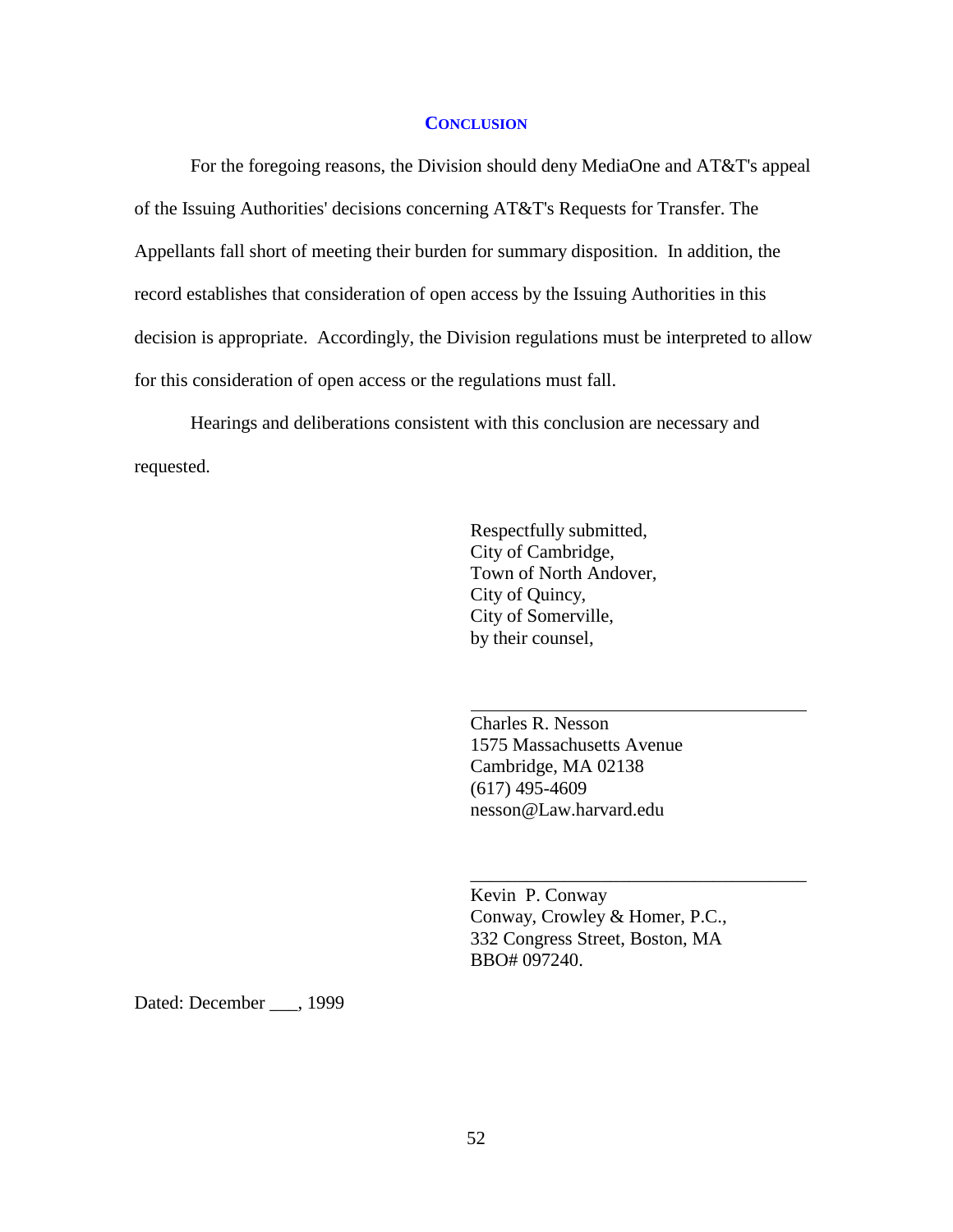## CONCLUSION

For the foregoing reasons, the Division should deny MediaOne and AT&T's appeal of the Issuing Authorities' decisions concerning AT&T's Requests for Transfer. The Appellants fall short of meeting their burden for summary disposition. In addition, the record establishes that consideration of open access by the Issuing Authorities in this decision is appropriate. Accordingly, the Division regulations must be interpreted to allow for this consideration of open access or the regulations must fall.

Hearings and deliberations consistent with this conclusion are necessary and requested.

Respectfully submitted,
City of Cambridge,
Town of North Andover,
City of Quincy,
City of Somerville,
by their counsel,

\_\_\_\_\_\_\_\_\_\_\_\_\_\_\_\_\_\_\_\_\_\_\_\_\_\_\_\_\_\_\_\_\_\_\_\_
Charles R. Nesson
1575 Massachusetts Avenue
Cambridge, MA 02138
(617) 495-4609
nesson@Law.harvard.edu

\_\_\_\_\_\_\_\_\_\_\_\_\_\_\_\_\_\_\_\_\_\_\_\_\_\_\_\_\_\_\_\_\_\_\_\_
Kevin P. Conway
Conway, Crowley & Homer, P.C.,
332 Congress Street, Boston, MA
BBO# 097240.

Dated: December \_\_\_, 1999